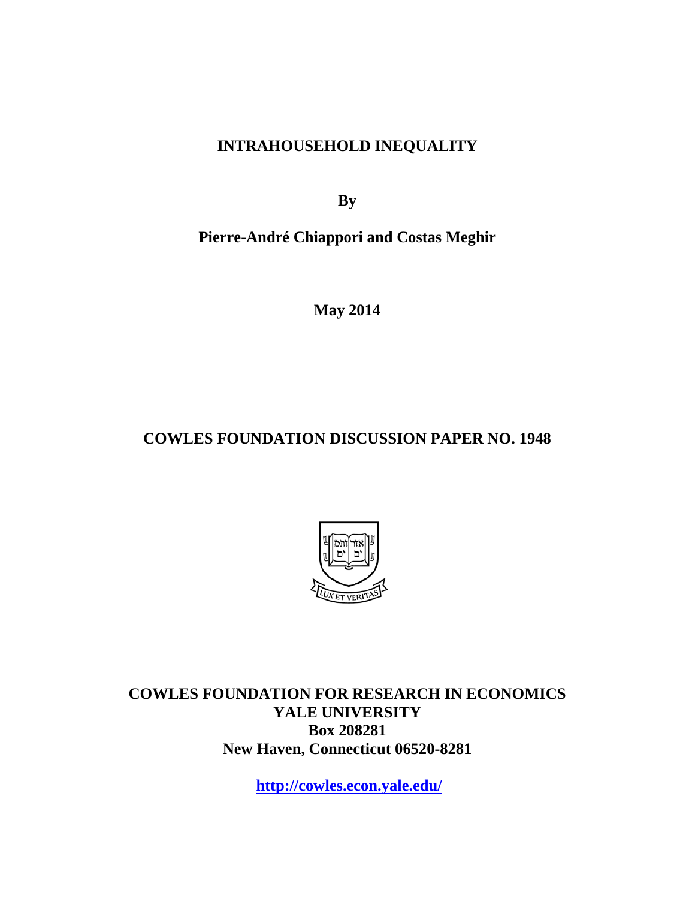# INTRAHOUSEHOLD INEQUALITY

**By**

**Pierre-André Chiappori and Costas Meghir**

**May 2014**

**COWLES FOUNDATION DISCUSSION PAPER NO. 1948**

**COWLES FOUNDATION FOR RESEARCH IN ECONOMICS**
**YALE UNIVERSITY**
**Box 208281**
**New Haven, Connecticut 06520-8281**

**http://cowles.econ.yale.edu/**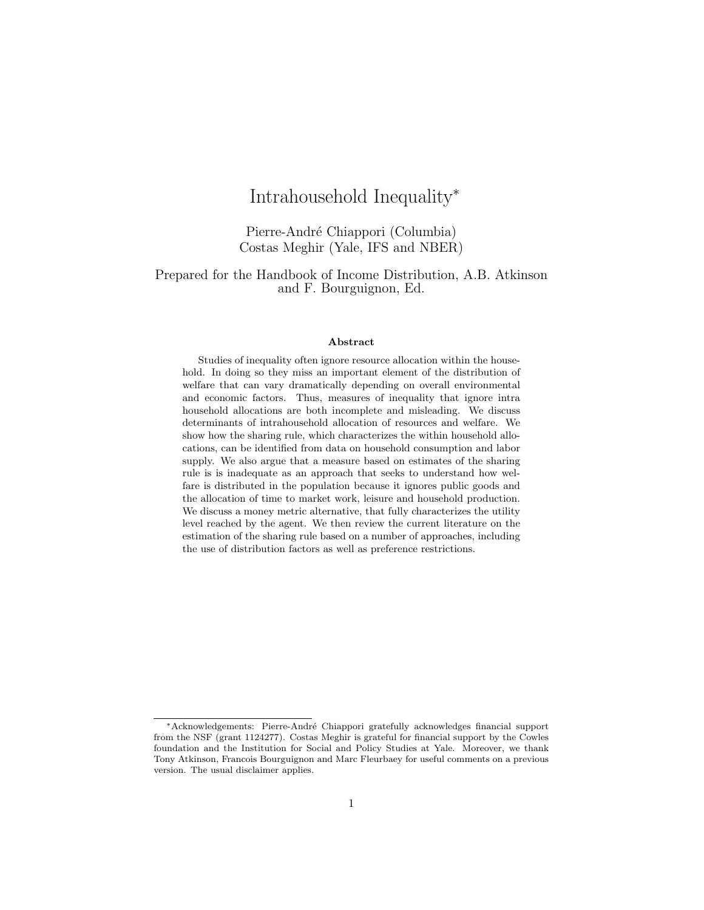# Intrahousehold Inequality*

Pierre-André Chiappori (Columbia)
Costas Meghir (Yale, IFS and NBER)

Prepared for the Handbook of Income Distribution, A.B. Atkinson and F. Bourguignon, Ed.

### Abstract

Studies of inequality often ignore resource allocation within the household. In doing so they miss an important element of the distribution of welfare that can vary dramatically depending on overall environmental and economic factors. Thus, measures of inequality that ignore intra household allocations are both incomplete and misleading. We discuss determinants of intrahousehold allocation of resources and welfare. We show how the sharing rule, which characterizes the within household allocations, can be identified from data on household consumption and labor supply. We also argue that a measure based on estimates of the sharing rule is is inadequate as an approach that seeks to understand how welfare is distributed in the population because it ignores public goods and the allocation of time to market work, leisure and household production. We discuss a money metric alternative, that fully characterizes the utility level reached by the agent. We then review the current literature on the estimation of the sharing rule based on a number of approaches, including the use of distribution factors as well as preference restrictions.

---

*Acknowledgements: Pierre-André Chiappori gratefully acknowledges financial support from the NSF (grant 1124277). Costas Meghir is grateful for financial support by the Cowles foundation and the Institution for Social and Policy Studies at Yale. Moreover, we thank Tony Atkinson, Francois Bourguignon and Marc Fleurbaey for useful comments on a previous version. The usual disclaimer applies.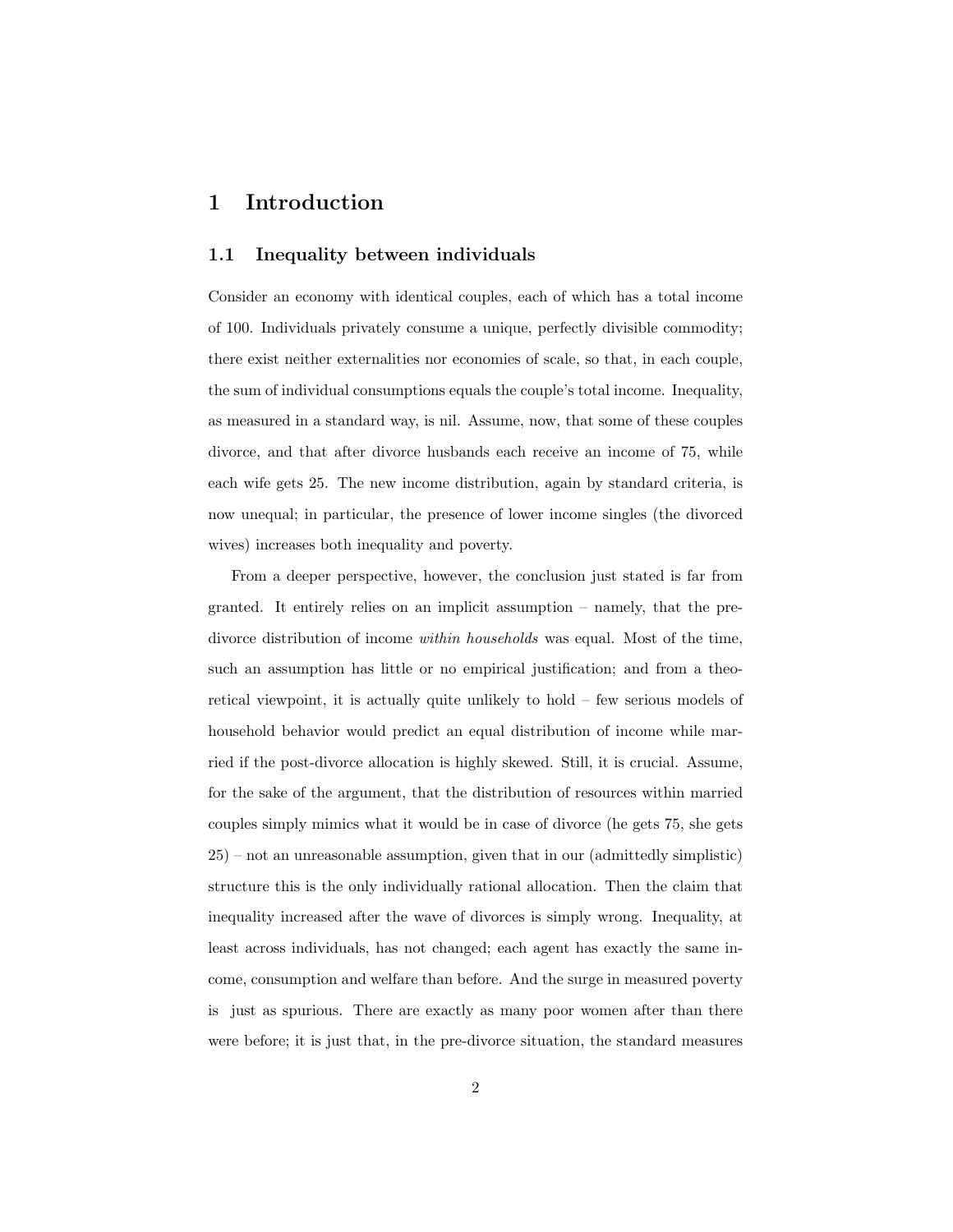# 1 Introduction

## 1.1 Inequality between individuals

Consider an economy with identical couples, each of which has a total income of 100. Individuals privately consume a unique, perfectly divisible commodity; there exist neither externalities nor economies of scale, so that, in each couple, the sum of individual consumptions equals the couple's total income. Inequality, as measured in a standard way, is nil. Assume, now, that some of these couples divorce, and that after divorce husbands each receive an income of 75, while each wife gets 25. The new income distribution, again by standard criteria, is now unequal; in particular, the presence of lower income singles (the divorced wives) increases both inequality and poverty.

From a deeper perspective, however, the conclusion just stated is far from granted. It entirely relies on an implicit assumption – namely, that the pre-divorce distribution of income *within households* was equal. Most of the time, such an assumption has little or no empirical justification; and from a theoretical viewpoint, it is actually quite unlikely to hold – few serious models of household behavior would predict an equal distribution of income while married if the post-divorce allocation is highly skewed. Still, it is crucial. Assume, for the sake of the argument, that the distribution of resources within married couples simply mimics what it would be in case of divorce (he gets 75, she gets 25) – not an unreasonable assumption, given that in our (admittedly simplistic) structure this is the only individually rational allocation. Then the claim that inequality increased after the wave of divorces is simply wrong. Inequality, at least across individuals, has not changed; each agent has exactly the same income, consumption and welfare than before. And the surge in measured poverty is just as spurious. There are exactly as many poor women after than there were before; it is just that, in the pre-divorce situation, the standard measures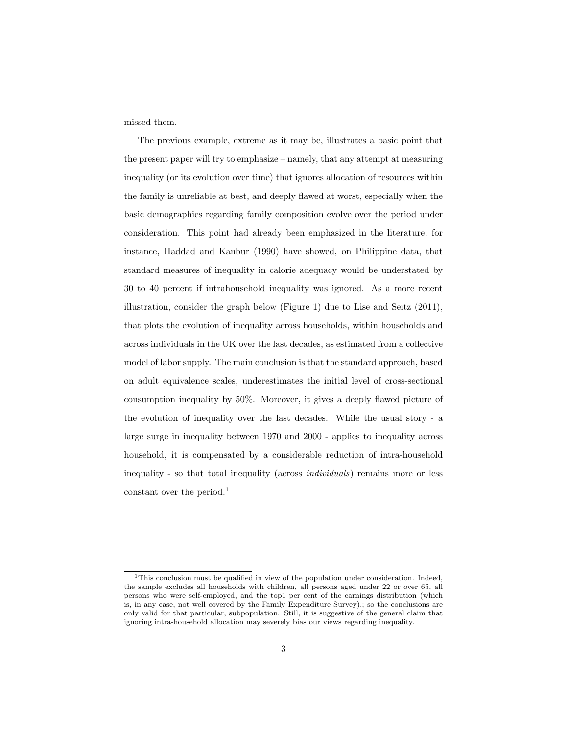missed them.

The previous example, extreme as it may be, illustrates a basic point that the present paper will try to emphasize – namely, that any attempt at measuring inequality (or its evolution over time) that ignores allocation of resources within the family is unreliable at best, and deeply flawed at worst, especially when the basic demographics regarding family composition evolve over the period under consideration. This point had already been emphasized in the literature; for instance, Haddad and Kanbur (1990) have showed, on Philippine data, that standard measures of inequality in calorie adequacy would be understated by 30 to 40 percent if intrahousehold inequality was ignored. As a more recent illustration, consider the graph below (Figure 1) due to Lise and Seitz (2011), that plots the evolution of inequality across households, within households and across individuals in the UK over the last decades, as estimated from a collective model of labor supply. The main conclusion is that the standard approach, based on adult equivalence scales, underestimates the initial level of cross-sectional consumption inequality by 50%. Moreover, it gives a deeply flawed picture of the evolution of inequality over the last decades. While the usual story - a large surge in inequality between 1970 and 2000 - applies to inequality across household, it is compensated by a considerable reduction of intra-household inequality - so that total inequality (across *individuals*) remains more or less constant over the period.[1]

[1] This conclusion must be qualified in view of the population under consideration. Indeed, the sample excludes all households with children, all persons aged under 22 or over 65, all persons who were self-employed, and the top1 per cent of the earnings distribution (which is, in any case, not well covered by the Family Expenditure Survey).; so the conclusions are only valid for that particular, subpopulation. Still, it is suggestive of the general claim that ignoring intra-household allocation may severely bias our views regarding inequality.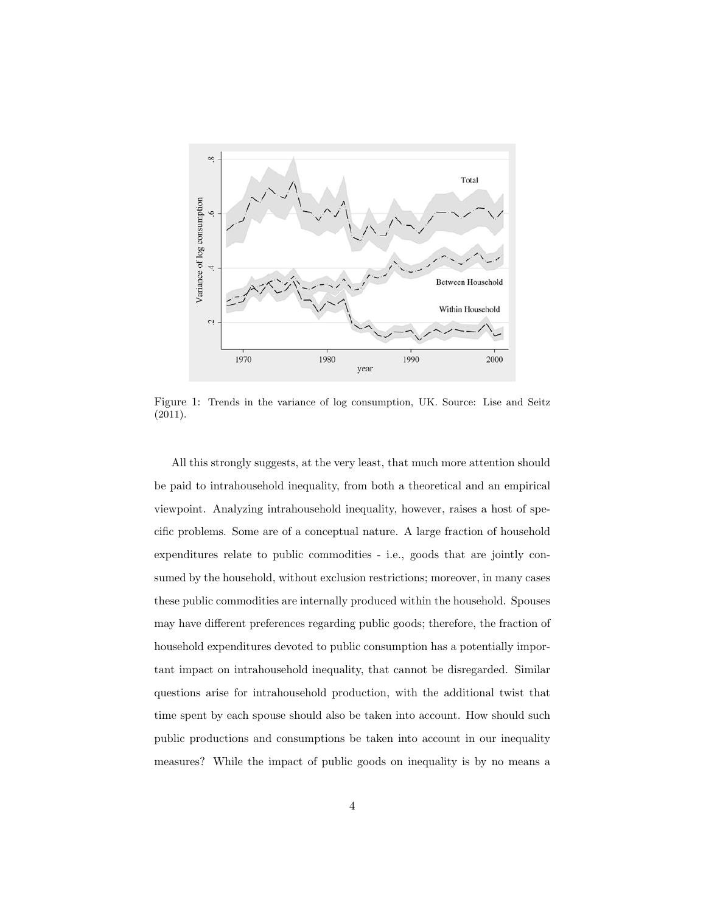Figure 1: Trends in the variance of log consumption, UK. Source: Lise and Seitz (2011).

All this strongly suggests, at the very least, that much more attention should be paid to intrahousehold inequality, from both a theoretical and an empirical viewpoint. Analyzing intrahousehold inequality, however, raises a host of specific problems. Some are of a conceptual nature. A large fraction of household expenditures relate to public commodities - i.e., goods that are jointly consumed by the household, without exclusion restrictions; moreover, in many cases these public commodities are internally produced within the household. Spouses may have different preferences regarding public goods; therefore, the fraction of household expenditures devoted to public consumption has a potentially important impact on intrahousehold inequality, that cannot be disregarded. Similar questions arise for intrahousehold production, with the additional twist that time spent by each spouse should also be taken into account. How should such public productions and consumptions be taken into account in our inequality measures? While the impact of public goods on inequality is by no means a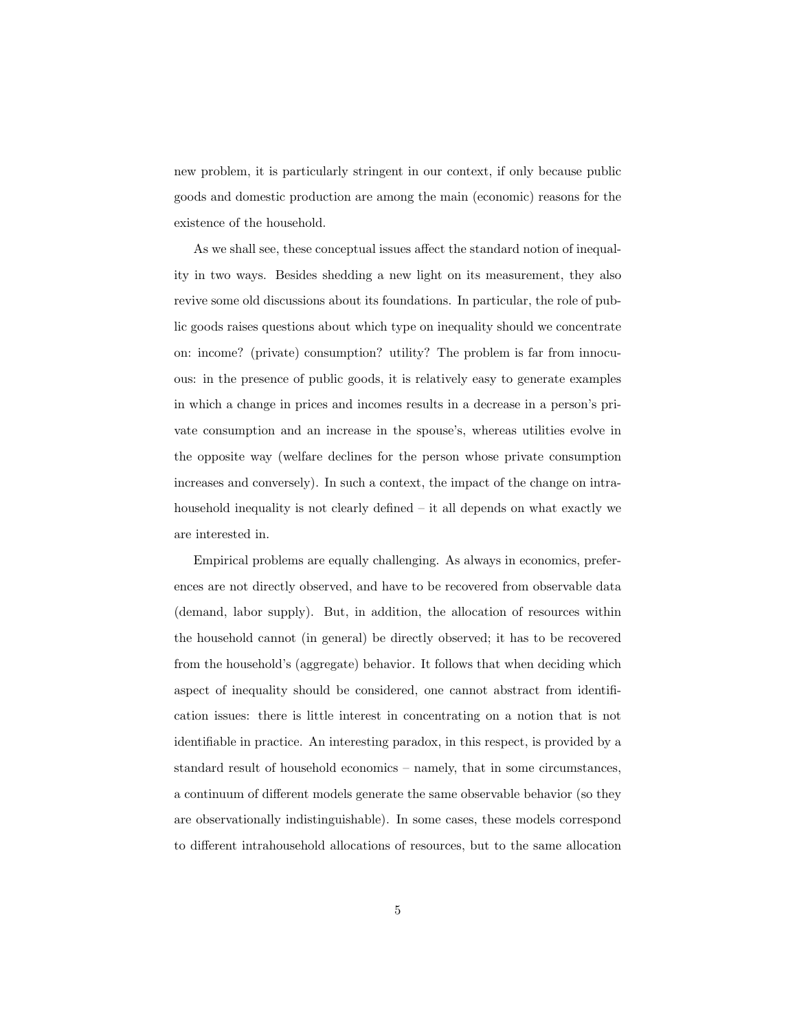new problem, it is particularly stringent in our context, if only because public goods and domestic production are among the main (economic) reasons for the existence of the household.

As we shall see, these conceptual issues affect the standard notion of inequality in two ways. Besides shedding a new light on its measurement, they also revive some old discussions about its foundations. In particular, the role of public goods raises questions about which type on inequality should we concentrate on: income? (private) consumption? utility? The problem is far from innocuous: in the presence of public goods, it is relatively easy to generate examples in which a change in prices and incomes results in a decrease in a person's private consumption and an increase in the spouse's, whereas utilities evolve in the opposite way (welfare declines for the person whose private consumption increases and conversely). In such a context, the impact of the change on intrahousehold inequality is not clearly defined – it all depends on what exactly we are interested in.

Empirical problems are equally challenging. As always in economics, preferences are not directly observed, and have to be recovered from observable data (demand, labor supply). But, in addition, the allocation of resources within the household cannot (in general) be directly observed; it has to be recovered from the household's (aggregate) behavior. It follows that when deciding which aspect of inequality should be considered, one cannot abstract from identification issues: there is little interest in concentrating on a notion that is not identifiable in practice. An interesting paradox, in this respect, is provided by a standard result of household economics – namely, that in some circumstances, a continuum of different models generate the same observable behavior (so they are observationally indistinguishable). In some cases, these models correspond to different intrahousehold allocations of resources, but to the same allocation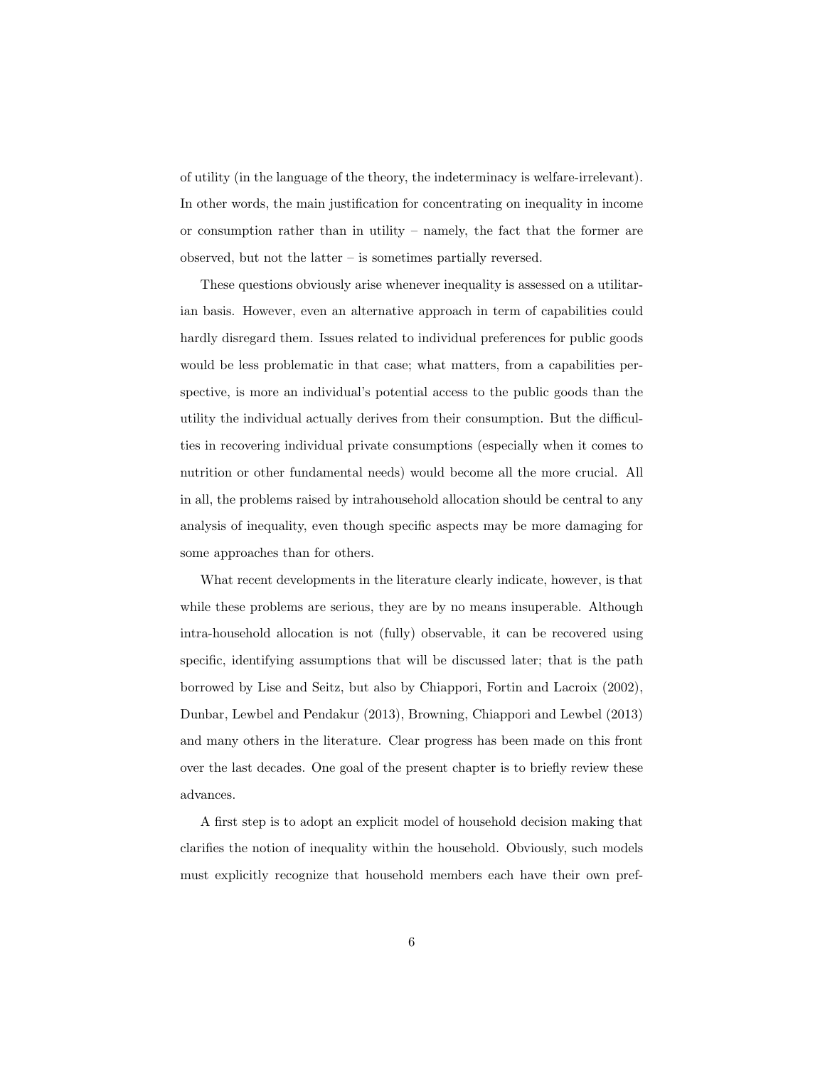of utility (in the language of the theory, the indeterminacy is welfare-irrelevant). In other words, the main justification for concentrating on inequality in income or consumption rather than in utility – namely, the fact that the former are observed, but not the latter – is sometimes partially reversed.

These questions obviously arise whenever inequality is assessed on a utilitarian basis. However, even an alternative approach in term of capabilities could hardly disregard them. Issues related to individual preferences for public goods would be less problematic in that case; what matters, from a capabilities perspective, is more an individual's potential access to the public goods than the utility the individual actually derives from their consumption. But the difficulties in recovering individual private consumptions (especially when it comes to nutrition or other fundamental needs) would become all the more crucial. All in all, the problems raised by intrahousehold allocation should be central to any analysis of inequality, even though specific aspects may be more damaging for some approaches than for others.

What recent developments in the literature clearly indicate, however, is that while these problems are serious, they are by no means insuperable. Although intra-household allocation is not (fully) observable, it can be recovered using specific, identifying assumptions that will be discussed later; that is the path borrowed by Lise and Seitz, but also by Chiappori, Fortin and Lacroix (2002), Dunbar, Lewbel and Pendakur (2013), Browning, Chiappori and Lewbel (2013) and many others in the literature. Clear progress has been made on this front over the last decades. One goal of the present chapter is to briefly review these advances.

A first step is to adopt an explicit model of household decision making that clarifies the notion of inequality within the household. Obviously, such models must explicitly recognize that household members each have their own pref-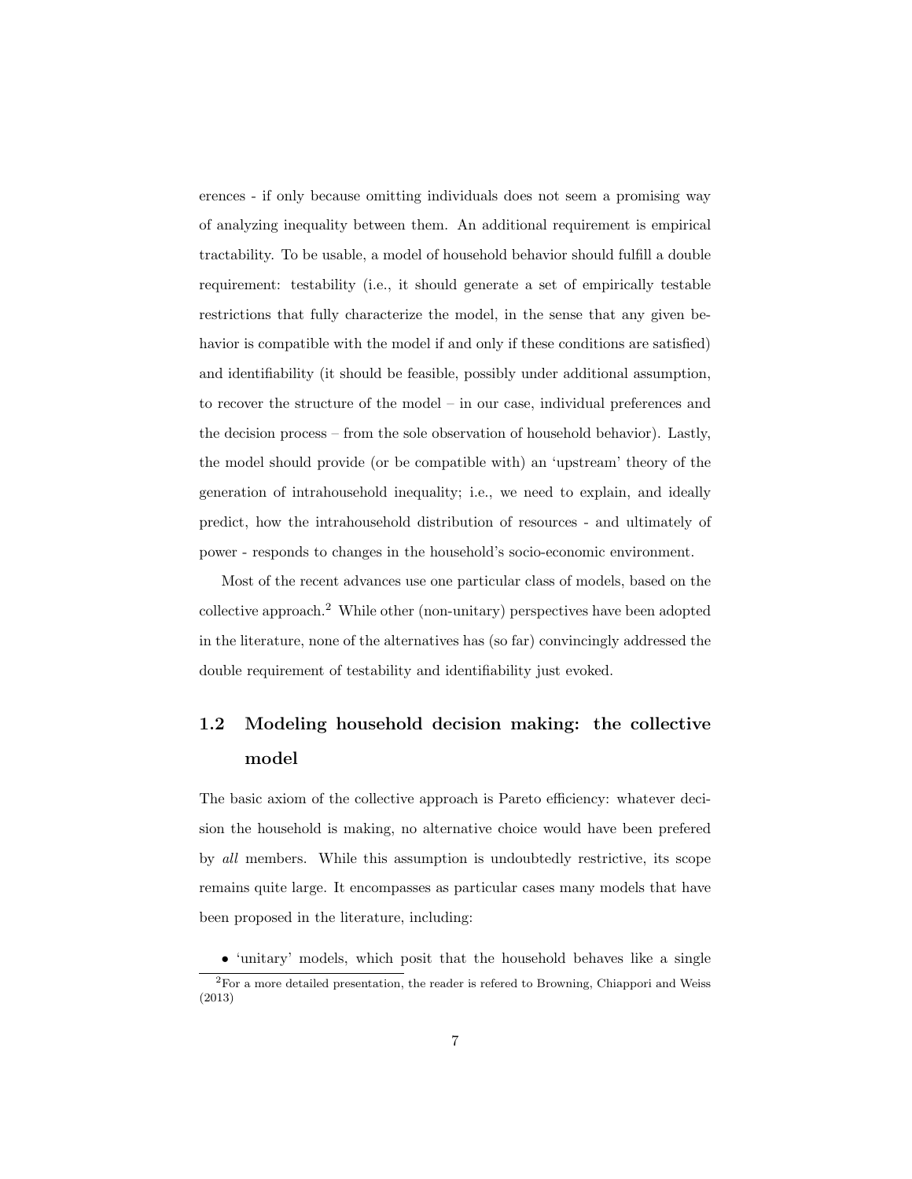erences - if only because omitting individuals does not seem a promising way of analyzing inequality between them. An additional requirement is empirical tractability. To be usable, a model of household behavior should fulfill a double requirement: testability (i.e., it should generate a set of empirically testable restrictions that fully characterize the model, in the sense that any given behavior is compatible with the model if and only if these conditions are satisfied) and identifiability (it should be feasible, possibly under additional assumption, to recover the structure of the model – in our case, individual preferences and the decision process – from the sole observation of household behavior). Lastly, the model should provide (or be compatible with) an 'upstream' theory of the generation of intrahousehold inequality; i.e., we need to explain, and ideally predict, how the intrahousehold distribution of resources - and ultimately of power - responds to changes in the household's socio-economic environment.

Most of the recent advances use one particular class of models, based on the collective approach.[2] While other (non-unitary) perspectives have been adopted in the literature, none of the alternatives has (so far) convincingly addressed the double requirement of testability and identifiability just evoked.

## 1.2 Modeling household decision making: the collective model

The basic axiom of the collective approach is Pareto efficiency: whatever decision the household is making, no alternative choice would have been prefered by *all* members. While this assumption is undoubtedly restrictive, its scope remains quite large. It encompasses as particular cases many models that have been proposed in the literature, including:

- 'unitary' models, which posit that the household behaves like a single

[2] For a more detailed presentation, the reader is refered to Browning, Chiappori and Weiss (2013)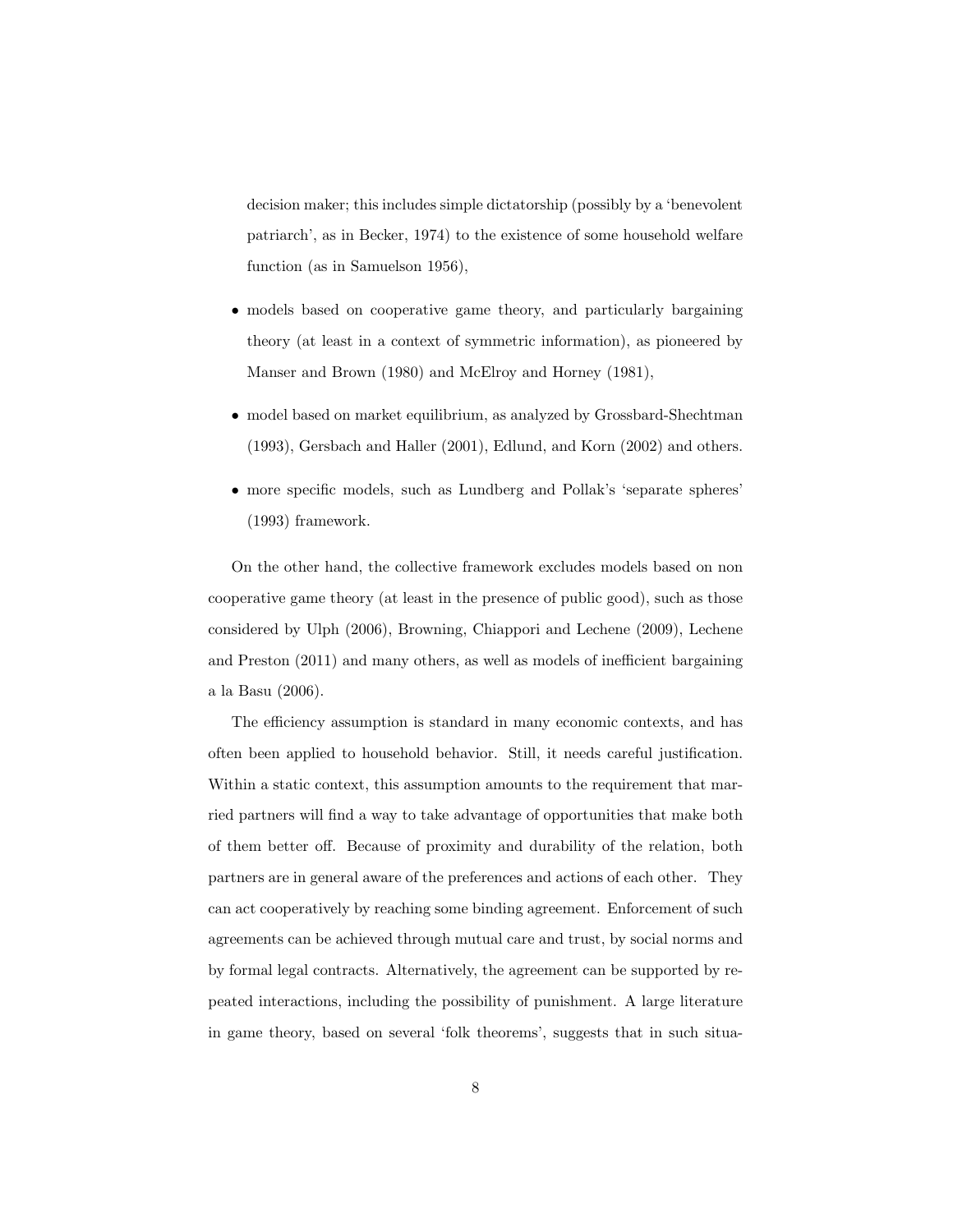decision maker; this includes simple dictatorship (possibly by a 'benevolent patriarch', as in Becker, 1974) to the existence of some household welfare function (as in Samuelson 1956),

- models based on cooperative game theory, and particularly bargaining theory (at least in a context of symmetric information), as pioneered by Manser and Brown (1980) and McElroy and Horney (1981),
- model based on market equilibrium, as analyzed by Grossbard-Shechtman (1993), Gersbach and Haller (2001), Edlund, and Korn (2002) and others.
- more specific models, such as Lundberg and Pollak's 'separate spheres' (1993) framework.

On the other hand, the collective framework excludes models based on non cooperative game theory (at least in the presence of public good), such as those considered by Ulph (2006), Browning, Chiappori and Lechene (2009), Lechene and Preston (2011) and many others, as well as models of inefficient bargaining a la Basu (2006).

The efficiency assumption is standard in many economic contexts, and has often been applied to household behavior. Still, it needs careful justification. Within a static context, this assumption amounts to the requirement that married partners will find a way to take advantage of opportunities that make both of them better off. Because of proximity and durability of the relation, both partners are in general aware of the preferences and actions of each other. They can act cooperatively by reaching some binding agreement. Enforcement of such agreements can be achieved through mutual care and trust, by social norms and by formal legal contracts. Alternatively, the agreement can be supported by repeated interactions, including the possibility of punishment. A large literature in game theory, based on several 'folk theorems', suggests that in such situa-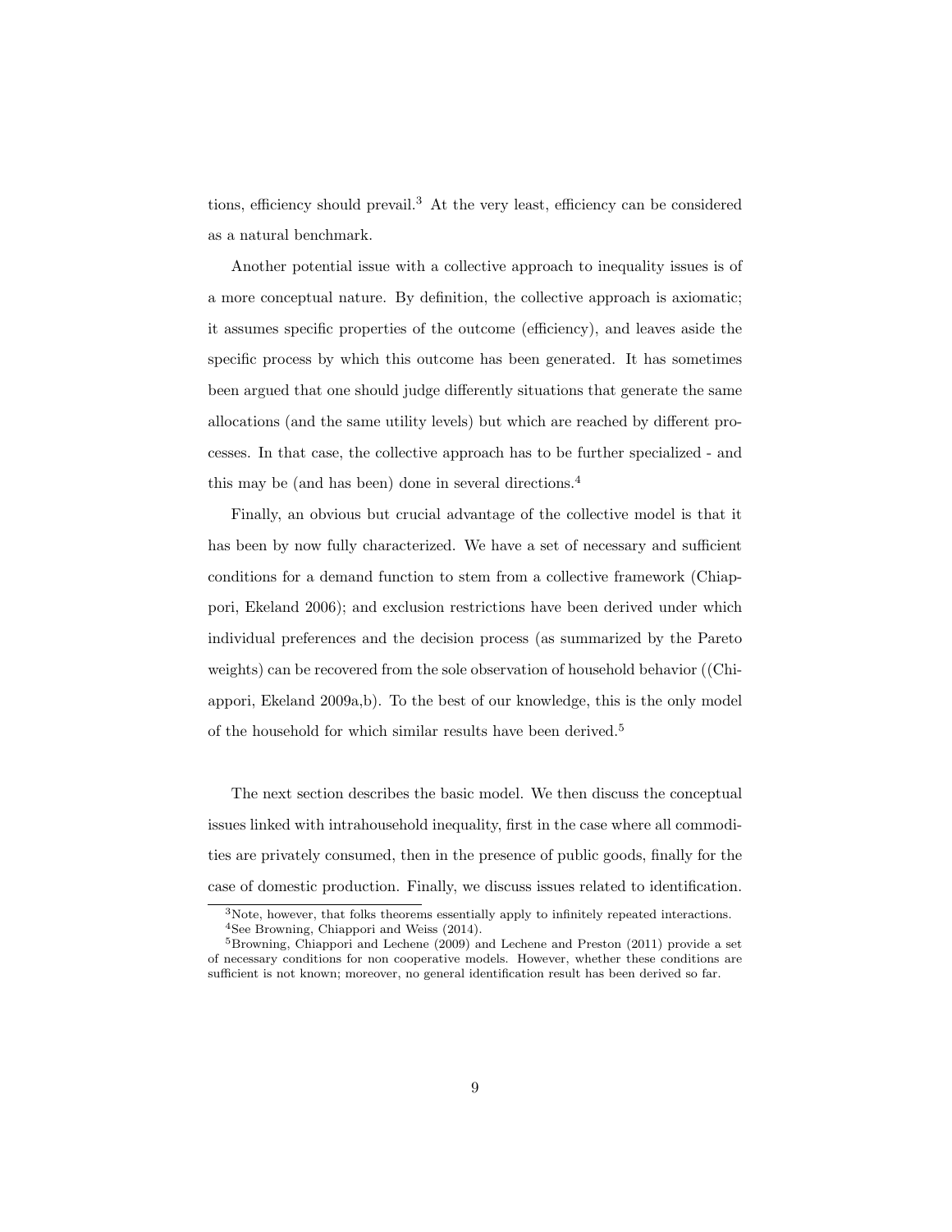tions, efficiency should prevail.[3] At the very least, efficiency can be considered as a natural benchmark.

Another potential issue with a collective approach to inequality issues is of a more conceptual nature. By definition, the collective approach is axiomatic; it assumes specific properties of the outcome (efficiency), and leaves aside the specific process by which this outcome has been generated. It has sometimes been argued that one should judge differently situations that generate the same allocations (and the same utility levels) but which are reached by different processes. In that case, the collective approach has to be further specialized - and this may be (and has been) done in several directions.[4]

Finally, an obvious but crucial advantage of the collective model is that it has been by now fully characterized. We have a set of necessary and sufficient conditions for a demand function to stem from a collective framework (Chiappori, Ekeland 2006); and exclusion restrictions have been derived under which individual preferences and the decision process (as summarized by the Pareto weights) can be recovered from the sole observation of household behavior ((Chiappori, Ekeland 2009a,b). To the best of our knowledge, this is the only model of the household for which similar results have been derived.[5]

The next section describes the basic model. We then discuss the conceptual issues linked with intrahousehold inequality, first in the case where all commodities are privately consumed, then in the presence of public goods, finally for the case of domestic production. Finally, we discuss issues related to identification.

[3] Note, however, that folks theorems essentially apply to infinitely repeated interactions.

[4] See Browning, Chiappori and Weiss (2014).

[5] Browning, Chiappori and Lechene (2009) and Lechene and Preston (2011) provide a set of necessary conditions for non cooperative models. However, whether these conditions are sufficient is not known; moreover, no general identification result has been derived so far.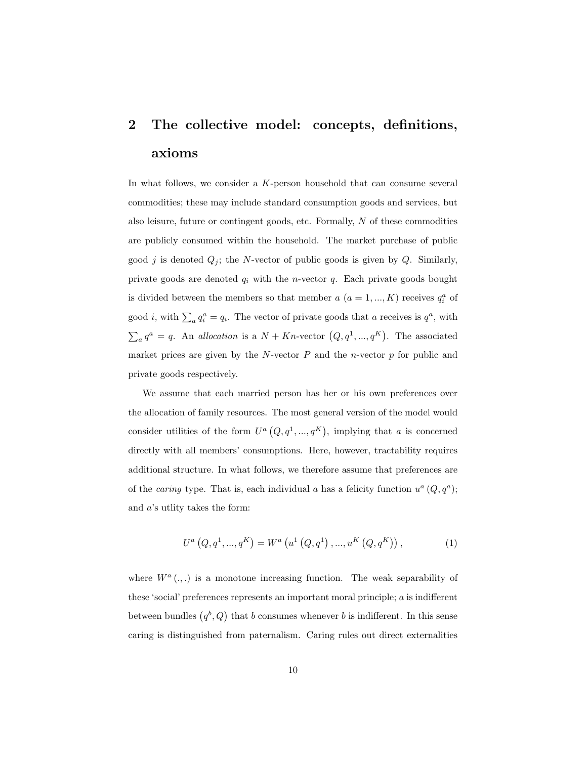## 2 The collective model: concepts, definitions, axioms

In what follows, we consider a $K$-person household that can consume several commodities; these may include standard consumption goods and services, but also leisure, future or contingent goods, etc. Formally, $N$ of these commodities are publicly consumed within the household. The market purchase of public good $j$ is denoted $Q_j$; the $N$-vector of public goods is given by $Q$. Similarly, private goods are denoted $q_i$ with the $n$-vector $q$. Each private goods bought is divided between the members so that member $a$ ($a = 1, ..., K$) receives $q_i^a$ of good $i$, with $\sum_a q_i^a = q_i$. The vector of private goods that $a$ receives is $q^a$, with $\sum_a q^a = q$. An *allocation* is a $N + Kn$-vector $\left(Q, q^1, ..., q^K\right)$. The associated market prices are given by the $N$-vector $P$ and the $n$-vector $p$ for public and private goods respectively.

We assume that each married person has her or his own preferences over the allocation of family resources. The most general version of the model would consider utilities of the form $U^a\left(Q, q^1, ..., q^K\right)$, implying that $a$ is concerned directly with all members' consumptions. Here, however, tractability requires additional structure. In what follows, we therefore assume that preferences are of the *caring* type. That is, each individual $a$ has a felicity function $u^a\left(Q, q^a\right)$; and $a$'s utlity takes the form:

$$U^a\left(Q, q^1, ..., q^K\right) = W^a\left(u^1\left(Q, q^1\right), ..., u^K\left(Q, q^K\right)\right), \tag{1}$$

where $W^a\left(.,.\right)$ is a monotone increasing function. The weak separability of these 'social' preferences represents an important moral principle; $a$ is indifferent between bundles $\left(q^b, Q\right)$ that $b$ consumes whenever $b$ is indifferent. In this sense caring is distinguished from paternalism. Caring rules out direct externalities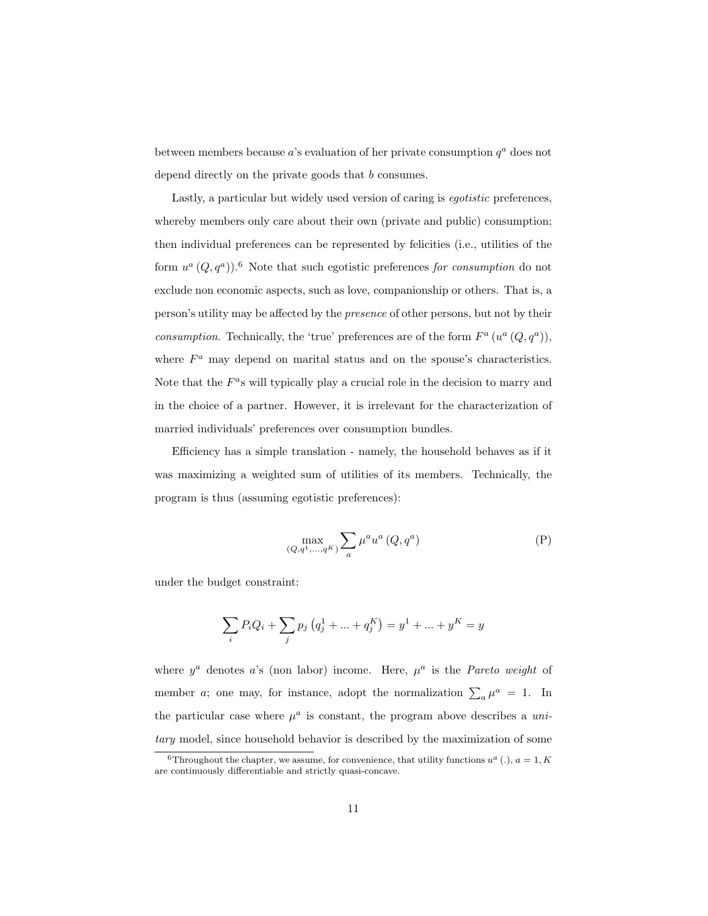between members because $a$'s evaluation of her private consumption $q^a$ does not depend directly on the private goods that $b$ consumes.

Lastly, a particular but widely used version of caring is *egotistic* preferences, whereby members only care about their own (private and public) consumption; then individual preferences can be represented by felicities (i.e., utilities of the form $u^a(Q, q^a)$).[6] Note that such egotistic preferences *for consumption* do not exclude non economic aspects, such as love, companionship or others. That is, a person's utility may be affected by the *presence* of other persons, but not by their *consumption*. Technically, the 'true' preferences are of the form $F^a(u^a(Q, q^a))$, where $F^a$ may depend on marital status and on the spouse's characteristics. Note that the $F^a$s will typically play a crucial role in the decision to marry and in the choice of a partner. However, it is irrelevant for the characterization of married individuals' preferences over consumption bundles.

Efficiency has a simple translation - namely, the household behaves as if it was maximizing a weighted sum of utilities of its members. Technically, the program is thus (assuming egotistic preferences):

$$\max_{(Q,q^1,\ldots,q^K)} \sum_a \mu^a u^a(Q, q^a) \tag{P}$$

under the budget constraint:

$$\sum_i P_i Q_i + \sum_j p_j \left(q_j^1 + \ldots + q_j^K\right) = y^1 + \ldots + y^K = y$$

where $y^a$ denotes $a$'s (non labor) income. Here, $\mu^a$ is the *Pareto weight* of member $a$; one may, for instance, adopt the normalization $\sum_a \mu^a = 1$. In the particular case where $\mu^a$ is constant, the program above describes a *unitary* model, since household behavior is described by the maximization of some

[6] Throughout the chapter, we assume, for convenience, that utility functions $u^a(.)$, $a = 1, K$ are continuously differentiable and strictly quasi-concave.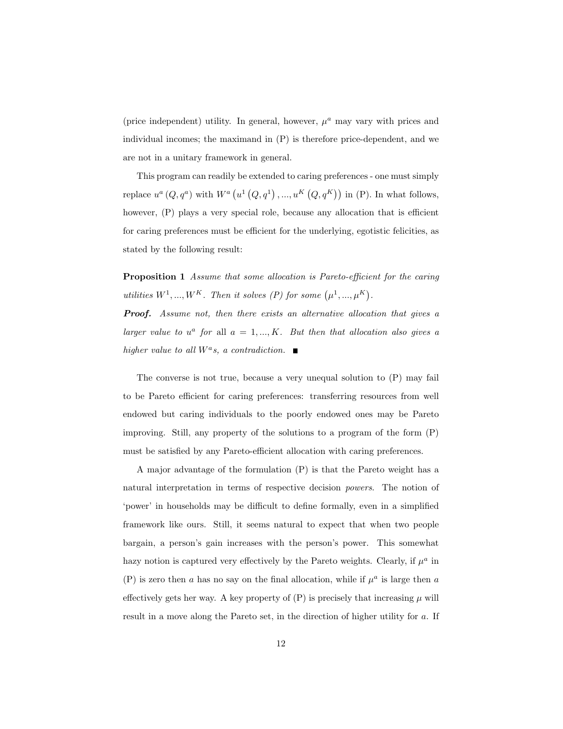(price independent) utility. In general, however, $\mu^a$ may vary with prices and individual incomes; the maximand in (P) is therefore price-dependent, and we are not in a unitary framework in general.

This program can readily be extended to caring preferences - one must simply replace $u^a(Q, q^a)$ with $W^a\left(u^1\left(Q, q^1\right), ..., u^K\left(Q, q^K\right)\right)$ in (P). In what follows, however, (P) plays a very special role, because any allocation that is efficient for caring preferences must be efficient for the underlying, egotistic felicities, as stated by the following result:

**Proposition 1** *Assume that some allocation is Pareto-efficient for the caring utilities $W^1, ..., W^K$. Then it solves (P) for some $\left(\mu^1, ..., \mu^K\right)$.*

***Proof.*** *Assume not, then there exists an alternative allocation that gives a larger value to $u^a$ for* all *$a = 1, ..., K$. But then that allocation also gives a higher value to all $W^a$s, a contradiction.* ■

The converse is not true, because a very unequal solution to (P) may fail to be Pareto efficient for caring preferences: transferring resources from well endowed but caring individuals to the poorly endowed ones may be Pareto improving. Still, any property of the solutions to a program of the form (P) must be satisfied by any Pareto-efficient allocation with caring preferences.

A major advantage of the formulation (P) is that the Pareto weight has a natural interpretation in terms of respective decision *powers*. The notion of 'power' in households may be difficult to define formally, even in a simplified framework like ours. Still, it seems natural to expect that when two people bargain, a person's gain increases with the person's power. This somewhat hazy notion is captured very effectively by the Pareto weights. Clearly, if $\mu^a$ in (P) is zero then $a$ has no say on the final allocation, while if $\mu^a$ is large then $a$ effectively gets her way. A key property of (P) is precisely that increasing $\mu$ will result in a move along the Pareto set, in the direction of higher utility for $a$. If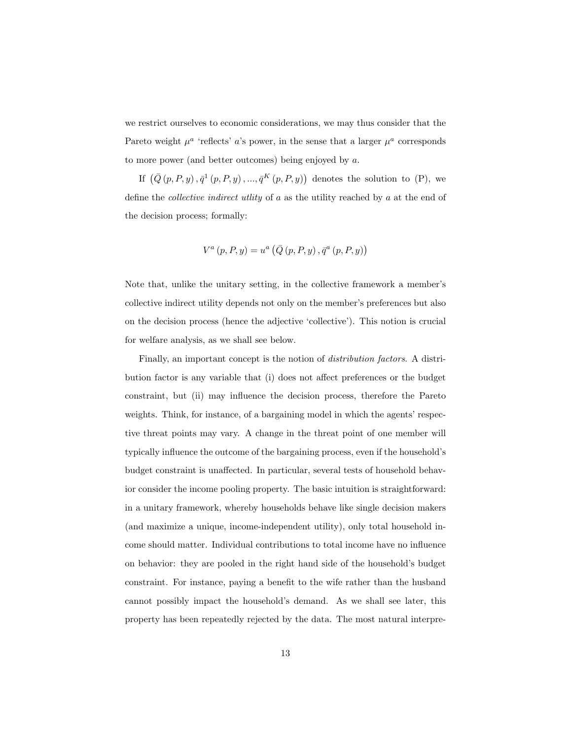we restrict ourselves to economic considerations, we may thus consider that the Pareto weight $\mu^a$ 'reflects' $a$'s power, in the sense that a larger $\mu^a$ corresponds to more power (and better outcomes) being enjoyed by $a$.

If $\left(\bar{Q}(p,P,y), \bar{q}^1(p,P,y), ..., \bar{q}^K(p,P,y)\right)$ denotes the solution to (P), we define the *collective indirect utlity* of $a$ as the utility reached by $a$ at the end of the decision process; formally:

$$V^a(p,P,y) = u^a\left(\bar{Q}(p,P,y), \bar{q}^a(p,P,y)\right)$$

Note that, unlike the unitary setting, in the collective framework a member's collective indirect utility depends not only on the member's preferences but also on the decision process (hence the adjective 'collective'). This notion is crucial for welfare analysis, as we shall see below.

Finally, an important concept is the notion of *distribution factors*. A distribution factor is any variable that (i) does not affect preferences or the budget constraint, but (ii) may influence the decision process, therefore the Pareto weights. Think, for instance, of a bargaining model in which the agents' respective threat points may vary. A change in the threat point of one member will typically influence the outcome of the bargaining process, even if the household's budget constraint is unaffected. In particular, several tests of household behavior consider the income pooling property. The basic intuition is straightforward: in a unitary framework, whereby households behave like single decision makers (and maximize a unique, income-independent utility), only total household income should matter. Individual contributions to total income have no influence on behavior: they are pooled in the right hand side of the household's budget constraint. For instance, paying a benefit to the wife rather than the husband cannot possibly impact the household's demand. As we shall see later, this property has been repeatedly rejected by the data. The most natural interpre-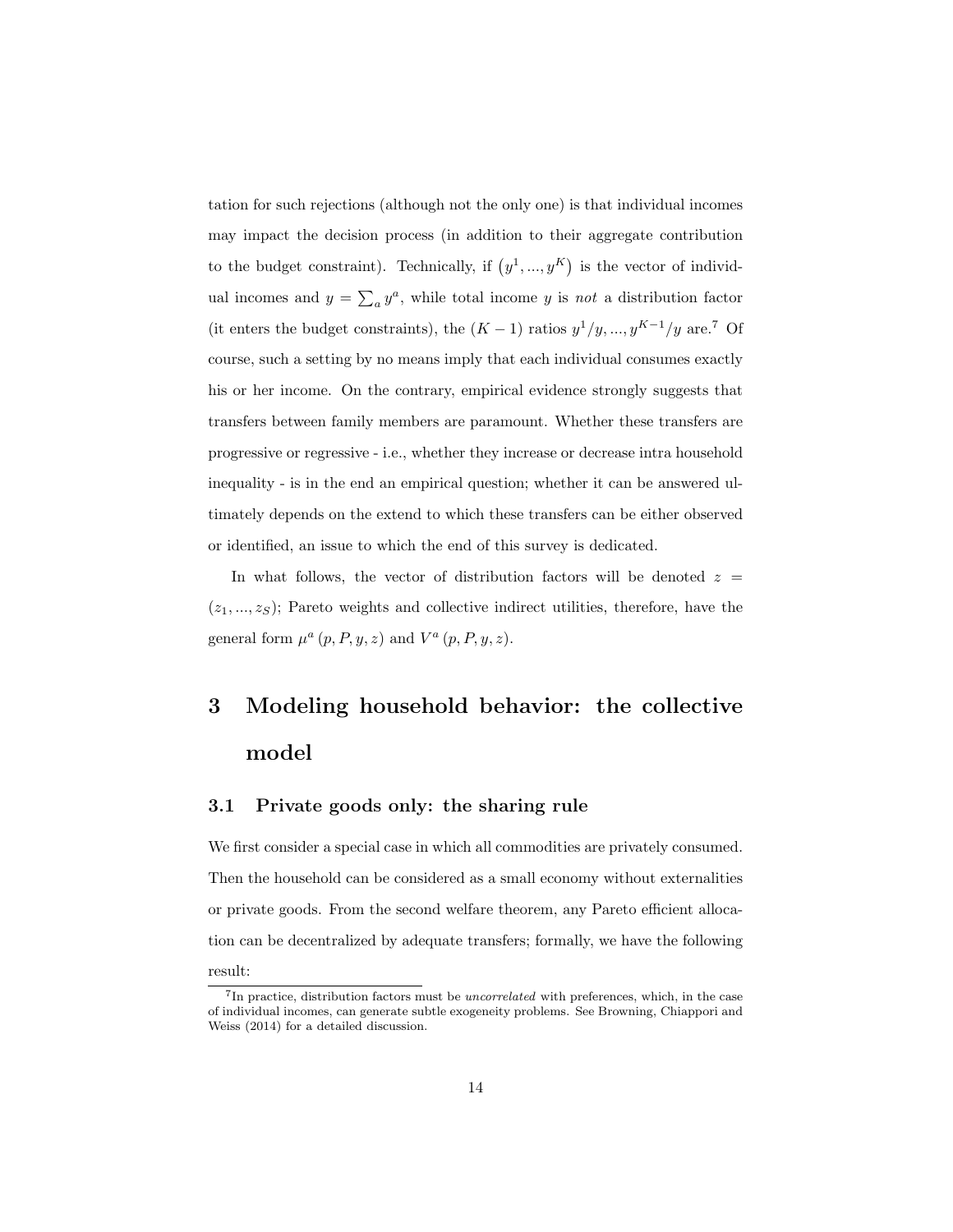tation for such rejections (although not the only one) is that individual incomes may impact the decision process (in addition to their aggregate contribution to the budget constraint). Technically, if $\left(y^1, ..., y^K\right)$ is the vector of individual incomes and $y = \sum_a y^a$, while total income $y$ is *not* a distribution factor (it enters the budget constraints), the $(K-1)$ ratios $y^1/y, ..., y^{K-1}/y$ are.[7] Of course, such a setting by no means imply that each individual consumes exactly his or her income. On the contrary, empirical evidence strongly suggests that transfers between family members are paramount. Whether these transfers are progressive or regressive - i.e., whether they increase or decrease intra household inequality - is in the end an empirical question; whether it can be answered ultimately depends on the extend to which these transfers can be either observed or identified, an issue to which the end of this survey is dedicated.

In what follows, the vector of distribution factors will be denoted $z = (z_1, ..., z_S)$; Pareto weights and collective indirect utilities, therefore, have the general form $\mu^a(p, P, y, z)$ and $V^a(p, P, y, z)$.

# 3 Modeling household behavior: the collective model

## 3.1 Private goods only: the sharing rule

We first consider a special case in which all commodities are privately consumed. Then the household can be considered as a small economy without externalities or private goods. From the second welfare theorem, any Pareto efficient allocation can be decentralized by adequate transfers; formally, we have the following result:

[7] In practice, distribution factors must be *uncorrelated* with preferences, which, in the case of individual incomes, can generate subtle exogeneity problems. See Browning, Chiappori and Weiss (2014) for a detailed discussion.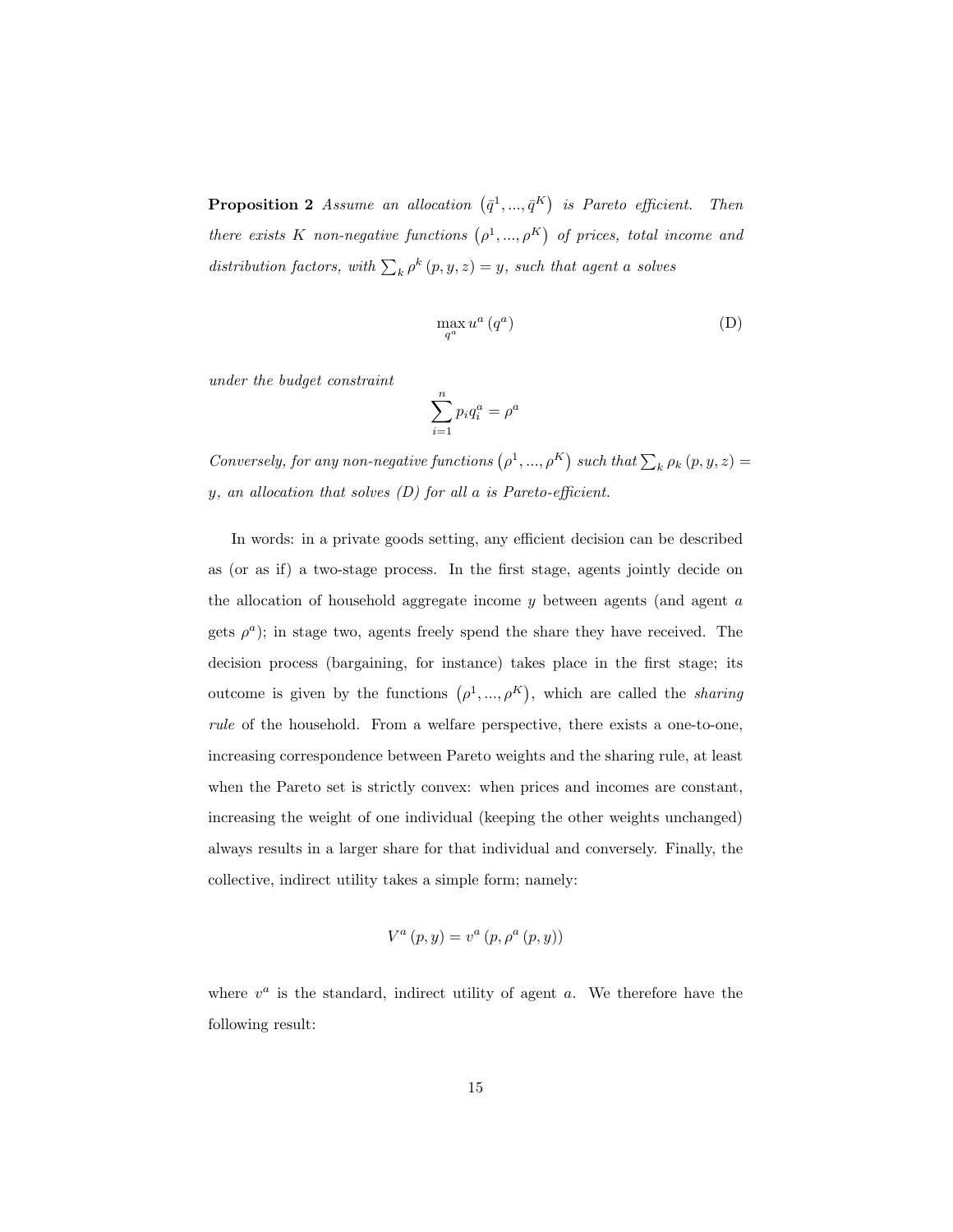**Proposition 2** *Assume an allocation $\left(\bar{q}^1, ..., \bar{q}^K\right)$ is Pareto efficient. Then there exists $K$ non-negative functions $\left(\rho^1, ..., \rho^K\right)$ of prices, total income and distribution factors, with $\sum_k \rho^k (p, y, z) = y$, such that agent $a$ solves*

$$\max_{q^a} u^a (q^a) \tag{D}$$

*under the budget constraint*

$$\sum_{i=1}^{n} p_i q_i^a = \rho^a$$

*Conversely, for any non-negative functions $\left(\rho^1, ..., \rho^K\right)$ such that $\sum_k \rho_k (p, y, z) = y$, an allocation that solves (D) for all $a$ is Pareto-efficient.*

In words: in a private goods setting, any efficient decision can be described as (or as if) a two-stage process. In the first stage, agents jointly decide on the allocation of household aggregate income $y$ between agents (and agent $a$ gets $\rho^a$); in stage two, agents freely spend the share they have received. The decision process (bargaining, for instance) takes place in the first stage; its outcome is given by the functions $\left(\rho^1, ..., \rho^K\right)$, which are called the *sharing rule* of the household. From a welfare perspective, there exists a one-to-one, increasing correspondence between Pareto weights and the sharing rule, at least when the Pareto set is strictly convex: when prices and incomes are constant, increasing the weight of one individual (keeping the other weights unchanged) always results in a larger share for that individual and conversely. Finally, the collective, indirect utility takes a simple form; namely:

$$V^a (p, y) = v^a (p, \rho^a (p, y))$$

where $v^a$ is the standard, indirect utility of agent $a$. We therefore have the following result: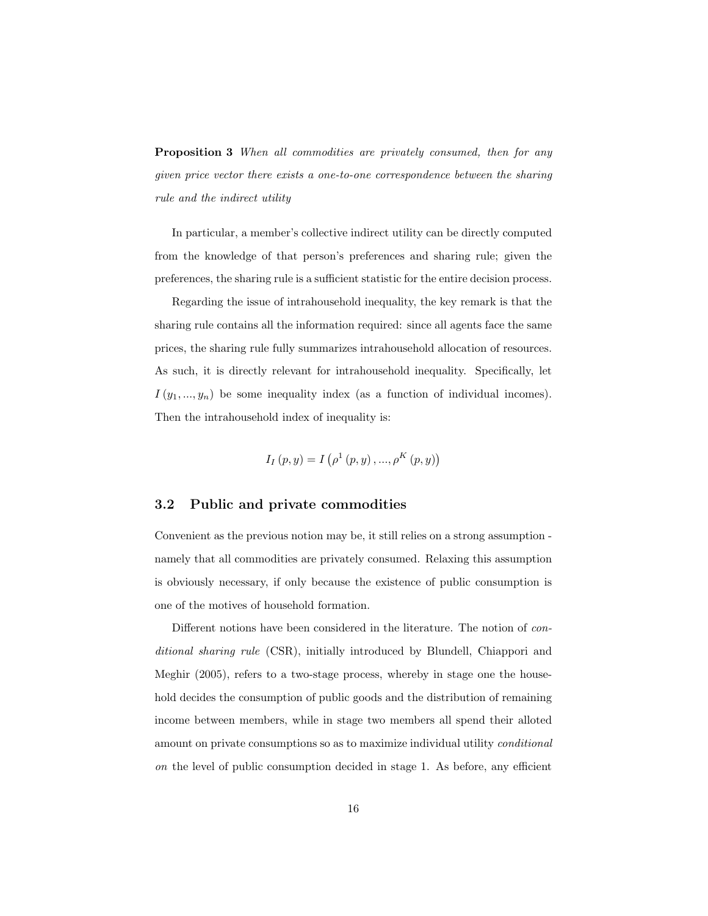**Proposition 3** *When all commodities are privately consumed, then for any given price vector there exists a one-to-one correspondence between the sharing rule and the indirect utility*

In particular, a member's collective indirect utility can be directly computed from the knowledge of that person's preferences and sharing rule; given the preferences, the sharing rule is a sufficient statistic for the entire decision process.

Regarding the issue of intrahousehold inequality, the key remark is that the sharing rule contains all the information required: since all agents face the same prices, the sharing rule fully summarizes intrahousehold allocation of resources. As such, it is directly relevant for intrahousehold inequality. Specifically, let $I(y_1, ..., y_n)$ be some inequality index (as a function of individual incomes). Then the intrahousehold index of inequality is:

$$I_I(p, y) = I\left(\rho^1(p, y), ..., \rho^K(p, y)\right)$$

### 3.2 Public and private commodities

Convenient as the previous notion may be, it still relies on a strong assumption - namely that all commodities are privately consumed. Relaxing this assumption is obviously necessary, if only because the existence of public consumption is one of the motives of household formation.

Different notions have been considered in the literature. The notion of *conditional sharing rule* (CSR), initially introduced by Blundell, Chiappori and Meghir (2005), refers to a two-stage process, whereby in stage one the household decides the consumption of public goods and the distribution of remaining income between members, while in stage two members all spend their alloted amount on private consumptions so as to maximize individual utility *conditional on* the level of public consumption decided in stage 1. As before, any efficient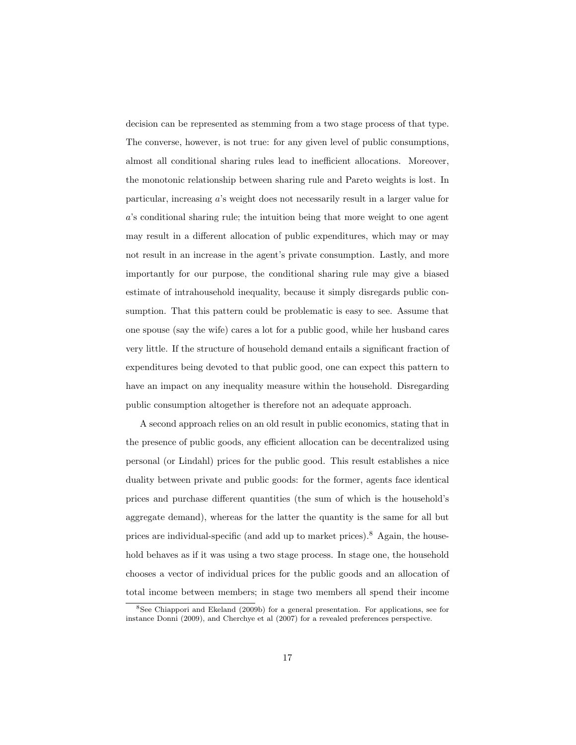decision can be represented as stemming from a two stage process of that type. The converse, however, is not true: for any given level of public consumptions, almost all conditional sharing rules lead to inefficient allocations. Moreover, the monotonic relationship between sharing rule and Pareto weights is lost. In particular, increasing $a$'s weight does not necessarily result in a larger value for $a$'s conditional sharing rule; the intuition being that more weight to one agent may result in a different allocation of public expenditures, which may or may not result in an increase in the agent's private consumption. Lastly, and more importantly for our purpose, the conditional sharing rule may give a biased estimate of intrahousehold inequality, because it simply disregards public consumption. That this pattern could be problematic is easy to see. Assume that one spouse (say the wife) cares a lot for a public good, while her husband cares very little. If the structure of household demand entails a significant fraction of expenditures being devoted to that public good, one can expect this pattern to have an impact on any inequality measure within the household. Disregarding public consumption altogether is therefore not an adequate approach.

A second approach relies on an old result in public economics, stating that in the presence of public goods, any efficient allocation can be decentralized using personal (or Lindahl) prices for the public good. This result establishes a nice duality between private and public goods: for the former, agents face identical prices and purchase different quantities (the sum of which is the household's aggregate demand), whereas for the latter the quantity is the same for all but prices are individual-specific (and add up to market prices).[8] Again, the household behaves as if it was using a two stage process. In stage one, the household chooses a vector of individual prices for the public goods and an allocation of total income between members; in stage two members all spend their income

[8] See Chiappori and Ekeland (2009b) for a general presentation. For applications, see for instance Donni (2009), and Cherchye et al (2007) for a revealed preferences perspective.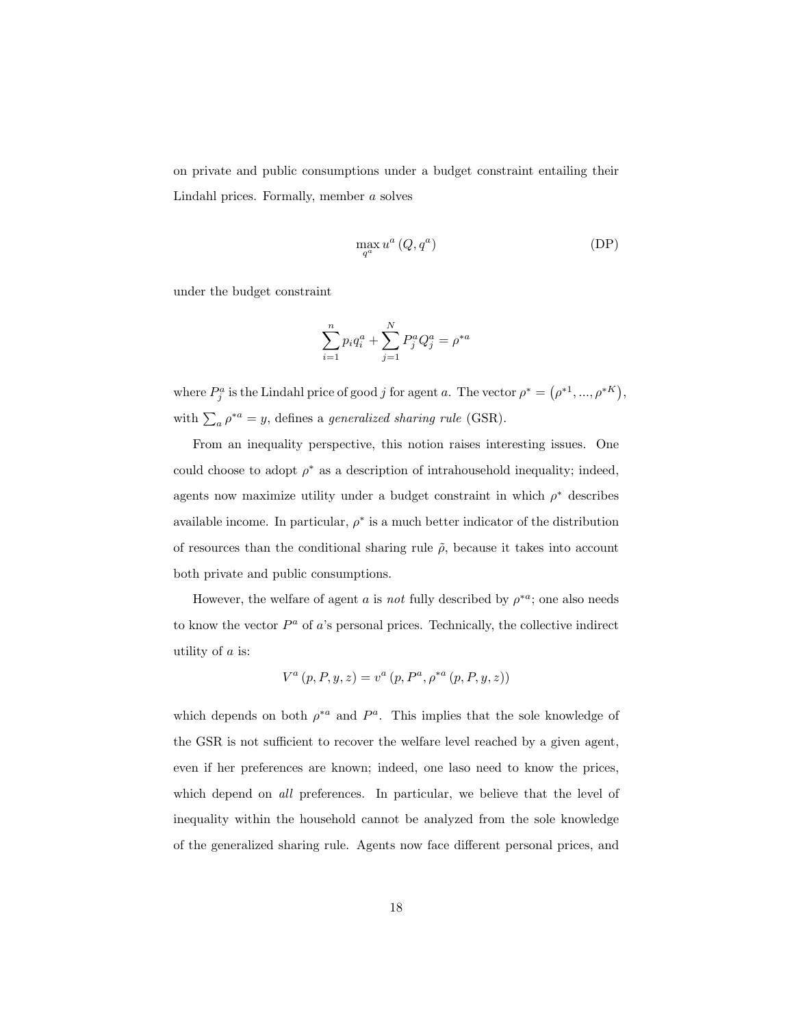on private and public consumptions under a budget constraint entailing their Lindahl prices. Formally, member $a$ solves

$$\max_{q^a} u^a (Q, q^a) \tag{DP}$$

under the budget constraint

$$\sum_{i=1}^{n} p_i q_i^a + \sum_{j=1}^{N} P_j^a Q_j^a = \rho^{*a}$$

where $P_j^a$ is the Lindahl price of good $j$ for agent $a$. The vector $\rho^* = \left(\rho^{*1}, ..., \rho^{*K}\right)$, with $\sum_a \rho^{*a} = y$, defines a *generalized sharing rule* (GSR).

From an inequality perspective, this notion raises interesting issues. One could choose to adopt $\rho^*$ as a description of intrahousehold inequality; indeed, agents now maximize utility under a budget constraint in which $\rho^*$ describes available income. In particular, $\rho^*$ is a much better indicator of the distribution of resources than the conditional sharing rule $\tilde{\rho}$, because it takes into account both private and public consumptions.

However, the welfare of agent $a$ is *not* fully described by $\rho^{*a}$; one also needs to know the vector $P^a$ of $a$'s personal prices. Technically, the collective indirect utility of $a$ is:

$$V^a (p, P, y, z) = v^a (p, P^a, \rho^{*a} (p, P, y, z))$$

which depends on both $\rho^{*a}$ and $P^a$. This implies that the sole knowledge of the GSR is not sufficient to recover the welfare level reached by a given agent, even if her preferences are known; indeed, one laso need to know the prices, which depend on *all* preferences. In particular, we believe that the level of inequality within the household cannot be analyzed from the sole knowledge of the generalized sharing rule. Agents now face different personal prices, and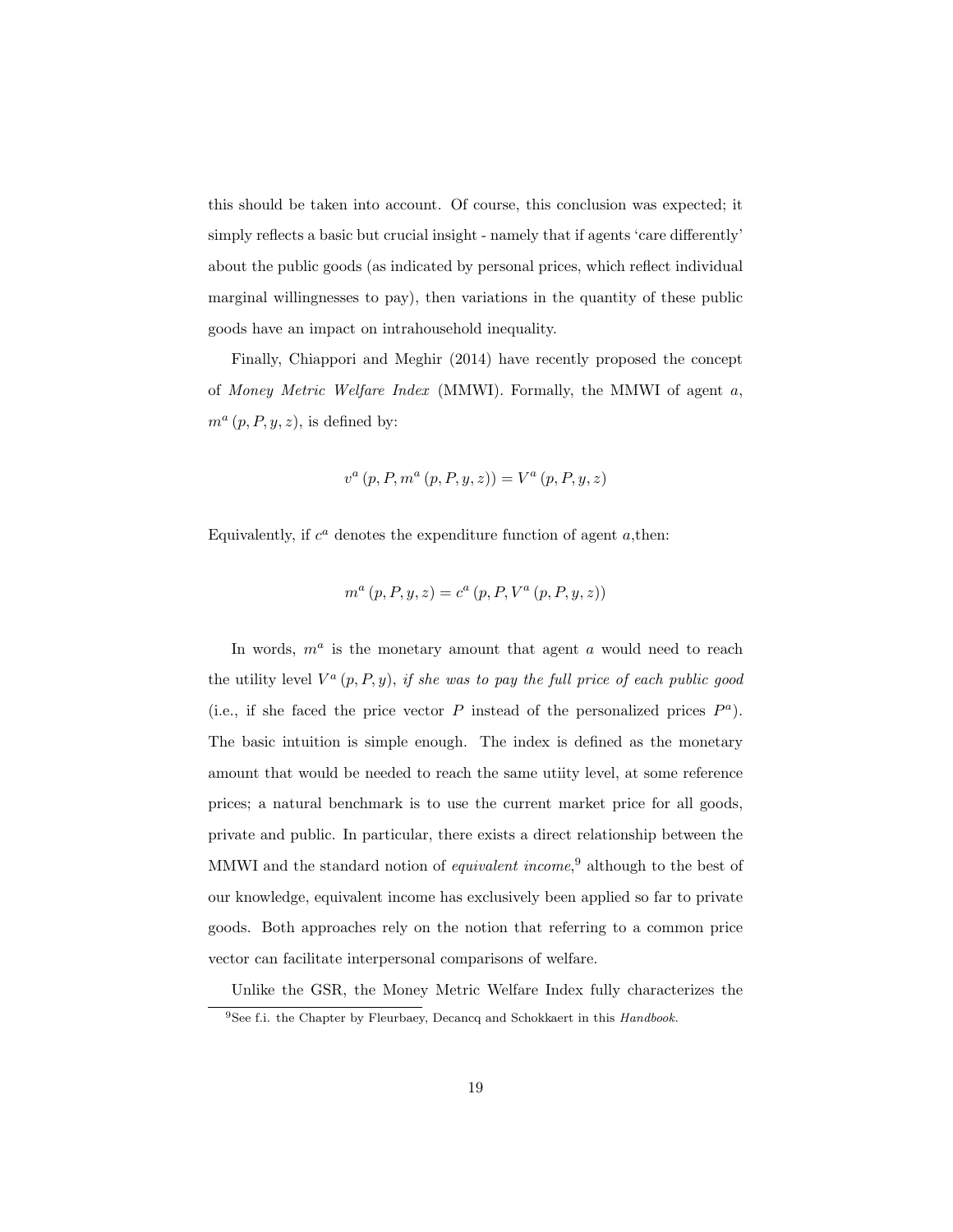this should be taken into account. Of course, this conclusion was expected; it simply reflects a basic but crucial insight - namely that if agents 'care differently' about the public goods (as indicated by personal prices, which reflect individual marginal willingnesses to pay), then variations in the quantity of these public goods have an impact on intrahousehold inequality.

Finally, Chiappori and Meghir (2014) have recently proposed the concept of *Money Metric Welfare Index* (MMWI). Formally, the MMWI of agent $a$, $m^a(p, P, y, z)$, is defined by:

$$v^a(p, P, m^a(p, P, y, z)) = V^a(p, P, y, z)$$

Equivalently, if $c^a$ denotes the expenditure function of agent $a$,then:

$$m^a(p, P, y, z) = c^a(p, P, V^a(p, P, y, z))$$

In words, $m^a$ is the monetary amount that agent $a$ would need to reach the utility level $V^a(p, P, y)$, *if she was to pay the full price of each public good* (i.e., if she faced the price vector $P$ instead of the personalized prices $P^a$). The basic intuition is simple enough. The index is defined as the monetary amount that would be needed to reach the same utiity level, at some reference prices; a natural benchmark is to use the current market price for all goods, private and public. In particular, there exists a direct relationship between the MMWI and the standard notion of *equivalent income*,[9] although to the best of our knowledge, equivalent income has exclusively been applied so far to private goods. Both approaches rely on the notion that referring to a common price vector can facilitate interpersonal comparisons of welfare.

Unlike the GSR, the Money Metric Welfare Index fully characterizes the

[9] See f.i. the Chapter by Fleurbaey, Decancq and Schokkaert in this *Handbook*.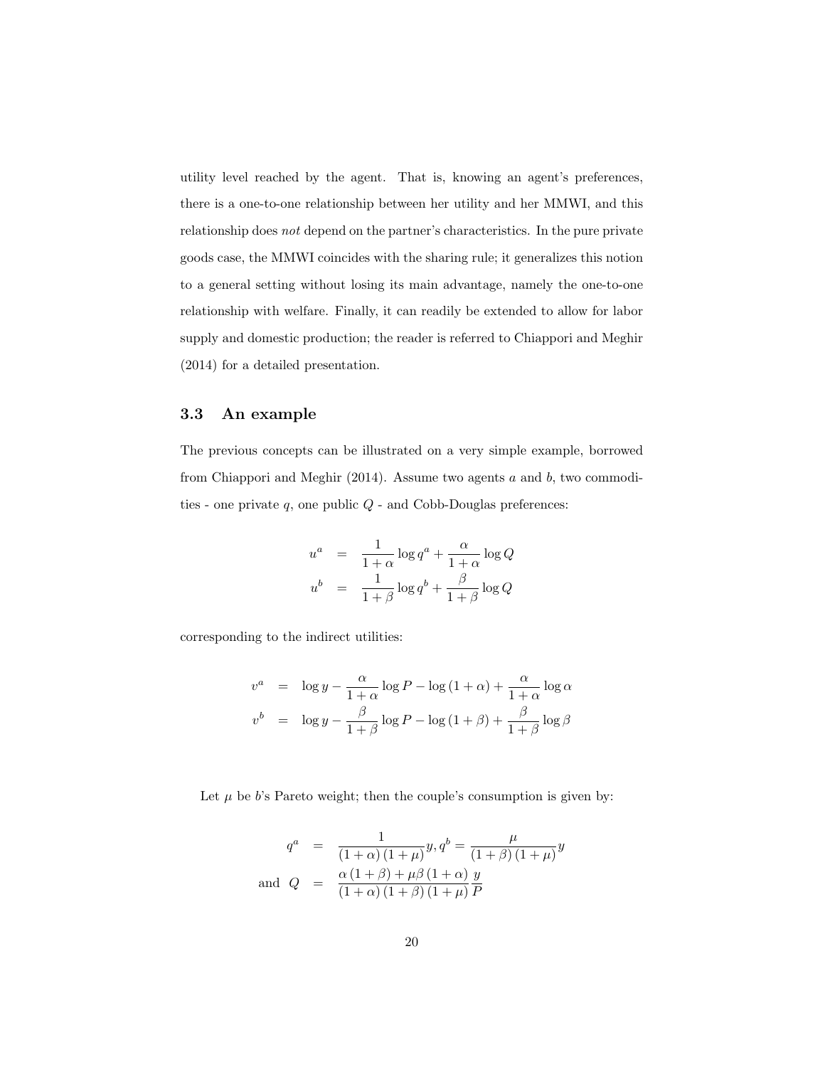utility level reached by the agent. That is, knowing an agent's preferences, there is a one-to-one relationship between her utility and her MMWI, and this relationship does *not* depend on the partner's characteristics. In the pure private goods case, the MMWI coincides with the sharing rule; it generalizes this notion to a general setting without losing its main advantage, namely the one-to-one relationship with welfare. Finally, it can readily be extended to allow for labor supply and domestic production; the reader is referred to Chiappori and Meghir (2014) for a detailed presentation.

### 3.3 An example

The previous concepts can be illustrated on a very simple example, borrowed from Chiappori and Meghir (2014). Assume two agents $a$ and $b$, two commodities - one private $q$, one public $Q$ - and Cobb-Douglas preferences:

$$
\begin{aligned}
u^a &= \frac{1}{1+\alpha}\log q^a + \frac{\alpha}{1+\alpha}\log Q \\
u^b &= \frac{1}{1+\beta}\log q^b + \frac{\beta}{1+\beta}\log Q
\end{aligned}
$$

corresponding to the indirect utilities:

$$
\begin{aligned}
v^a &= \log y - \frac{\alpha}{1+\alpha}\log P - \log(1+\alpha) + \frac{\alpha}{1+\alpha}\log\alpha \\
v^b &= \log y - \frac{\beta}{1+\beta}\log P - \log(1+\beta) + \frac{\beta}{1+\beta}\log\beta
\end{aligned}
$$

Let $\mu$ be $b$'s Pareto weight; then the couple's consumption is given by:

$$
\begin{aligned}
q^a &= \frac{1}{(1+\alpha)(1+\mu)}y, q^b = \frac{\mu}{(1+\beta)(1+\mu)}y \\
\text{and } Q &= \frac{\alpha(1+\beta)+\mu\beta(1+\alpha)}{(1+\alpha)(1+\beta)(1+\mu)}\frac{y}{P}
\end{aligned}
$$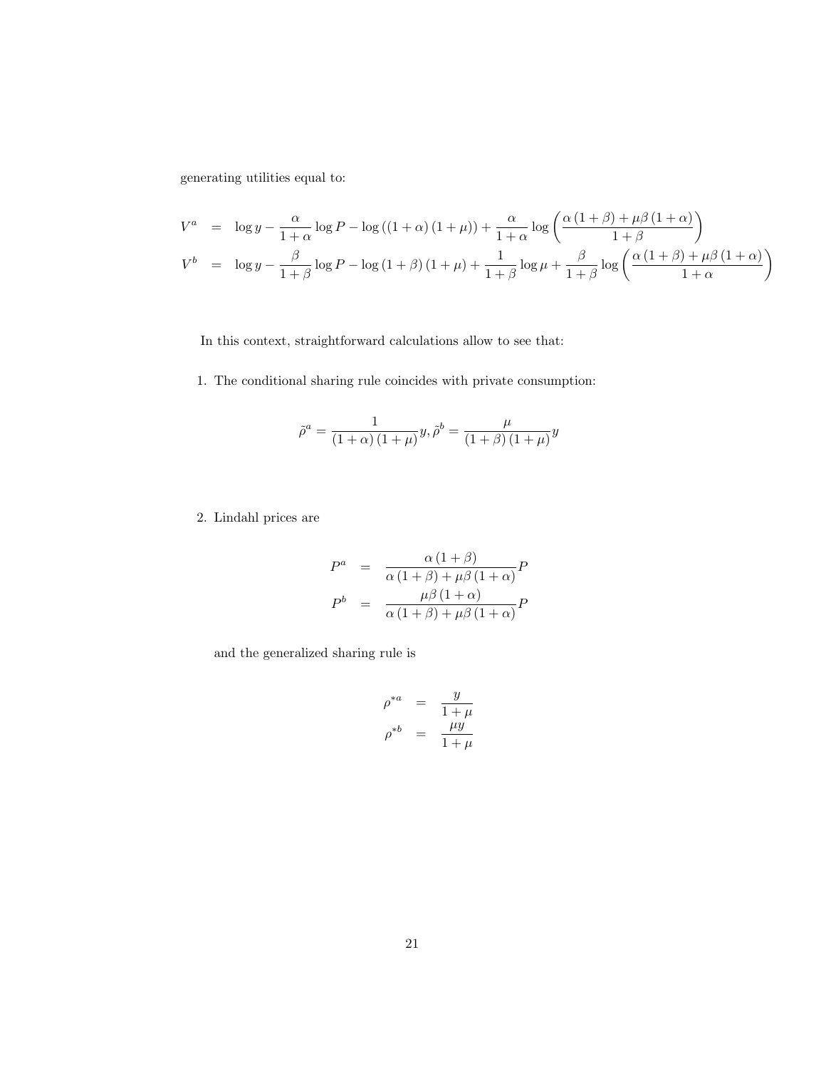generating utilities equal to:

$$
\begin{aligned}
V^a &= \log y - \frac{\alpha}{1+\alpha}\log P - \log\left((1+\alpha)(1+\mu)\right) + \frac{\alpha}{1+\alpha}\log\left(\frac{\alpha(1+\beta)+\mu\beta(1+\alpha)}{1+\beta}\right) \\
V^b &= \log y - \frac{\beta}{1+\beta}\log P - \log(1+\beta)(1+\mu) + \frac{1}{1+\beta}\log\mu + \frac{\beta}{1+\beta}\log\left(\frac{\alpha(1+\beta)+\mu\beta(1+\alpha)}{1+\alpha}\right)
\end{aligned}
$$

In this context, straightforward calculations allow to see that:

1. The conditional sharing rule coincides with private consumption:

$$
\tilde{\rho}^a = \frac{1}{(1+\alpha)(1+\mu)}y, \tilde{\rho}^b = \frac{\mu}{(1+\beta)(1+\mu)}y
$$

2. Lindahl prices are

$$
\begin{aligned}
P^a &= \frac{\alpha(1+\beta)}{\alpha(1+\beta)+\mu\beta(1+\alpha)}P \\
P^b &= \frac{\mu\beta(1+\alpha)}{\alpha(1+\beta)+\mu\beta(1+\alpha)}P
\end{aligned}
$$

and the generalized sharing rule is

$$
\begin{aligned}
\rho^{*a} &= \frac{y}{1+\mu} \\
\rho^{*b} &= \frac{\mu y}{1+\mu}
\end{aligned}
$$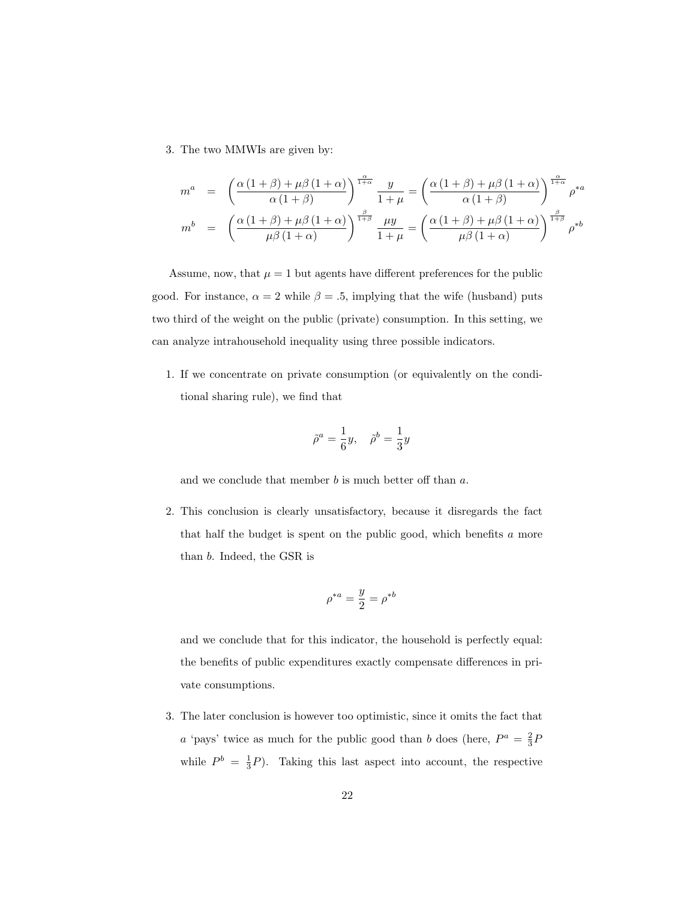3. The two MMWIs are given by:

$$
\begin{aligned}
m^a &= \left(\frac{\alpha(1+\beta)+\mu\beta(1+\alpha)}{\alpha(1+\beta)}\right)^{\frac{\alpha}{1+\alpha}} \frac{y}{1+\mu} = \left(\frac{\alpha(1+\beta)+\mu\beta(1+\alpha)}{\alpha(1+\beta)}\right)^{\frac{\alpha}{1+\alpha}} \rho^{*a} \\
m^b &= \left(\frac{\alpha(1+\beta)+\mu\beta(1+\alpha)}{\mu\beta(1+\alpha)}\right)^{\frac{\beta}{1+\beta}} \frac{\mu y}{1+\mu} = \left(\frac{\alpha(1+\beta)+\mu\beta(1+\alpha)}{\mu\beta(1+\alpha)}\right)^{\frac{\beta}{1+\beta}} \rho^{*b}
\end{aligned}
$$

Assume, now, that $\mu = 1$ but agents have different preferences for the public good. For instance, $\alpha = 2$ while $\beta = .5$, implying that the wife (husband) puts two third of the weight on the public (private) consumption. In this setting, we can analyze intrahousehold inequality using three possible indicators.

1. If we concentrate on private consumption (or equivalently on the conditional sharing rule), we find that

$$
\tilde{\rho}^a = \frac{1}{6}y, \quad \tilde{\rho}^b = \frac{1}{3}y
$$

and we conclude that member $b$ is much better off than $a$.

2. This conclusion is clearly unsatisfactory, because it disregards the fact that half the budget is spent on the public good, which benefits $a$ more than $b$. Indeed, the GSR is

$$
\rho^{*a} = \frac{y}{2} = \rho^{*b}
$$

and we conclude that for this indicator, the household is perfectly equal: the benefits of public expenditures exactly compensate differences in private consumptions.

3. The later conclusion is however too optimistic, since it omits the fact that $a$ 'pays' twice as much for the public good than $b$ does (here, $P^a = \frac{2}{3}P$ while $P^b = \frac{1}{3}P$). Taking this last aspect into account, the respective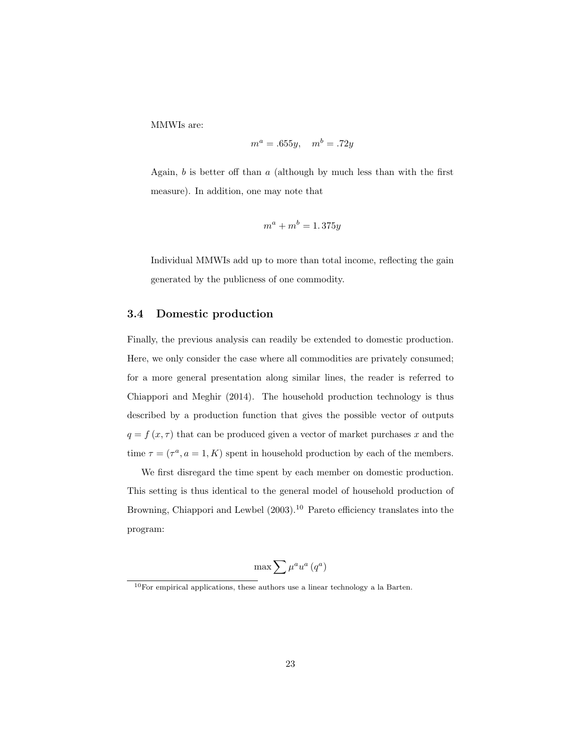MMWIs are:

$$m^a = .655y, \quad m^b = .72y$$

Again, $b$ is better off than $a$ (although by much less than with the first measure). In addition, one may note that

$$m^a + m^b = 1.375y$$

Individual MMWIs add up to more than total income, reflecting the gain generated by the publicness of one commodity.

### 3.4 Domestic production

Finally, the previous analysis can readily be extended to domestic production. Here, we only consider the case where all commodities are privately consumed; for a more general presentation along similar lines, the reader is referred to Chiappori and Meghir (2014). The household production technology is thus described by a production function that gives the possible vector of outputs $q = f(x, \tau)$ that can be produced given a vector of market purchases $x$ and the time $\tau = (\tau^a, a = 1, K)$ spent in household production by each of the members.

We first disregard the time spent by each member on domestic production. This setting is thus identical to the general model of household production of Browning, Chiappori and Lewbel (2003).[10] Pareto efficiency translates into the program:

$$\max \sum \mu^a u^a(q^a)$$

[10] For empirical applications, these authors use a linear technology a la Barten.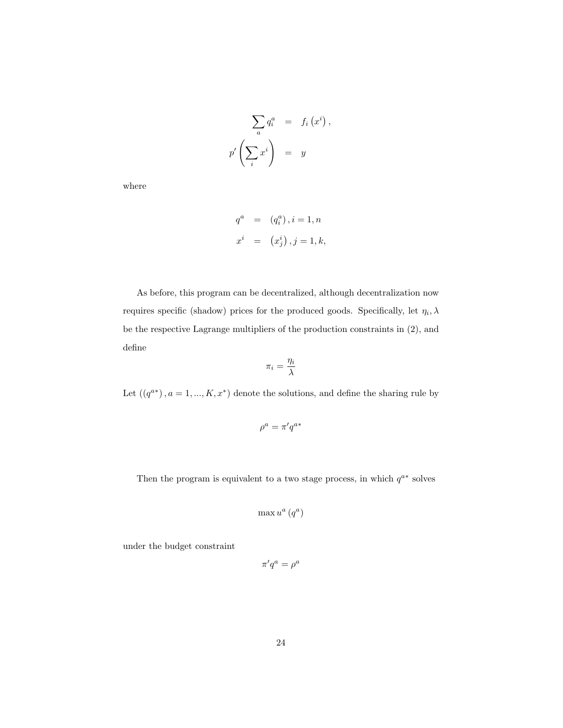$$
\begin{aligned}
\sum_a q_i^a &= f_i\left(x^i\right), \\
p'\left(\sum_i x^i\right) &= y
\end{aligned}
$$

where

$$
\begin{aligned}
q^a &= \left(q_i^a\right), i = 1, n \\
x^i &= \left(x_j^i\right), j = 1, k,
\end{aligned}
$$

As before, this program can be decentralized, although decentralization now requires specific (shadow) prices for the produced goods. Specifically, let $\eta_i, \lambda$ be the respective Lagrange multipliers of the production constraints in (2), and define

$$
\pi_i = \frac{\eta_i}{\lambda}
$$

Let $((q^{a*}), a = 1, ..., K, x^*)$ denote the solutions, and define the sharing rule by

$$
\rho^a = \pi' q^{a*}
$$

Then the program is equivalent to a two stage process, in which $q^{a*}$ solves

$$
\max u^a\left(q^a\right)
$$

under the budget constraint

$$
\pi' q^a = \rho^a
$$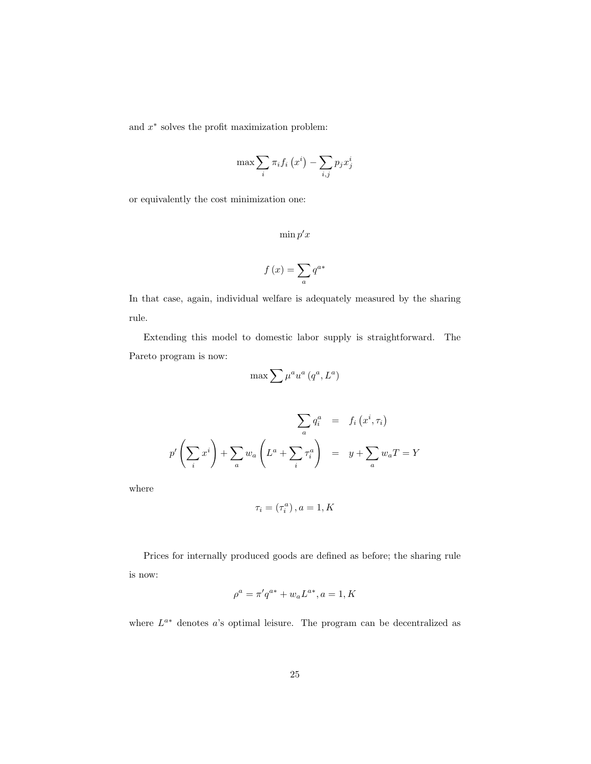and $x^*$ solves the profit maximization problem:

$$\max \sum_i \pi_i f_i \left(x^i\right) - \sum_{i,j} p_j x_j^i$$

or equivalently the cost minimization one:

$$\min p'x$$

$$f\left(x\right) = \sum_a q^{a*}$$

In that case, again, individual welfare is adequately measured by the sharing rule.

Extending this model to domestic labor supply is straightforward. The Pareto program is now:

$$\max \sum \mu^a u^a \left(q^a, L^a\right)$$

$$\begin{aligned}
\sum_a q_i^a &= f_i\left(x^i, \tau_i\right) \\
p'\left(\sum_i x^i\right) + \sum_a w_a \left(L^a + \sum_i \tau_i^a\right) &= y + \sum_a w_a T = Y
\end{aligned}$$

where

$$\tau_i = \left(\tau_i^a\right), a = 1, K$$

Prices for internally produced goods are defined as before; the sharing rule is now:

$$\rho^a = \pi' q^{a*} + w_a L^{a*}, a = 1, K$$

where $L^{a*}$ denotes $a$'s optimal leisure. The program can be decentralized as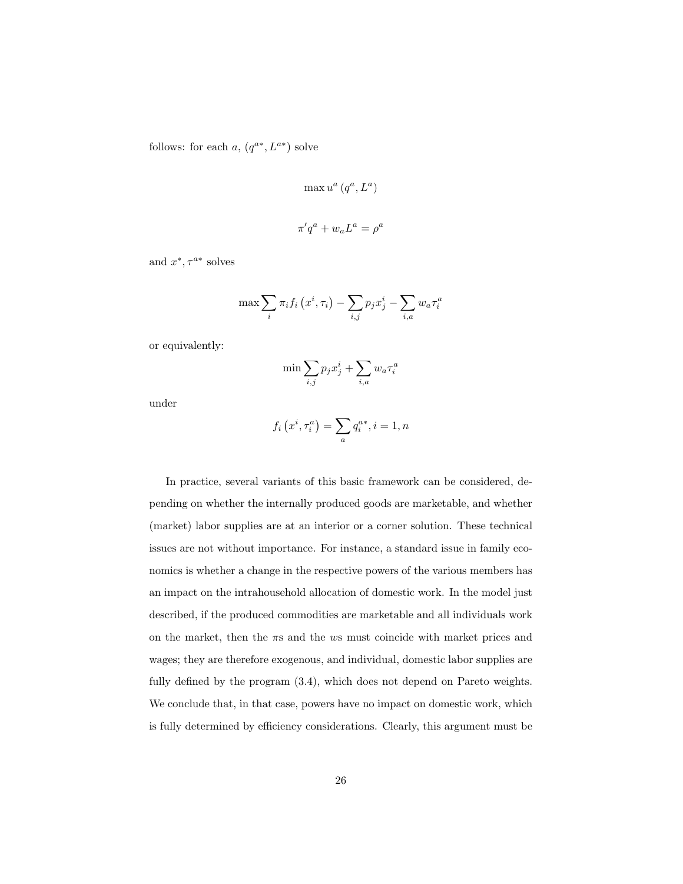follows: for each $a$, $(q^{a*}, L^{a*})$ solve

$$\max u^a (q^a, L^a)$$

$$\pi' q^a + w_a L^a = \rho^a$$

and $x^*, \tau^{a*}$ solves

$$\max \sum_i \pi_i f_i \left(x^i, \tau_i\right) - \sum_{i,j} p_j x^i_j - \sum_{i,a} w_a \tau^a_i$$

or equivalently:

$$\min \sum_{i,j} p_j x^i_j + \sum_{i,a} w_a \tau^a_i$$

under

$$f_i \left(x^i, \tau^a_i\right) = \sum_a q^{a*}_i, i = 1, n$$

In practice, several variants of this basic framework can be considered, depending on whether the internally produced goods are marketable, and whether (market) labor supplies are at an interior or a corner solution. These technical issues are not without importance. For instance, a standard issue in family economics is whether a change in the respective powers of the various members has an impact on the intrahousehold allocation of domestic work. In the model just described, if the produced commodities are marketable and all individuals work on the market, then the $\pi$s and the $w$s must coincide with market prices and wages; they are therefore exogenous, and individual, domestic labor supplies are fully defined by the program (3.4), which does not depend on Pareto weights. We conclude that, in that case, powers have no impact on domestic work, which is fully determined by efficiency considerations. Clearly, this argument must be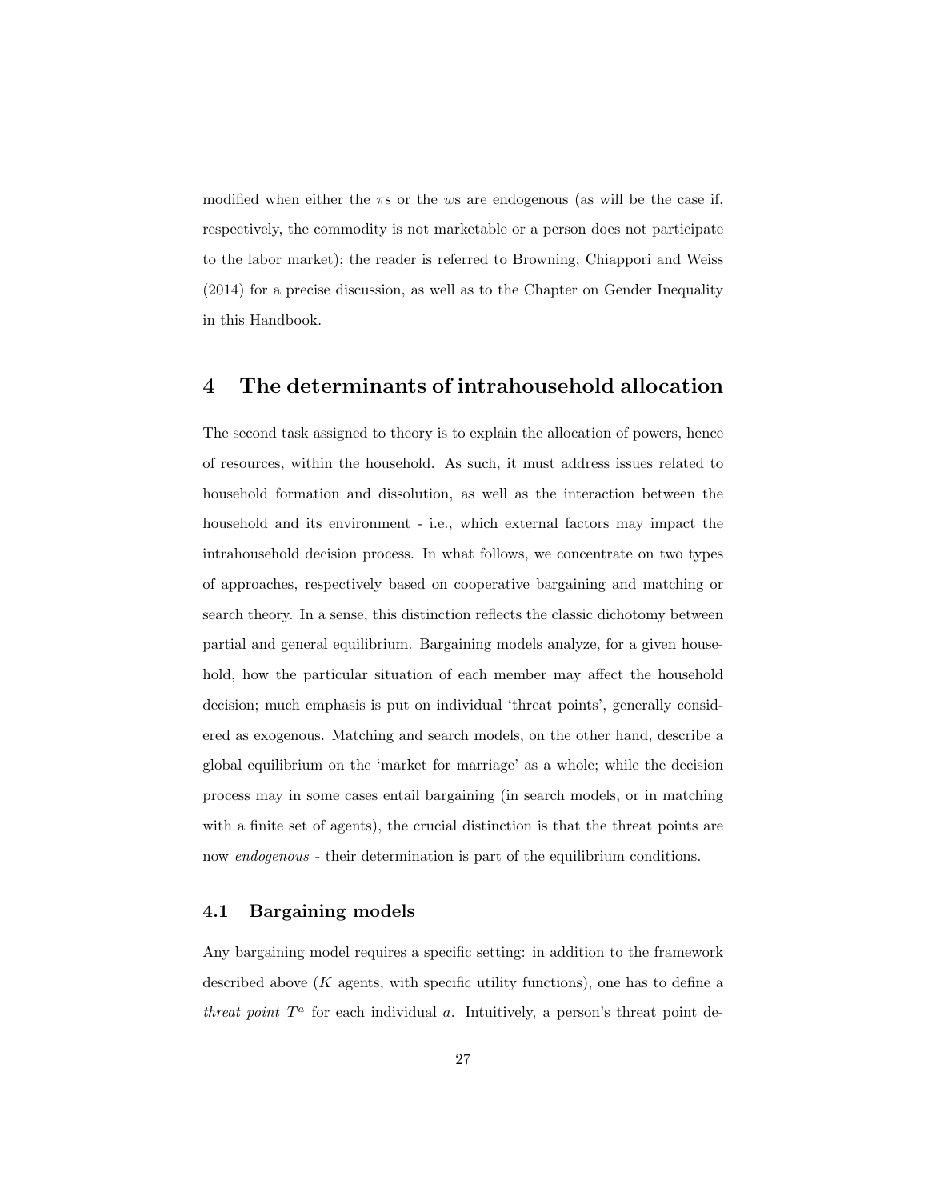modified when either the $\pi$s or the $w$s are endogenous (as will be the case if, respectively, the commodity is not marketable or a person does not participate to the labor market); the reader is referred to Browning, Chiappori and Weiss (2014) for a precise discussion, as well as to the Chapter on Gender Inequality in this Handbook.

# 4 The determinants of intrahousehold allocation

The second task assigned to theory is to explain the allocation of powers, hence of resources, within the household. As such, it must address issues related to household formation and dissolution, as well as the interaction between the household and its environment - i.e., which external factors may impact the intrahousehold decision process. In what follows, we concentrate on two types of approaches, respectively based on cooperative bargaining and matching or search theory. In a sense, this distinction reflects the classic dichotomy between partial and general equilibrium. Bargaining models analyze, for a given household, how the particular situation of each member may affect the household decision; much emphasis is put on individual 'threat points', generally considered as exogenous. Matching and search models, on the other hand, describe a global equilibrium on the 'market for marriage' as a whole; while the decision process may in some cases entail bargaining (in search models, or in matching with a finite set of agents), the crucial distinction is that the threat points are now *endogenous* - their determination is part of the equilibrium conditions.

## 4.1 Bargaining models

Any bargaining model requires a specific setting: in addition to the framework described above ($K$ agents, with specific utility functions), one has to define a *threat point* $T^a$ for each individual $a$. Intuitively, a person's threat point de-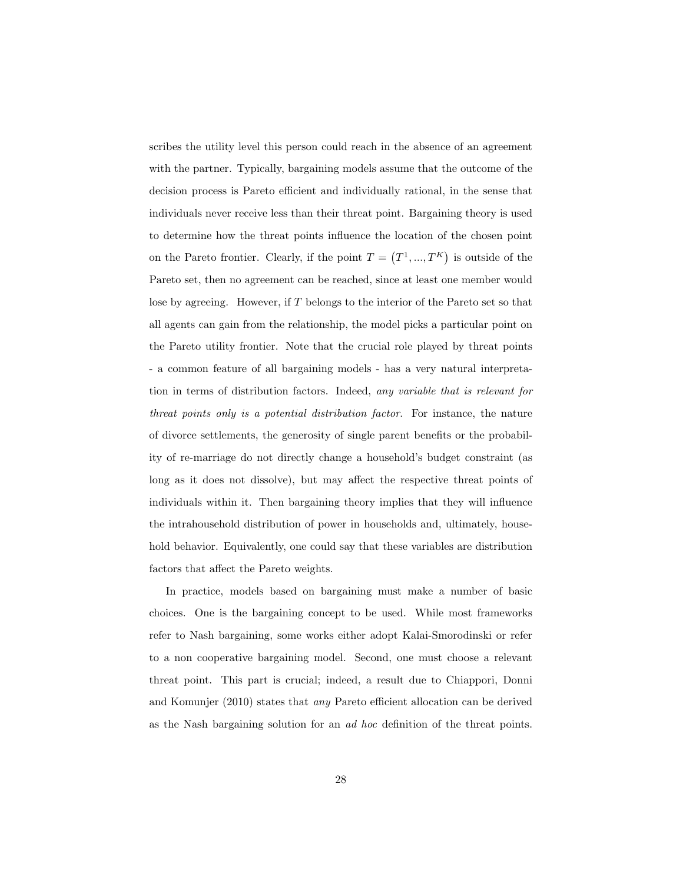scribes the utility level this person could reach in the absence of an agreement with the partner. Typically, bargaining models assume that the outcome of the decision process is Pareto efficient and individually rational, in the sense that individuals never receive less than their threat point. Bargaining theory is used to determine how the threat points influence the location of the chosen point on the Pareto frontier. Clearly, if the point $T = \left(T^1, ..., T^K\right)$ is outside of the Pareto set, then no agreement can be reached, since at least one member would lose by agreeing. However, if $T$ belongs to the interior of the Pareto set so that all agents can gain from the relationship, the model picks a particular point on the Pareto utility frontier. Note that the crucial role played by threat points - a common feature of all bargaining models - has a very natural interpretation in terms of distribution factors. Indeed, *any variable that is relevant for threat points only is a potential distribution factor*. For instance, the nature of divorce settlements, the generosity of single parent benefits or the probability of re-marriage do not directly change a household's budget constraint (as long as it does not dissolve), but may affect the respective threat points of individuals within it. Then bargaining theory implies that they will influence the intrahousehold distribution of power in households and, ultimately, household behavior. Equivalently, one could say that these variables are distribution factors that affect the Pareto weights.

In practice, models based on bargaining must make a number of basic choices. One is the bargaining concept to be used. While most frameworks refer to Nash bargaining, some works either adopt Kalai-Smorodinski or refer to a non cooperative bargaining model. Second, one must choose a relevant threat point. This part is crucial; indeed, a result due to Chiappori, Donni and Komunjer (2010) states that *any* Pareto efficient allocation can be derived as the Nash bargaining solution for an *ad hoc* definition of the threat points.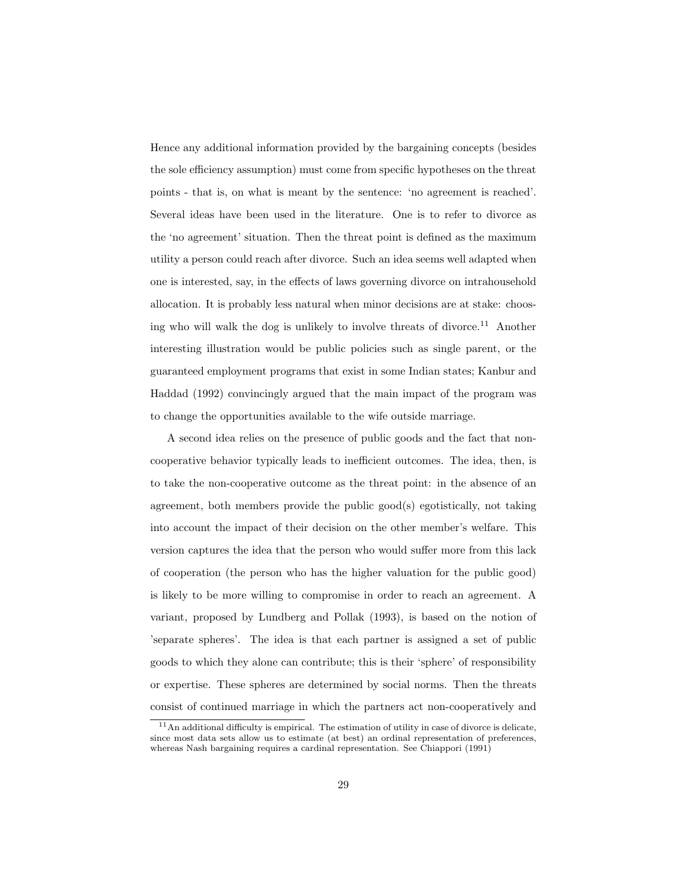Hence any additional information provided by the bargaining concepts (besides the sole efficiency assumption) must come from specific hypotheses on the threat points - that is, on what is meant by the sentence: 'no agreement is reached'. Several ideas have been used in the literature. One is to refer to divorce as the 'no agreement' situation. Then the threat point is defined as the maximum utility a person could reach after divorce. Such an idea seems well adapted when one is interested, say, in the effects of laws governing divorce on intrahousehold allocation. It is probably less natural when minor decisions are at stake: choosing who will walk the dog is unlikely to involve threats of divorce.[11] Another interesting illustration would be public policies such as single parent, or the guaranteed employment programs that exist in some Indian states; Kanbur and Haddad (1992) convincingly argued that the main impact of the program was to change the opportunities available to the wife outside marriage.

A second idea relies on the presence of public goods and the fact that non-cooperative behavior typically leads to inefficient outcomes. The idea, then, is to take the non-cooperative outcome as the threat point: in the absence of an agreement, both members provide the public good(s) egotistically, not taking into account the impact of their decision on the other member's welfare. This version captures the idea that the person who would suffer more from this lack of cooperation (the person who has the higher valuation for the public good) is likely to be more willing to compromise in order to reach an agreement. A variant, proposed by Lundberg and Pollak (1993), is based on the notion of 'separate spheres'. The idea is that each partner is assigned a set of public goods to which they alone can contribute; this is their 'sphere' of responsibility or expertise. These spheres are determined by social norms. Then the threats consist of continued marriage in which the partners act non-cooperatively and

[11] An additional difficulty is empirical. The estimation of utility in case of divorce is delicate, since most data sets allow us to estimate (at best) an ordinal representation of preferences, whereas Nash bargaining requires a cardinal representation. See Chiappori (1991)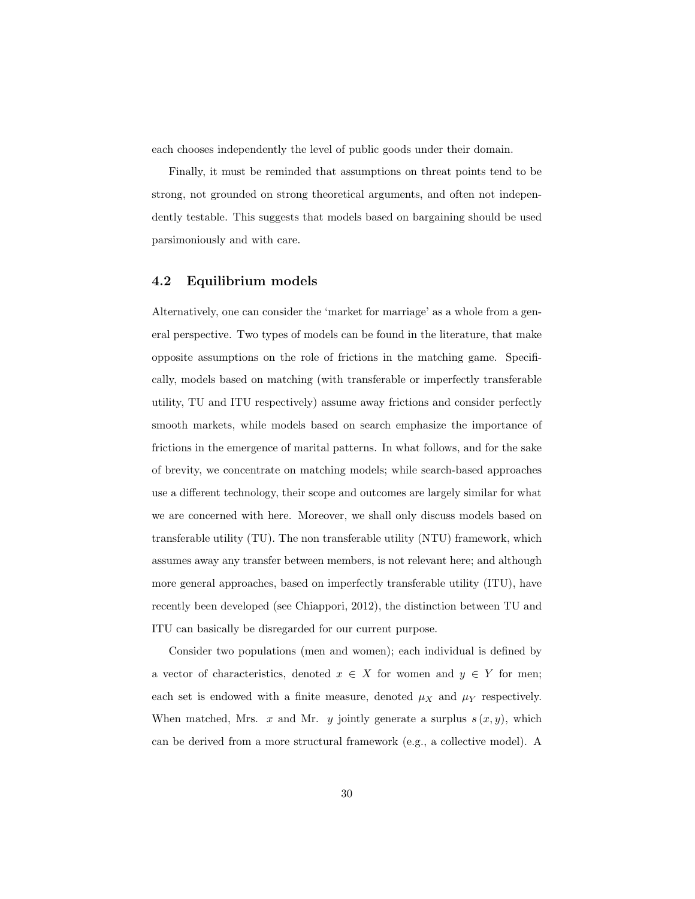each chooses independently the level of public goods under their domain.

Finally, it must be reminded that assumptions on threat points tend to be strong, not grounded on strong theoretical arguments, and often not independently testable. This suggests that models based on bargaining should be used parsimoniously and with care.

### 4.2 Equilibrium models

Alternatively, one can consider the 'market for marriage' as a whole from a general perspective. Two types of models can be found in the literature, that make opposite assumptions on the role of frictions in the matching game. Specifically, models based on matching (with transferable or imperfectly transferable utility, TU and ITU respectively) assume away frictions and consider perfectly smooth markets, while models based on search emphasize the importance of frictions in the emergence of marital patterns. In what follows, and for the sake of brevity, we concentrate on matching models; while search-based approaches use a different technology, their scope and outcomes are largely similar for what we are concerned with here. Moreover, we shall only discuss models based on transferable utility (TU). The non transferable utility (NTU) framework, which assumes away any transfer between members, is not relevant here; and although more general approaches, based on imperfectly transferable utility (ITU), have recently been developed (see Chiappori, 2012), the distinction between TU and ITU can basically be disregarded for our current purpose.

Consider two populations (men and women); each individual is defined by a vector of characteristics, denoted $x \in X$ for women and $y \in Y$ for men; each set is endowed with a finite measure, denoted $\mu_X$ and $\mu_Y$ respectively. When matched, Mrs. $x$ and Mr. $y$ jointly generate a surplus $s(x, y)$, which can be derived from a more structural framework (e.g., a collective model). A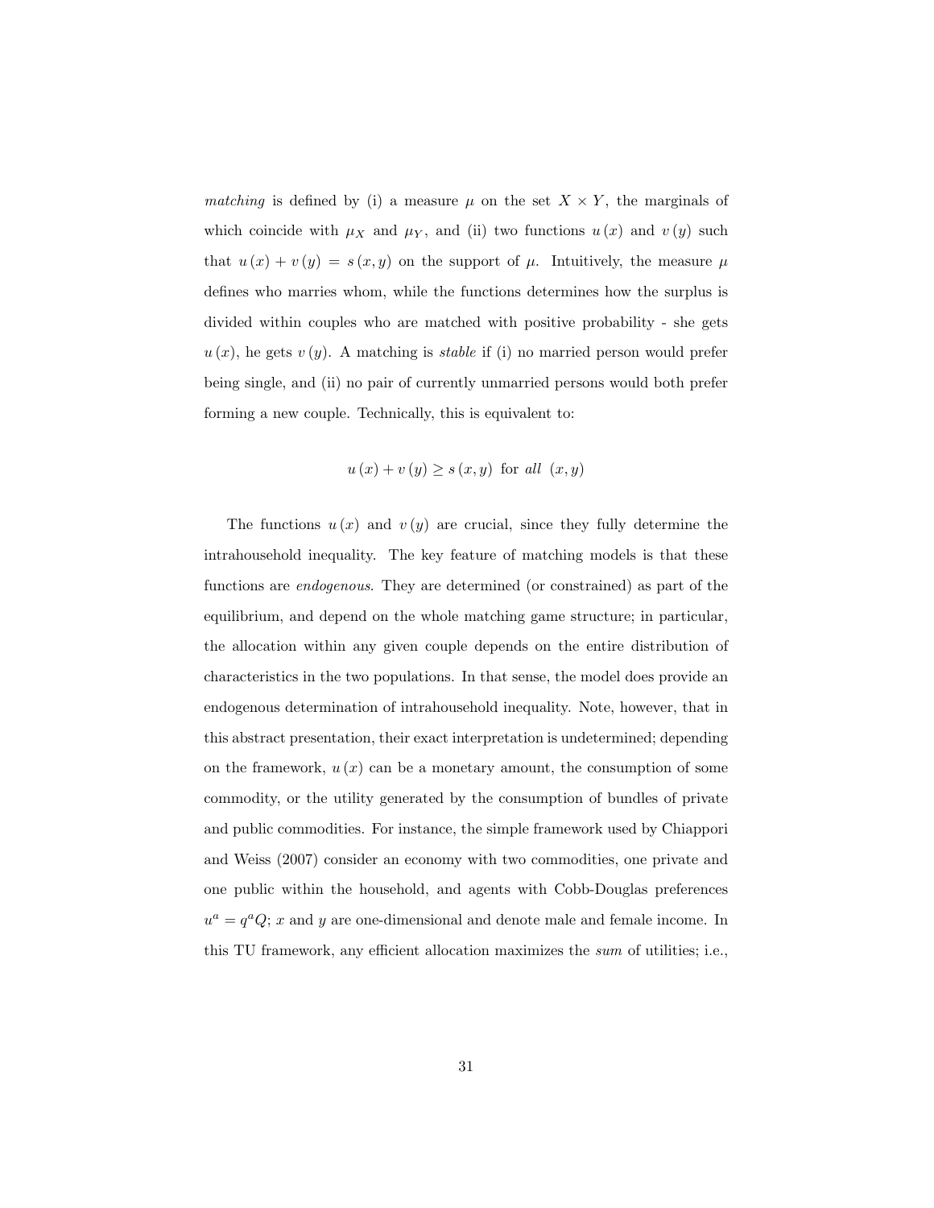*matching* is defined by (i) a measure $\mu$ on the set $X \times Y$, the marginals of which coincide with $\mu_X$ and $\mu_Y$, and (ii) two functions $u(x)$ and $v(y)$ such that $u(x) + v(y) = s(x, y)$ on the support of $\mu$. Intuitively, the measure $\mu$ defines who marries whom, while the functions determines how the surplus is divided within couples who are matched with positive probability - she gets $u(x)$, he gets $v(y)$. A matching is *stable* if (i) no married person would prefer being single, and (ii) no pair of currently unmarried persons would both prefer forming a new couple. Technically, this is equivalent to:

$$u(x) + v(y) \geq s(x, y) \text{ for } \textit{all } (x, y)$$

The functions $u(x)$ and $v(y)$ are crucial, since they fully determine the intrahousehold inequality. The key feature of matching models is that these functions are *endogenous*. They are determined (or constrained) as part of the equilibrium, and depend on the whole matching game structure; in particular, the allocation within any given couple depends on the entire distribution of characteristics in the two populations. In that sense, the model does provide an endogenous determination of intrahousehold inequality. Note, however, that in this abstract presentation, their exact interpretation is undetermined; depending on the framework, $u(x)$ can be a monetary amount, the consumption of some commodity, or the utility generated by the consumption of bundles of private and public commodities. For instance, the simple framework used by Chiappori and Weiss (2007) consider an economy with two commodities, one private and one public within the household, and agents with Cobb-Douglas preferences $u^a = q^a Q$; $x$ and $y$ are one-dimensional and denote male and female income. In this TU framework, any efficient allocation maximizes the *sum* of utilities; i.e.,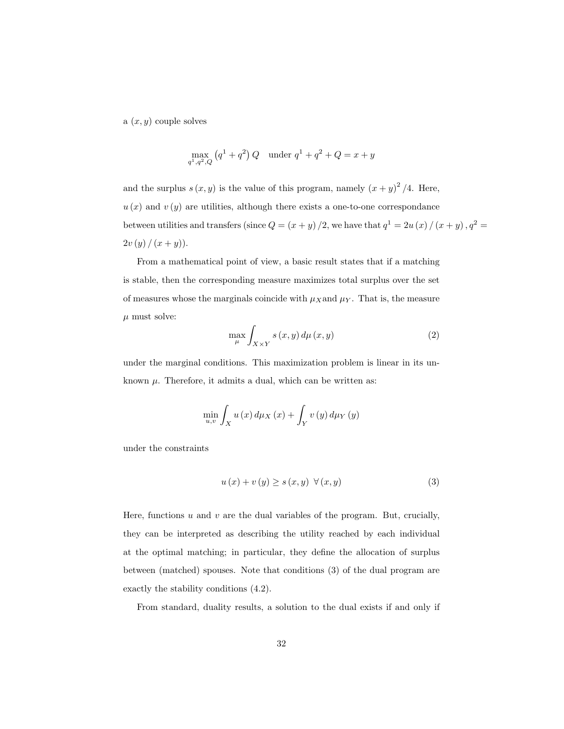a $(x, y)$ couple solves

$$\max_{q^1, q^2, Q} \left(q^1 + q^2\right) Q \quad \text{under } q^1 + q^2 + Q = x + y$$

and the surplus $s(x, y)$ is the value of this program, namely $(x + y)^2 / 4$. Here, $u(x)$ and $v(y)$ are utilities, although there exists a one-to-one correspondance between utilities and transfers (since $Q = (x + y)/2$, we have that $q^1 = 2u(x)/(x + y)$, $q^2 = 2v(y)/(x + y)$).

From a mathematical point of view, a basic result states that if a matching is stable, then the corresponding measure maximizes total surplus over the set of measures whose the marginals coincide with $\mu_X$ and $\mu_Y$. That is, the measure $\mu$ must solve:

$$\max_{\mu} \int_{X \times Y} s(x, y) \, d\mu(x, y) \tag{2}$$

under the marginal conditions. This maximization problem is linear in its unknown $\mu$. Therefore, it admits a dual, which can be written as:

$$\min_{u,v} \int_X u(x) \, d\mu_X(x) + \int_Y v(y) \, d\mu_Y(y)$$

under the constraints

$$u(x) + v(y) \geq s(x, y) \ \ \forall (x, y) \tag{3}$$

Here, functions $u$ and $v$ are the dual variables of the program. But, crucially, they can be interpreted as describing the utility reached by each individual at the optimal matching; in particular, they define the allocation of surplus between (matched) spouses. Note that conditions (3) of the dual program are exactly the stability conditions (4.2).

From standard, duality results, a solution to the dual exists if and only if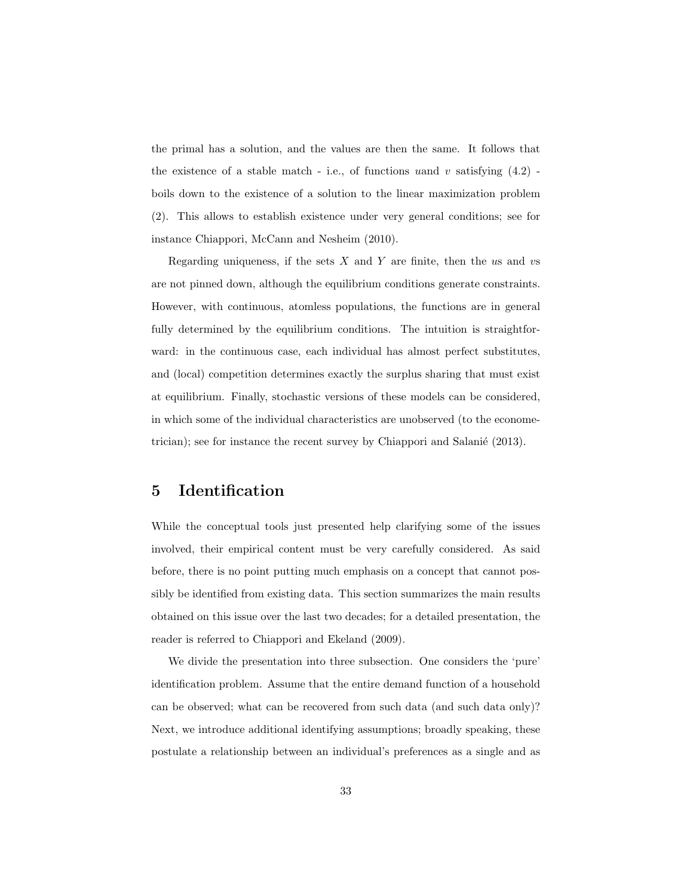the primal has a solution, and the values are then the same. It follows that the existence of a stable match - i.e., of functions $u$and $v$ satisfying (4.2) - boils down to the existence of a solution to the linear maximization problem (2). This allows to establish existence under very general conditions; see for instance Chiappori, McCann and Nesheim (2010).

Regarding uniqueness, if the sets $X$ and $Y$ are finite, then the $u$s and $v$s are not pinned down, although the equilibrium conditions generate constraints. However, with continuous, atomless populations, the functions are in general fully determined by the equilibrium conditions. The intuition is straightforward: in the continuous case, each individual has almost perfect substitutes, and (local) competition determines exactly the surplus sharing that must exist at equilibrium. Finally, stochastic versions of these models can be considered, in which some of the individual characteristics are unobserved (to the econometrician); see for instance the recent survey by Chiappori and Salanié (2013).

# 5 Identification

While the conceptual tools just presented help clarifying some of the issues involved, their empirical content must be very carefully considered. As said before, there is no point putting much emphasis on a concept that cannot possibly be identified from existing data. This section summarizes the main results obtained on this issue over the last two decades; for a detailed presentation, the reader is referred to Chiappori and Ekeland (2009).

We divide the presentation into three subsection. One considers the 'pure' identification problem. Assume that the entire demand function of a household can be observed; what can be recovered from such data (and such data only)? Next, we introduce additional identifying assumptions; broadly speaking, these postulate a relationship between an individual's preferences as a single and as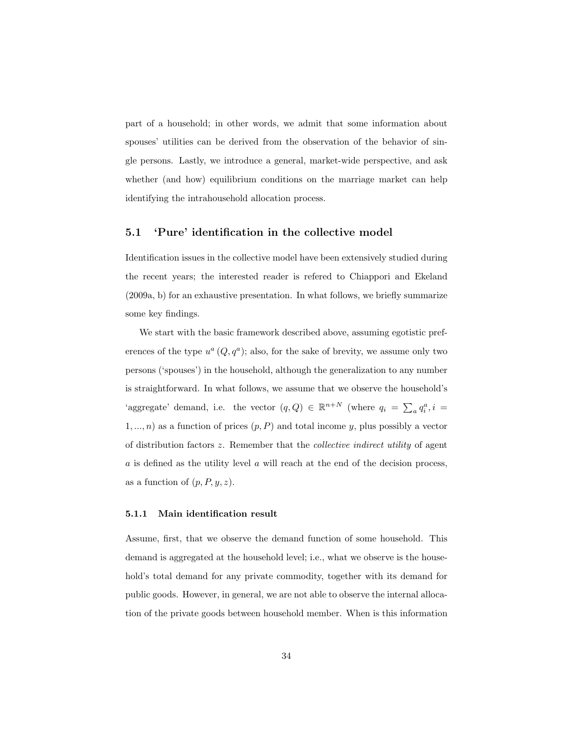part of a household; in other words, we admit that some information about spouses' utilities can be derived from the observation of the behavior of single persons. Lastly, we introduce a general, market-wide perspective, and ask whether (and how) equilibrium conditions on the marriage market can help identifying the intrahousehold allocation process.

## 5.1 'Pure' identification in the collective model

Identification issues in the collective model have been extensively studied during the recent years; the interested reader is refered to Chiappori and Ekeland (2009a, b) for an exhaustive presentation. In what follows, we briefly summarize some key findings.

We start with the basic framework described above, assuming egotistic preferences of the type $u^a(Q, q^a)$; also, for the sake of brevity, we assume only two persons ('spouses') in the household, although the generalization to any number is straightforward. In what follows, we assume that we observe the household's 'aggregate' demand, i.e. the vector $(q, Q) \in \mathbb{R}^{n+N}$ (where $q_i = \sum_a q_i^a, i = 1, ..., n$) as a function of prices $(p, P)$ and total income $y$, plus possibly a vector of distribution factors $z$. Remember that the *collective indirect utility* of agent $a$ is defined as the utility level $a$ will reach at the end of the decision process, as a function of $(p, P, y, z)$.

### 5.1.1 Main identification result

Assume, first, that we observe the demand function of some household. This demand is aggregated at the household level; i.e., what we observe is the household's total demand for any private commodity, together with its demand for public goods. However, in general, we are not able to observe the internal allocation of the private goods between household member. When is this information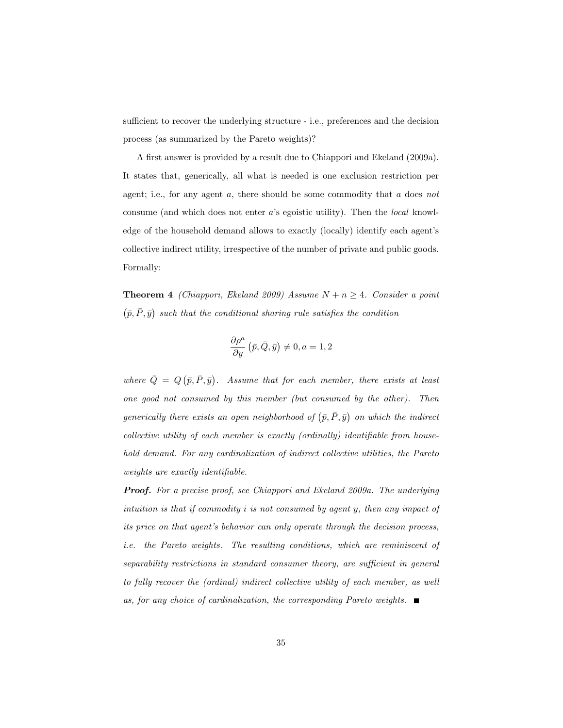sufficient to recover the underlying structure - i.e., preferences and the decision process (as summarized by the Pareto weights)?

A first answer is provided by a result due to Chiappori and Ekeland (2009a). It states that, generically, all what is needed is one exclusion restriction per agent; i.e., for any agent $a$, there should be some commodity that $a$ does *not* consume (and which does not enter $a$'s egoistic utility). Then the *local* knowledge of the household demand allows to exactly (locally) identify each agent's collective indirect utility, irrespective of the number of private and public goods. Formally:

**Theorem 4** *(Chiappori, Ekeland 2009) Assume $N + n \geq 4$. Consider a point $(\bar{p}, \bar{P}, \bar{y})$ such that the conditional sharing rule satisfies the condition*

$$\frac{\partial \rho^a}{\partial y}\left(\bar{p}, \bar{Q}, \bar{y}\right) \neq 0, a = 1, 2$$

*where $\bar{Q} = Q\left(\bar{p}, \bar{P}, \bar{y}\right)$. Assume that for each member, there exists at least one good not consumed by this member (but consumed by the other). Then generically there exists an open neighborhood of $\left(\bar{p}, \bar{P}, \bar{y}\right)$ on which the indirect collective utility of each member is exactly (ordinally) identifiable from household demand. For any cardinalization of indirect collective utilities, the Pareto weights are exactly identifiable.*

***Proof.*** *For a precise proof, see Chiappori and Ekeland 2009a. The underlying intuition is that if commodity $i$ is not consumed by agent $y$, then any impact of its price on that agent's behavior can only operate through the decision process, i.e. the Pareto weights. The resulting conditions, which are reminiscent of separability restrictions in standard consumer theory, are sufficient in general to fully recover the (ordinal) indirect collective utility of each member, as well as, for any choice of cardinalization, the corresponding Pareto weights.* ■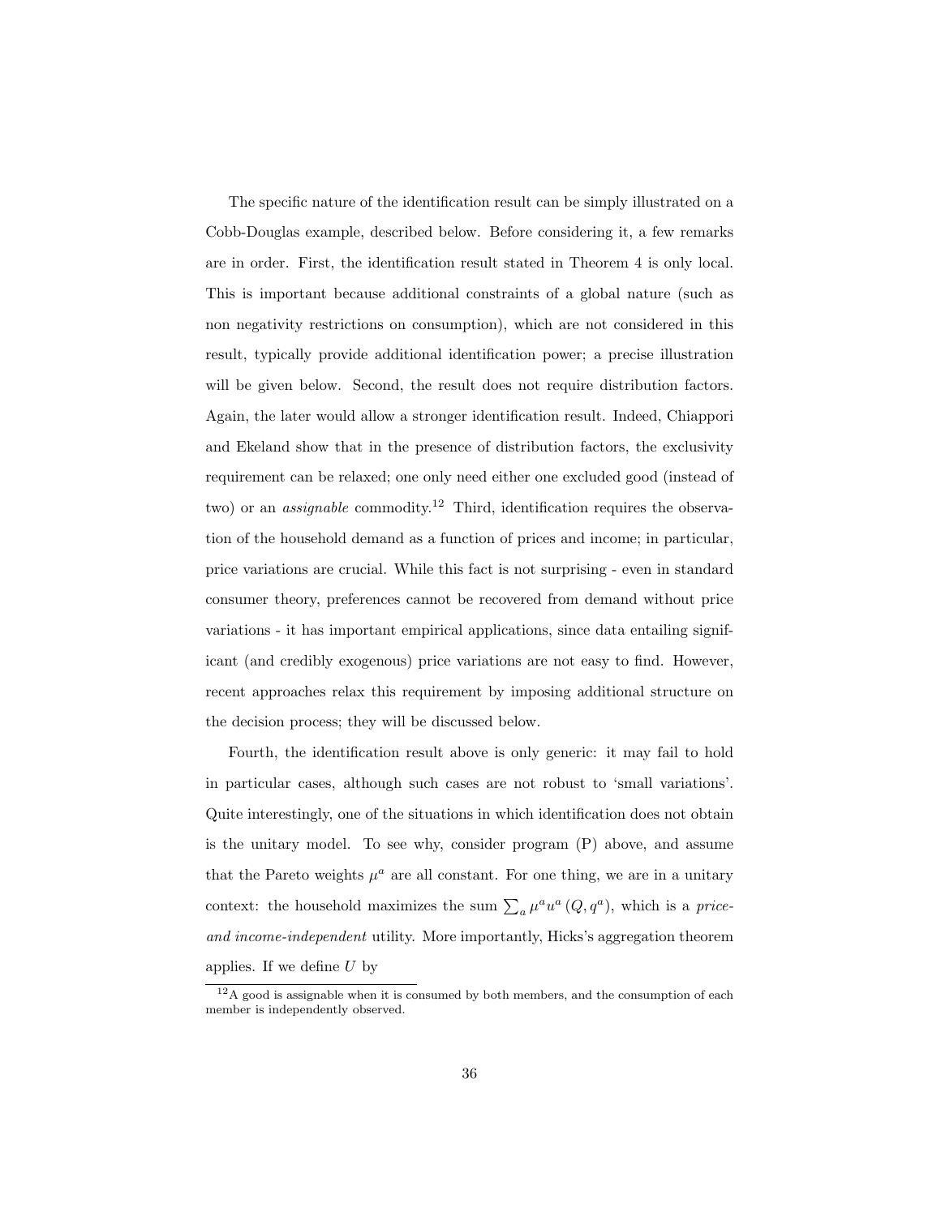The specific nature of the identification result can be simply illustrated on a Cobb-Douglas example, described below. Before considering it, a few remarks are in order. First, the identification result stated in Theorem 4 is only local. This is important because additional constraints of a global nature (such as non negativity restrictions on consumption), which are not considered in this result, typically provide additional identification power; a precise illustration will be given below. Second, the result does not require distribution factors. Again, the later would allow a stronger identification result. Indeed, Chiappori and Ekeland show that in the presence of distribution factors, the exclusivity requirement can be relaxed; one only need either one excluded good (instead of two) or an *assignable* commodity.[12] Third, identification requires the observation of the household demand as a function of prices and income; in particular, price variations are crucial. While this fact is not surprising - even in standard consumer theory, preferences cannot be recovered from demand without price variations - it has important empirical applications, since data entailing significant (and credibly exogenous) price variations are not easy to find. However, recent approaches relax this requirement by imposing additional structure on the decision process; they will be discussed below.

Fourth, the identification result above is only generic: it may fail to hold in particular cases, although such cases are not robust to 'small variations'. Quite interestingly, one of the situations in which identification does not obtain is the unitary model. To see why, consider program (P) above, and assume that the Pareto weights $\mu^a$ are all constant. For one thing, we are in a unitary context: the household maximizes the sum $\sum_a \mu^a u^a(Q, q^a)$, which is a *price- and income-independent* utility. More importantly, Hicks's aggregation theorem applies. If we define $U$ by

[12] A good is assignable when it is consumed by both members, and the consumption of each member is independently observed.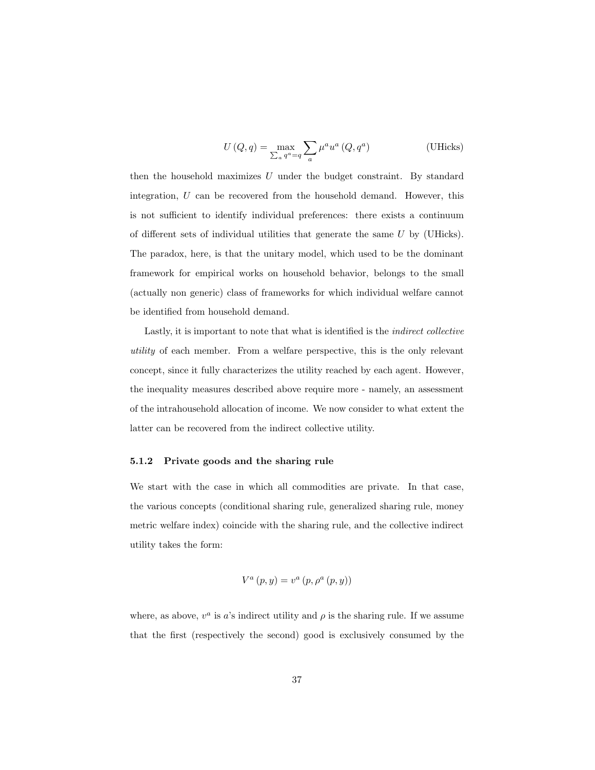$$U(Q,q) = \max_{\sum_a q^a = q} \sum_a \mu^a u^a(Q, q^a) \tag{UHicks}$$

then the household maximizes $U$ under the budget constraint. By standard integration, $U$ can be recovered from the household demand. However, this is not sufficient to identify individual preferences: there exists a continuum of different sets of individual utilities that generate the same $U$ by (UHicks). The paradox, here, is that the unitary model, which used to be the dominant framework for empirical works on household behavior, belongs to the small (actually non generic) class of frameworks for which individual welfare cannot be identified from household demand.

Lastly, it is important to note that what is identified is the *indirect collective utility* of each member. From a welfare perspective, this is the only relevant concept, since it fully characterizes the utility reached by each agent. However, the inequality measures described above require more - namely, an assessment of the intrahousehold allocation of income. We now consider to what extent the latter can be recovered from the indirect collective utility.

### 5.1.2 Private goods and the sharing rule

We start with the case in which all commodities are private. In that case, the various concepts (conditional sharing rule, generalized sharing rule, money metric welfare index) coincide with the sharing rule, and the collective indirect utility takes the form:

$$V^a(p, y) = v^a(p, \rho^a(p, y))$$

where, as above, $v^a$ is $a$'s indirect utility and $\rho$ is the sharing rule. If we assume that the first (respectively the second) good is exclusively consumed by the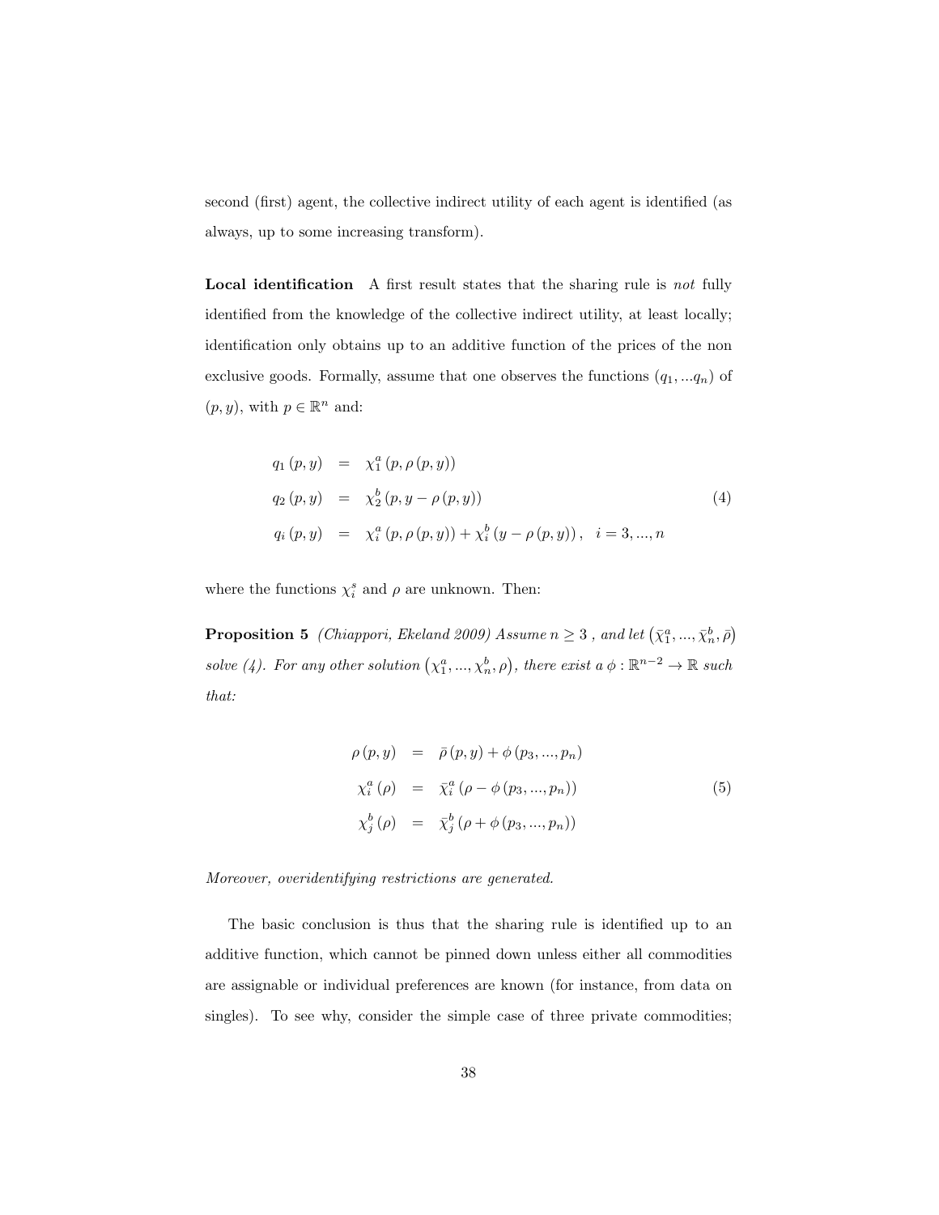second (first) agent, the collective indirect utility of each agent is identified (as always, up to some increasing transform).

**Local identification** A first result states that the sharing rule is *not* fully identified from the knowledge of the collective indirect utility, at least locally; identification only obtains up to an additive function of the prices of the non exclusive goods. Formally, assume that one observes the functions $(q_1, ...q_n)$ of $(p, y)$, with $p \in \mathbb{R}^n$ and:

$$
\begin{aligned}
q_1(p, y) &= \chi_1^a(p, \rho(p, y)) \\
q_2(p, y) &= \chi_2^b(p, y - \rho(p, y)) \\
q_i(p, y) &= \chi_i^a(p, \rho(p, y)) + \chi_i^b(y - \rho(p, y)), \quad i = 3, ..., n
\end{aligned}
\tag{4}
$$

where the functions $\chi_i^s$ and $\rho$ are unknown. Then:

**Proposition 5** *(Chiappori, Ekeland 2009) Assume $n \geq 3$ , and let $\left(\bar{\chi}_1^a, ..., \bar{\chi}_n^b, \bar{\rho}\right)$ solve (4). For any other solution $\left(\chi_1^a, ..., \chi_n^b, \rho\right)$, there exist a $\phi : \mathbb{R}^{n-2} \to \mathbb{R}$ such that:*

$$
\begin{aligned}
\rho(p, y) &= \bar{\rho}(p, y) + \phi(p_3, ..., p_n) \\
\chi_i^a(\rho) &= \bar{\chi}_i^a(\rho - \phi(p_3, ..., p_n)) \\
\chi_j^b(\rho) &= \bar{\chi}_j^b(\rho + \phi(p_3, ..., p_n))
\end{aligned}
\tag{5}
$$

*Moreover, overidentifying restrictions are generated.*

The basic conclusion is thus that the sharing rule is identified up to an additive function, which cannot be pinned down unless either all commodities are assignable or individual preferences are known (for instance, from data on singles). To see why, consider the simple case of three private commodities;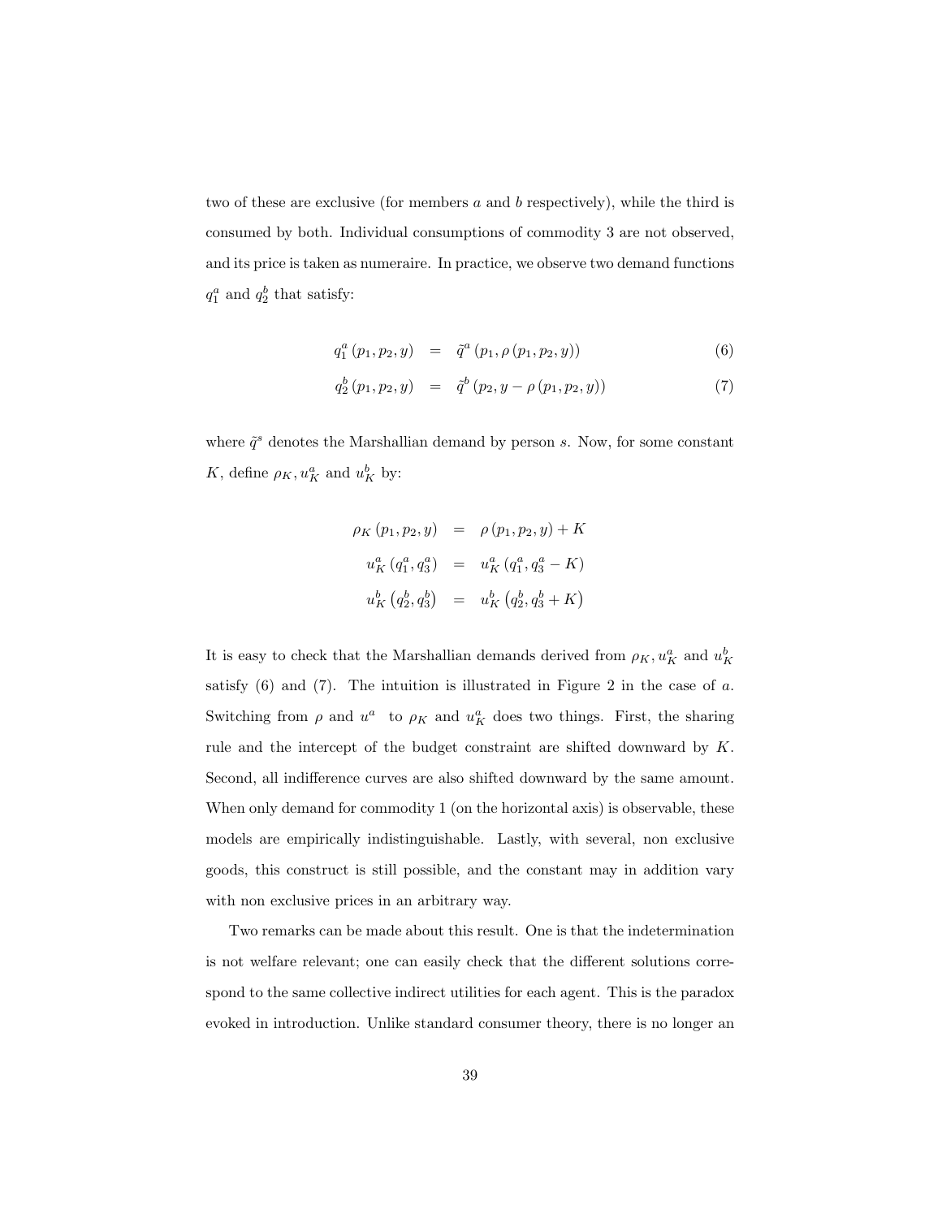two of these are exclusive (for members $a$ and $b$ respectively), while the third is consumed by both. Individual consumptions of commodity 3 are not observed, and its price is taken as numeraire. In practice, we observe two demand functions $q_1^a$ and $q_2^b$ that satisfy:

$$
\begin{aligned}
q_1^a(p_1, p_2, y) &= \tilde{q}^a(p_1, \rho(p_1, p_2, y)) \qquad (6) \\
q_2^b(p_1, p_2, y) &= \tilde{q}^b(p_2, y - \rho(p_1, p_2, y)) \qquad (7)
\end{aligned}
$$

where $\tilde{q}^s$ denotes the Marshallian demand by person $s$. Now, for some constant $K$, define $\rho_K, u_K^a$ and $u_K^b$ by:

$$
\begin{aligned}
\rho_K(p_1, p_2, y) &= \rho(p_1, p_2, y) + K \\
u_K^a(q_1^a, q_3^a) &= u_K^a(q_1^a, q_3^a - K) \\
u_K^b(q_2^b, q_3^b) &= u_K^b(q_2^b, q_3^b + K)
\end{aligned}
$$

It is easy to check that the Marshallian demands derived from $\rho_K, u_K^a$ and $u_K^b$ satisfy (6) and (7). The intuition is illustrated in Figure 2 in the case of $a$. Switching from $\rho$ and $u^a$ to $\rho_K$ and $u_K^a$ does two things. First, the sharing rule and the intercept of the budget constraint are shifted downward by $K$. Second, all indifference curves are also shifted downward by the same amount. When only demand for commodity 1 (on the horizontal axis) is observable, these models are empirically indistinguishable. Lastly, with several, non exclusive goods, this construct is still possible, and the constant may in addition vary with non exclusive prices in an arbitrary way.

Two remarks can be made about this result. One is that the indetermination is not welfare relevant; one can easily check that the different solutions correspond to the same collective indirect utilities for each agent. This is the paradox evoked in introduction. Unlike standard consumer theory, there is no longer an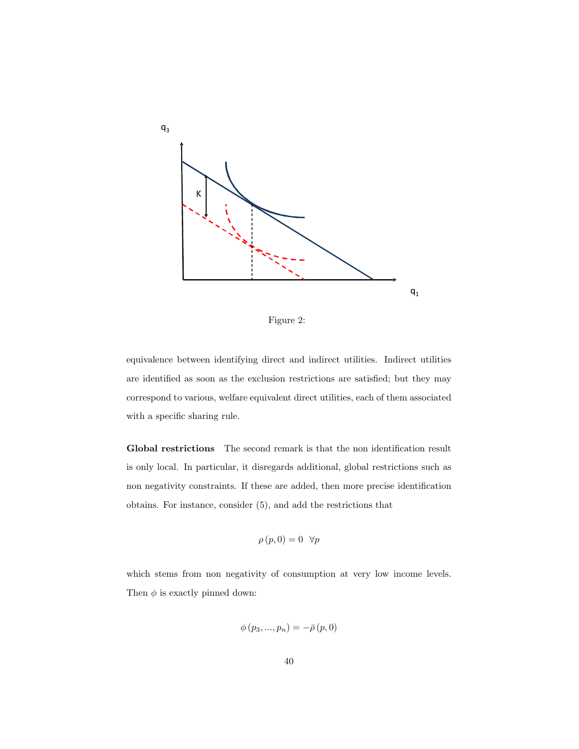Figure 2:

equivalence between identifying direct and indirect utilities. Indirect utilities are identified as soon as the exclusion restrictions are satisfied; but they may correspond to various, welfare equivalent direct utilities, each of them associated with a specific sharing rule.

**Global restrictions** The second remark is that the non identification result is only local. In particular, it disregards additional, global restrictions such as non negativity constraints. If these are added, then more precise identification obtains. For instance, consider (5), and add the restrictions that

$$\rho(p, 0) = 0 \quad \forall p$$

which stems from non negativity of consumption at very low income levels. Then $\phi$ is exactly pinned down:

$$\phi(p_3, ..., p_n) = -\bar{\rho}(p, 0)$$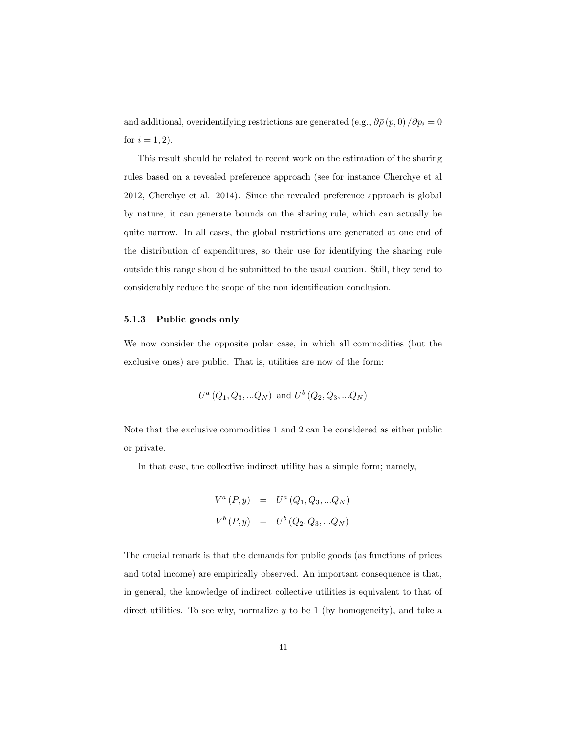and additional, overidentifying restrictions are generated (e.g., $\partial\bar{\rho}(p,0)/\partial p_i = 0$ for $i = 1, 2$).

This result should be related to recent work on the estimation of the sharing rules based on a revealed preference approach (see for instance Cherchye et al 2012, Cherchye et al. 2014). Since the revealed preference approach is global by nature, it can generate bounds on the sharing rule, which can actually be quite narrow. In all cases, the global restrictions are generated at one end of the distribution of expenditures, so their use for identifying the sharing rule outside this range should be submitted to the usual caution. Still, they tend to considerably reduce the scope of the non identification conclusion.

### 5.1.3 Public goods only

We now consider the opposite polar case, in which all commodities (but the exclusive ones) are public. That is, utilities are now of the form:

$$U^a(Q_1, Q_3, ...Q_N) \text{ and } U^b(Q_2, Q_3, ...Q_N)$$

Note that the exclusive commodities 1 and 2 can be considered as either public or private.

In that case, the collective indirect utility has a simple form; namely,

$$\begin{aligned} V^a(P, y) &= U^a(Q_1, Q_3, ...Q_N) \\ V^b(P, y) &= U^b(Q_2, Q_3, ...Q_N) \end{aligned}$$

The crucial remark is that the demands for public goods (as functions of prices and total income) are empirically observed. An important consequence is that, in general, the knowledge of indirect collective utilities is equivalent to that of direct utilities. To see why, normalize $y$ to be 1 (by homogeneity), and take a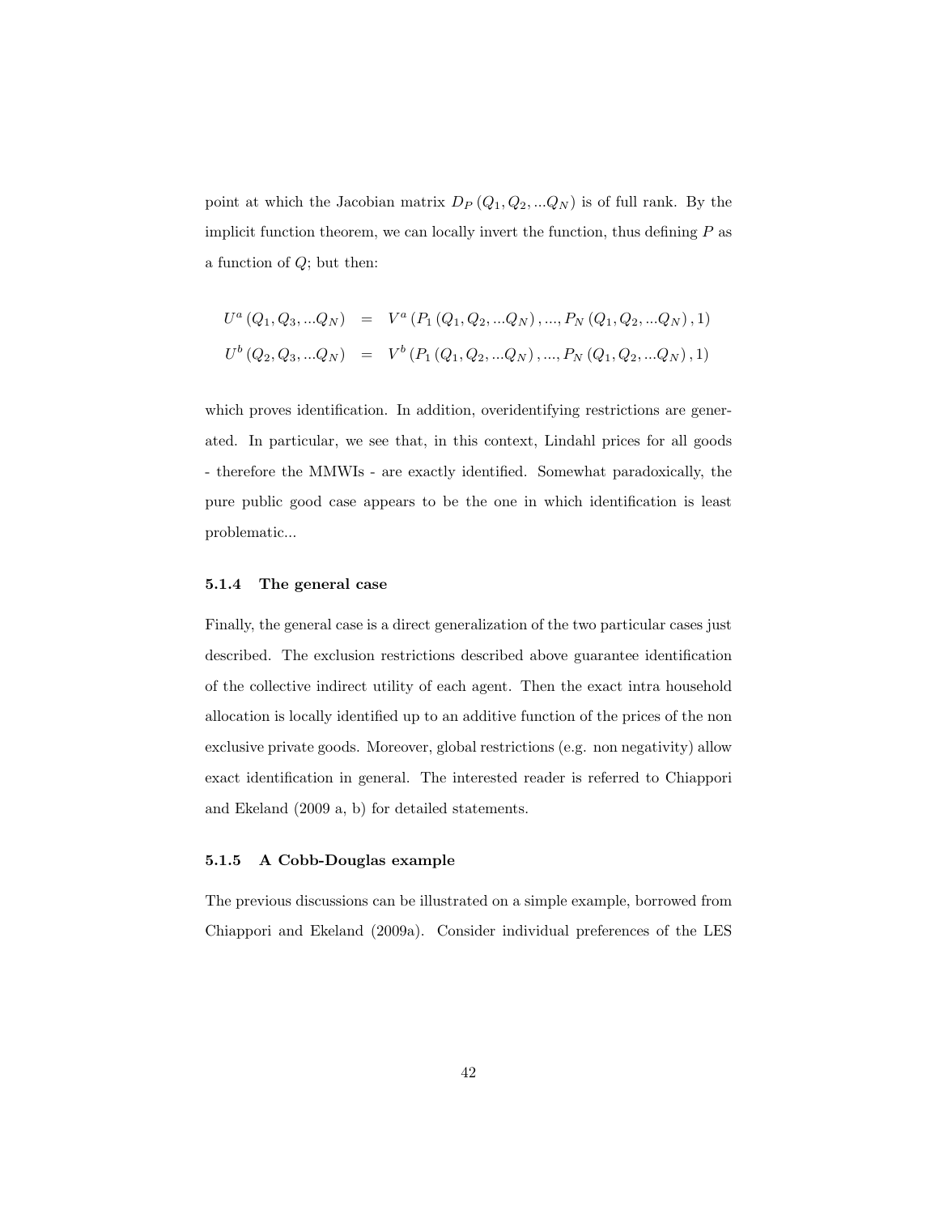point at which the Jacobian matrix $D_P(Q_1, Q_2, ...Q_N)$ is of full rank. By the implicit function theorem, we can locally invert the function, thus defining $P$ as a function of $Q$; but then:

$$
\begin{aligned}
U^a(Q_1, Q_3, ...Q_N) &= V^a(P_1(Q_1, Q_2, ...Q_N), ..., P_N(Q_1, Q_2, ...Q_N), 1) \\
U^b(Q_2, Q_3, ...Q_N) &= V^b(P_1(Q_1, Q_2, ...Q_N), ..., P_N(Q_1, Q_2, ...Q_N), 1)
\end{aligned}
$$

which proves identification. In addition, overidentifying restrictions are generated. In particular, we see that, in this context, Lindahl prices for all goods - therefore the MMWIs - are exactly identified. Somewhat paradoxically, the pure public good case appears to be the one in which identification is least problematic...

### 5.1.4 The general case

Finally, the general case is a direct generalization of the two particular cases just described. The exclusion restrictions described above guarantee identification of the collective indirect utility of each agent. Then the exact intra household allocation is locally identified up to an additive function of the prices of the non exclusive private goods. Moreover, global restrictions (e.g. non negativity) allow exact identification in general. The interested reader is referred to Chiappori and Ekeland (2009 a, b) for detailed statements.

### 5.1.5 A Cobb-Douglas example

The previous discussions can be illustrated on a simple example, borrowed from Chiappori and Ekeland (2009a). Consider individual preferences of the LES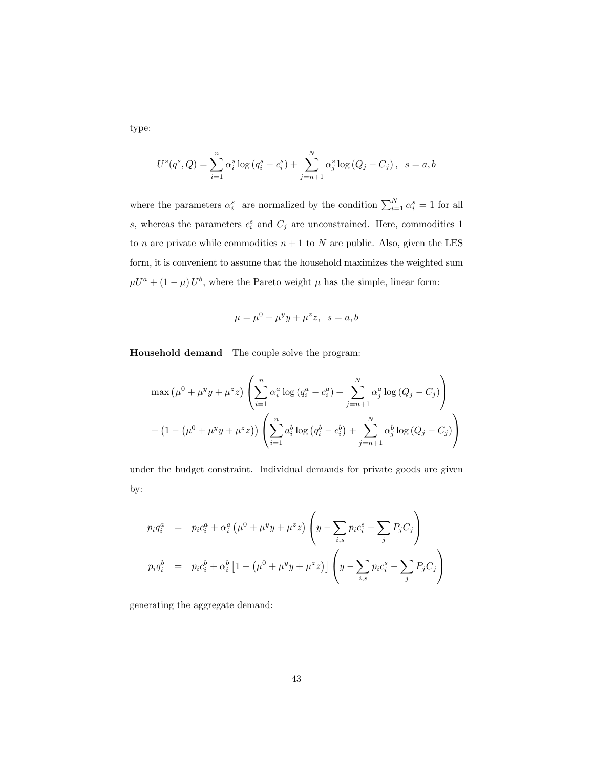type:

$$U^s(q^s, Q) = \sum_{i=1}^{n} \alpha_i^s \log\left(q_i^s - c_i^s\right) + \sum_{j=n+1}^{N} \alpha_j^s \log\left(Q_j - C_j\right), \quad s = a, b$$

where the parameters $\alpha_i^s$ are normalized by the condition $\sum_{i=1}^{N} \alpha_i^s = 1$ for all $s$, whereas the parameters $c_i^s$ and $C_j$ are unconstrained. Here, commodities 1 to $n$ are private while commodities $n+1$ to $N$ are public. Also, given the LES form, it is convenient to assume that the household maximizes the weighted sum $\mu U^a + (1-\mu) U^b$, where the Pareto weight $\mu$ has the simple, linear form:

$$\mu = \mu^0 + \mu^y y + \mu^z z, \quad s = a, b$$

**Household demand** The couple solve the program:

$$\max \left(\mu^0 + \mu^y y + \mu^z z\right) \left( \sum_{i=1}^{n} \alpha_i^a \log\left(q_i^a - c_i^a\right) + \sum_{j=n+1}^{N} \alpha_j^a \log\left(Q_j - C_j\right) \right)$$
$$+ \left(1 - \left(\mu^0 + \mu^y y + \mu^z z\right)\right) \left( \sum_{i=1}^{n} a_i^b \log\left(q_i^b - c_i^b\right) + \sum_{j=n+1}^{N} \alpha_j^b \log\left(Q_j - C_j\right) \right)$$

under the budget constraint. Individual demands for private goods are given by:

$$p_i q_i^a = p_i c_i^a + \alpha_i^a \left(\mu^0 + \mu^y y + \mu^z z\right) \left( y - \sum_{i,s} p_i c_i^s - \sum_j P_j C_j \right)$$
$$p_i q_i^b = p_i c_i^b + \alpha_i^b \left[1 - \left(\mu^0 + \mu^y y + \mu^z z\right)\right] \left( y - \sum_{i,s} p_i c_i^s - \sum_j P_j C_j \right)$$

generating the aggregate demand: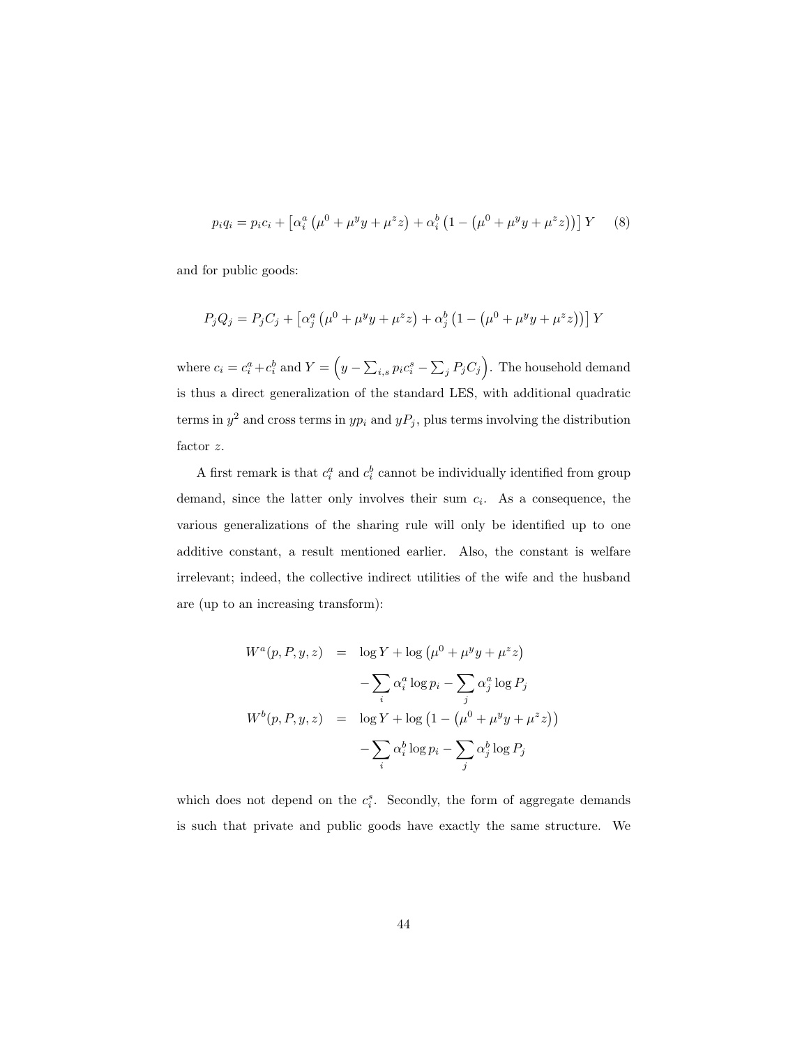$$p_i q_i = p_i c_i + \left[\alpha_i^a \left(\mu^0 + \mu^y y + \mu^z z\right) + \alpha_i^b \left(1 - \left(\mu^0 + \mu^y y + \mu^z z\right)\right)\right] Y \quad (8)$$

and for public goods:

$$P_j Q_j = P_j C_j + \left[\alpha_j^a \left(\mu^0 + \mu^y y + \mu^z z\right) + \alpha_j^b \left(1 - \left(\mu^0 + \mu^y y + \mu^z z\right)\right)\right] Y$$

where $c_i = c_i^a + c_i^b$ and $Y = \left(y - \sum_{i,s} p_i c_i^s - \sum_j P_j C_j\right)$. The household demand is thus a direct generalization of the standard LES, with additional quadratic terms in $y^2$ and cross terms in $yp_i$ and $yP_j$, plus terms involving the distribution factor $z$.

A first remark is that $c_i^a$ and $c_i^b$ cannot be individually identified from group demand, since the latter only involves their sum $c_i$. As a consequence, the various generalizations of the sharing rule will only be identified up to one additive constant, a result mentioned earlier. Also, the constant is welfare irrelevant; indeed, the collective indirect utilities of the wife and the husband are (up to an increasing transform):

$$\begin{aligned} W^a(p, P, y, z) &= \log Y + \log\left(\mu^0 + \mu^y y + \mu^z z\right) \\ &\quad - \sum_i \alpha_i^a \log p_i - \sum_j \alpha_j^a \log P_j \\ W^b(p, P, y, z) &= \log Y + \log\left(1 - \left(\mu^0 + \mu^y y + \mu^z z\right)\right) \\ &\quad - \sum_i \alpha_i^b \log p_i - \sum_j \alpha_j^b \log P_j \end{aligned}$$

which does not depend on the $c_i^s$. Secondly, the form of aggregate demands is such that private and public goods have exactly the same structure. We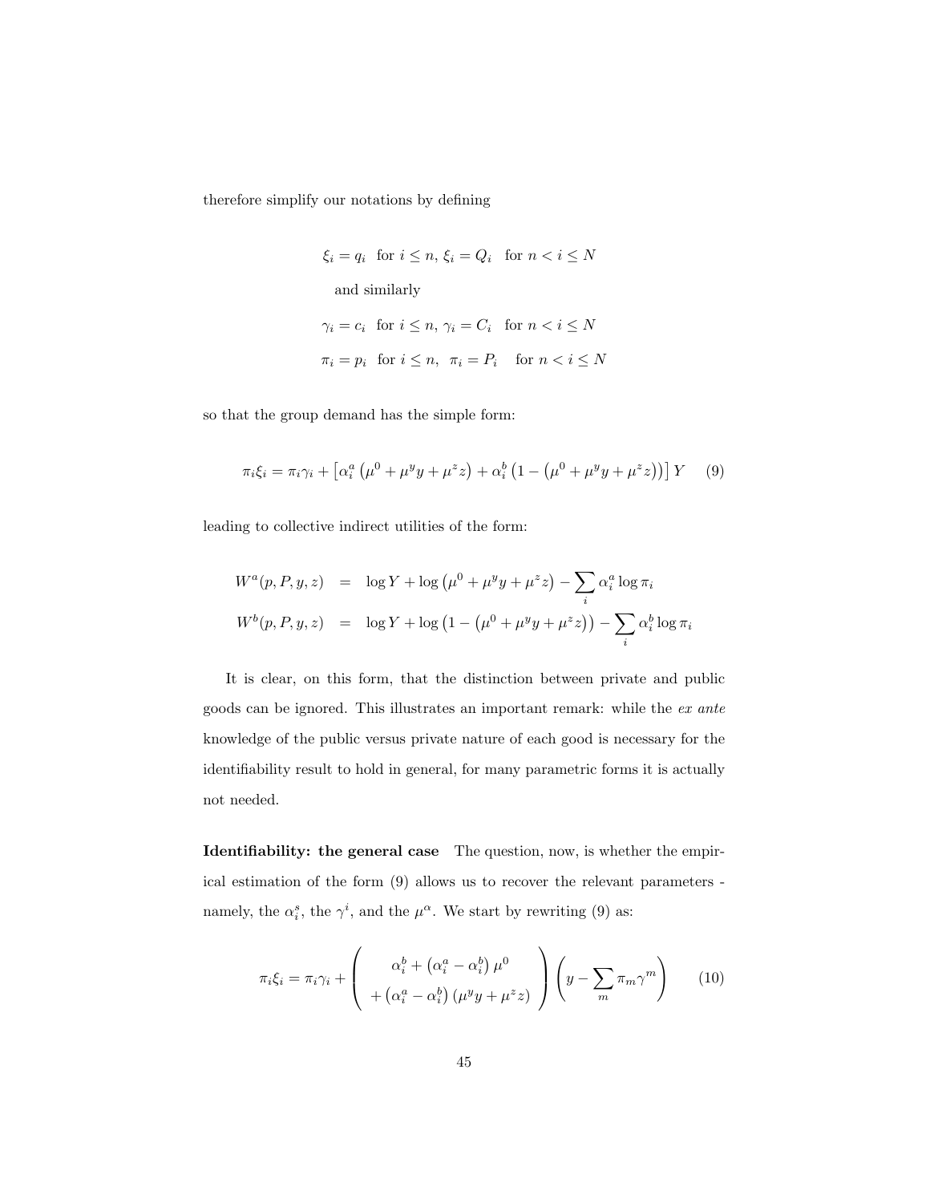therefore simplify our notations by defining

$$
\begin{aligned}
&\xi_i = q_i \text{ for } i \leq n,\ \xi_i = Q_i \quad \text{for } n < i \leq N \\
&\quad \text{and similarly} \\
&\gamma_i = c_i \text{ for } i \leq n,\ \gamma_i = C_i \quad \text{for } n < i \leq N \\
&\pi_i = p_i \text{ for } i \leq n,\ \ \pi_i = P_i \quad \text{for } n < i \leq N
\end{aligned}
$$

so that the group demand has the simple form:

$$
\pi_i \xi_i = \pi_i \gamma_i + \left[\alpha_i^a \left(\mu^0 + \mu^y y + \mu^z z\right) + \alpha_i^b \left(1 - \left(\mu^0 + \mu^y y + \mu^z z\right)\right)\right] Y \tag{9}
$$

leading to collective indirect utilities of the form:

$$
\begin{aligned}
W^a(p, P, y, z) &= \log Y + \log\left(\mu^0 + \mu^y y + \mu^z z\right) - \sum_i \alpha_i^a \log \pi_i \\
W^b(p, P, y, z) &= \log Y + \log\left(1 - \left(\mu^0 + \mu^y y + \mu^z z\right)\right) - \sum_i \alpha_i^b \log \pi_i
\end{aligned}
$$

It is clear, on this form, that the distinction between private and public goods can be ignored. This illustrates an important remark: while the *ex ante* knowledge of the public versus private nature of each good is necessary for the identifiability result to hold in general, for many parametric forms it is actually not needed.

**Identifiability: the general case** The question, now, is whether the empirical estimation of the form (9) allows us to recover the relevant parameters - namely, the $\alpha_i^s$, the $\gamma^i$, and the $\mu^\alpha$. We start by rewriting (9) as:

$$
\pi_i \xi_i = \pi_i \gamma_i + \left( \begin{array}{c} \alpha_i^b + \left(\alpha_i^a - \alpha_i^b\right) \mu^0 \\ + \left(\alpha_i^a - \alpha_i^b\right) \left(\mu^y y + \mu^z z\right) \end{array} \right) \left( y - \sum_m \pi_m \gamma^m \right) \tag{10}
$$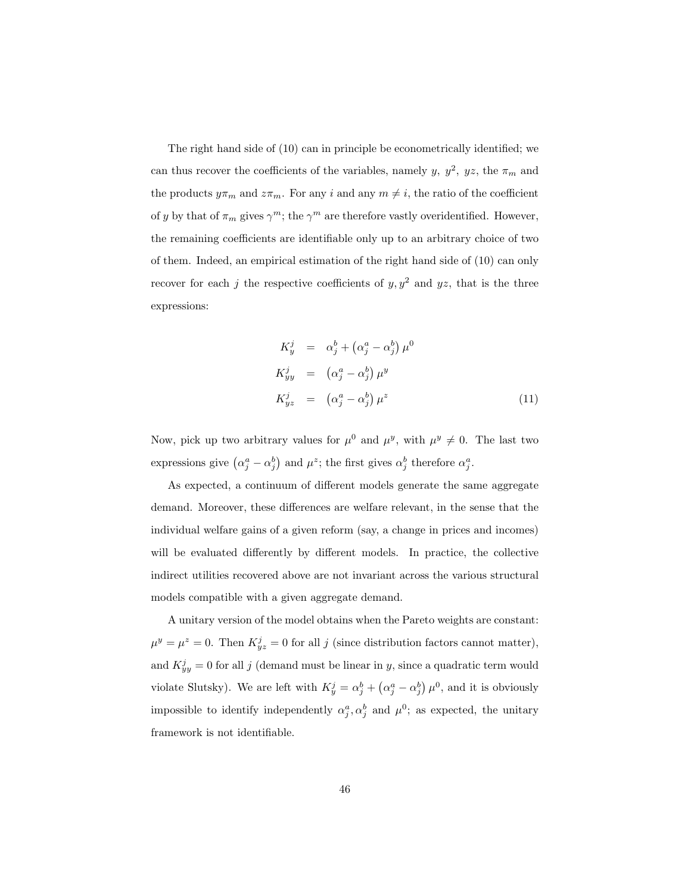The right hand side of (10) can in principle be econometrically identified; we can thus recover the coefficients of the variables, namely $y$, $y^2$, $yz$, the $\pi_m$ and the products $y\pi_m$ and $z\pi_m$. For any $i$ and any $m \neq i$, the ratio of the coefficient of $y$ by that of $\pi_m$ gives $\gamma^m$; the $\gamma^m$ are therefore vastly overidentified. However, the remaining coefficients are identifiable only up to an arbitrary choice of two of them. Indeed, an empirical estimation of the right hand side of (10) can only recover for each $j$ the respective coefficients of $y, y^2$ and $yz$, that is the three expressions:

$$
\begin{aligned}
K_y^j &= \alpha_j^b + \left(\alpha_j^a - \alpha_j^b\right)\mu^0 \\
K_{yy}^j &= \left(\alpha_j^a - \alpha_j^b\right)\mu^y \\
K_{yz}^j &= \left(\alpha_j^a - \alpha_j^b\right)\mu^z
\end{aligned} \tag{11}
$$

Now, pick up two arbitrary values for $\mu^0$ and $\mu^y$, with $\mu^y \neq 0$. The last two expressions give $\left(\alpha_j^a - \alpha_j^b\right)$ and $\mu^z$; the first gives $\alpha_j^b$ therefore $\alpha_j^a$.

As expected, a continuum of different models generate the same aggregate demand. Moreover, these differences are welfare relevant, in the sense that the individual welfare gains of a given reform (say, a change in prices and incomes) will be evaluated differently by different models. In practice, the collective indirect utilities recovered above are not invariant across the various structural models compatible with a given aggregate demand.

A unitary version of the model obtains when the Pareto weights are constant: $\mu^y = \mu^z = 0$. Then $K_{yz}^j = 0$ for all $j$ (since distribution factors cannot matter), and $K_{yy}^j = 0$ for all $j$ (demand must be linear in $y$, since a quadratic term would violate Slutsky). We are left with $K_y^j = \alpha_j^b + \left(\alpha_j^a - \alpha_j^b\right)\mu^0$, and it is obviously impossible to identify independently $\alpha_j^a, \alpha_j^b$ and $\mu^0$; as expected, the unitary framework is not identifiable.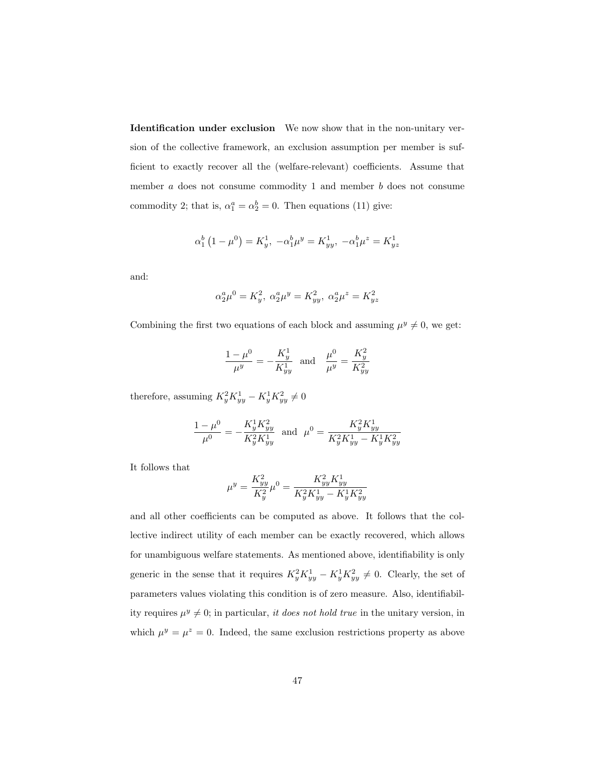**Identification under exclusion** We now show that in the non-unitary version of the collective framework, an exclusion assumption per member is sufficient to exactly recover all the (welfare-relevant) coefficients. Assume that member $a$ does not consume commodity 1 and member $b$ does not consume commodity 2; that is, $\alpha_1^a = \alpha_2^b = 0$. Then equations (11) give:

$$\alpha_1^b \left(1 - \mu^0\right) = K_y^1,\ -\alpha_1^b \mu^y = K_{yy}^1,\ -\alpha_1^b \mu^z = K_{yz}^1$$

and:

$$\alpha_2^a \mu^0 = K_y^2,\ \alpha_2^a \mu^y = K_{yy}^2,\ \alpha_2^a \mu^z = K_{yz}^2$$

Combining the first two equations of each block and assuming $\mu^y \neq 0$, we get:

$$\frac{1-\mu^0}{\mu^y} = -\frac{K_y^1}{K_{yy}^1} \quad \text{and} \quad \frac{\mu^0}{\mu^y} = \frac{K_y^2}{K_{yy}^2}$$

therefore, assuming $K_y^2 K_{yy}^1 - K_y^1 K_{yy}^2 \neq 0$

$$\frac{1-\mu^0}{\mu^0} = -\frac{K_y^1 K_{yy}^2}{K_y^2 K_{yy}^1} \ \text{ and } \ \mu^0 = \frac{K_y^2 K_{yy}^1}{K_y^2 K_{yy}^1 - K_y^1 K_{yy}^2}$$

It follows that

$$\mu^y = \frac{K_{yy}^2}{K_y^2}\mu^0 = \frac{K_{yy}^2 K_{yy}^1}{K_y^2 K_{yy}^1 - K_y^1 K_{yy}^2}$$

and all other coefficients can be computed as above. It follows that the collective indirect utility of each member can be exactly recovered, which allows for unambiguous welfare statements. As mentioned above, identifiability is only generic in the sense that it requires $K_y^2 K_{yy}^1 - K_y^1 K_{yy}^2 \neq 0$. Clearly, the set of parameters values violating this condition is of zero measure. Also, identifiability requires $\mu^y \neq 0$; in particular, *it does not hold true* in the unitary version, in which $\mu^y = \mu^z = 0$. Indeed, the same exclusion restrictions property as above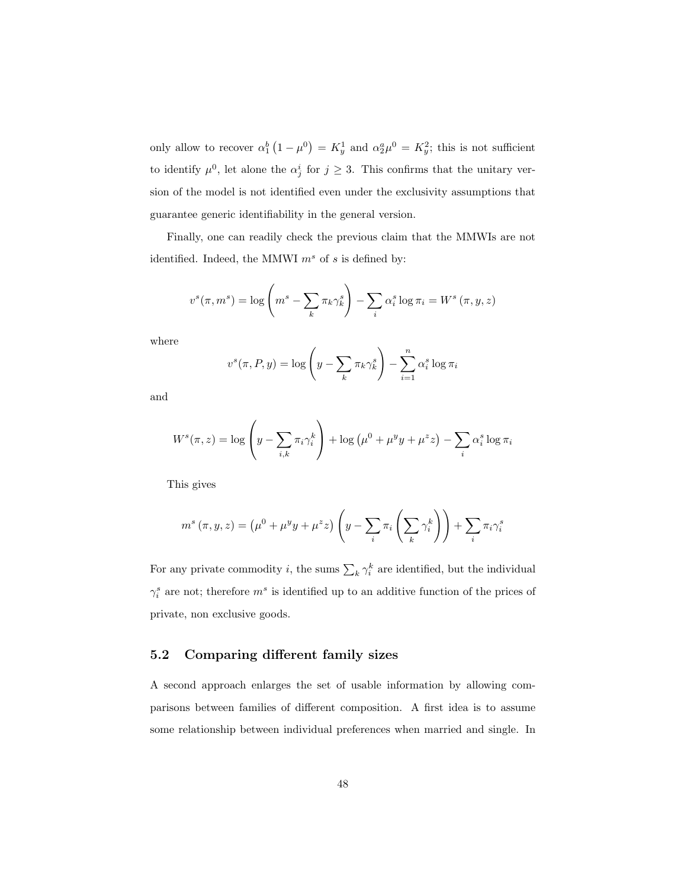only allow to recover $\alpha_1^b \left(1 - \mu^0\right) = K_y^1$ and $\alpha_2^a \mu^0 = K_y^2$; this is not sufficient to identify $\mu^0$, let alone the $\alpha_j^i$ for $j \geq 3$. This confirms that the unitary version of the model is not identified even under the exclusivity assumptions that guarantee generic identifiability in the general version.

Finally, one can readily check the previous claim that the MMWIs are not identified. Indeed, the MMWI $m^s$ of $s$ is defined by:

$$v^s(\pi, m^s) = \log\left(m^s - \sum_k \pi_k \gamma_k^s\right) - \sum_i \alpha_i^s \log \pi_i = W^s\left(\pi, y, z\right)$$

where

$$v^s(\pi, P, y) = \log\left(y - \sum_k \pi_k \gamma_k^s\right) - \sum_{i=1}^n \alpha_i^s \log \pi_i$$

and

$$W^s(\pi, z) = \log\left(y - \sum_{i,k} \pi_i \gamma_i^k\right) + \log\left(\mu^0 + \mu^y y + \mu^z z\right) - \sum_i \alpha_i^s \log \pi_i$$

This gives

$$m^s\left(\pi, y, z\right) = \left(\mu^0 + \mu^y y + \mu^z z\right)\left(y - \sum_i \pi_i \left(\sum_k \gamma_i^k\right)\right) + \sum_i \pi_i \gamma_i^s$$

For any private commodity $i$, the sums $\sum_k \gamma_i^k$ are identified, but the individual $\gamma_i^s$ are not; therefore $m^s$ is identified up to an additive function of the prices of private, non exclusive goods.

## 5.2 Comparing different family sizes

A second approach enlarges the set of usable information by allowing comparisons between families of different composition. A first idea is to assume some relationship between individual preferences when married and single. In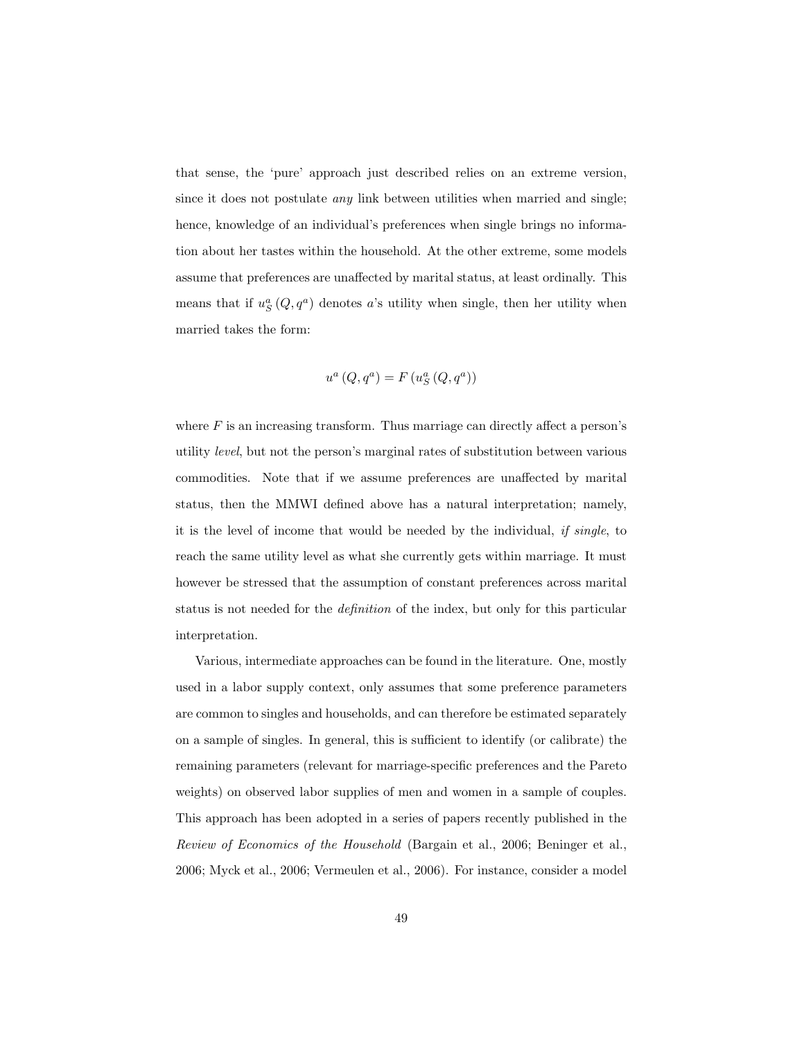that sense, the 'pure' approach just described relies on an extreme version, since it does not postulate *any* link between utilities when married and single; hence, knowledge of an individual's preferences when single brings no information about her tastes within the household. At the other extreme, some models assume that preferences are unaffected by marital status, at least ordinally. This means that if $u_S^a(Q, q^a)$ denotes $a$'s utility when single, then her utility when married takes the form:

$$u^a(Q, q^a) = F(u_S^a(Q, q^a))$$

where $F$ is an increasing transform. Thus marriage can directly affect a person's utility *level*, but not the person's marginal rates of substitution between various commodities. Note that if we assume preferences are unaffected by marital status, then the MMWI defined above has a natural interpretation; namely, it is the level of income that would be needed by the individual, *if single*, to reach the same utility level as what she currently gets within marriage. It must however be stressed that the assumption of constant preferences across marital status is not needed for the *definition* of the index, but only for this particular interpretation.

Various, intermediate approaches can be found in the literature. One, mostly used in a labor supply context, only assumes that some preference parameters are common to singles and households, and can therefore be estimated separately on a sample of singles. In general, this is sufficient to identify (or calibrate) the remaining parameters (relevant for marriage-specific preferences and the Pareto weights) on observed labor supplies of men and women in a sample of couples. This approach has been adopted in a series of papers recently published in the *Review of Economics of the Household* (Bargain et al., 2006; Beninger et al., 2006; Myck et al., 2006; Vermeulen et al., 2006). For instance, consider a model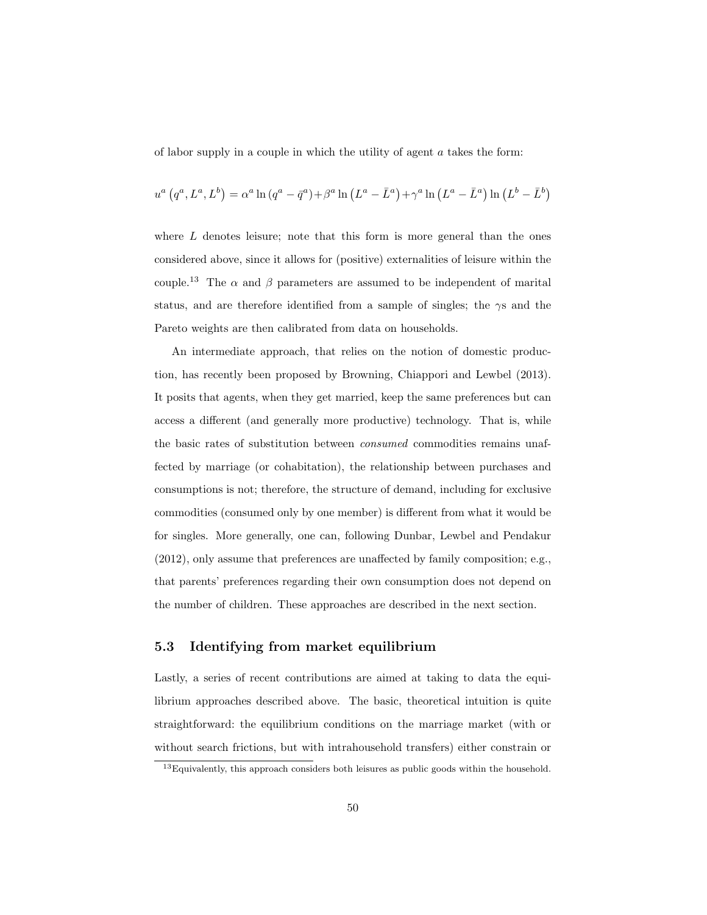of labor supply in a couple in which the utility of agent $a$ takes the form:

$$u^a\left(q^a, L^a, L^b\right) = \alpha^a \ln\left(q^a - \bar{q}^a\right) + \beta^a \ln\left(L^a - \bar{L}^a\right) + \gamma^a \ln\left(L^a - \bar{L}^a\right) \ln\left(L^b - \bar{L}^b\right)$$

where $L$ denotes leisure; note that this form is more general than the ones considered above, since it allows for (positive) externalities of leisure within the couple.[13] The $\alpha$ and $\beta$ parameters are assumed to be independent of marital status, and are therefore identified from a sample of singles; the $\gamma$s and the Pareto weights are then calibrated from data on households.

An intermediate approach, that relies on the notion of domestic production, has recently been proposed by Browning, Chiappori and Lewbel (2013). It posits that agents, when they get married, keep the same preferences but can access a different (and generally more productive) technology. That is, while the basic rates of substitution between *consumed* commodities remains unaffected by marriage (or cohabitation), the relationship between purchases and consumptions is not; therefore, the structure of demand, including for exclusive commodities (consumed only by one member) is different from what it would be for singles. More generally, one can, following Dunbar, Lewbel and Pendakur (2012), only assume that preferences are unaffected by family composition; e.g., that parents' preferences regarding their own consumption does not depend on the number of children. These approaches are described in the next section.

## 5.3 Identifying from market equilibrium

Lastly, a series of recent contributions are aimed at taking to data the equilibrium approaches described above. The basic, theoretical intuition is quite straightforward: the equilibrium conditions on the marriage market (with or without search frictions, but with intrahousehold transfers) either constrain or

[13] Equivalently, this approach considers both leisures as public goods within the household.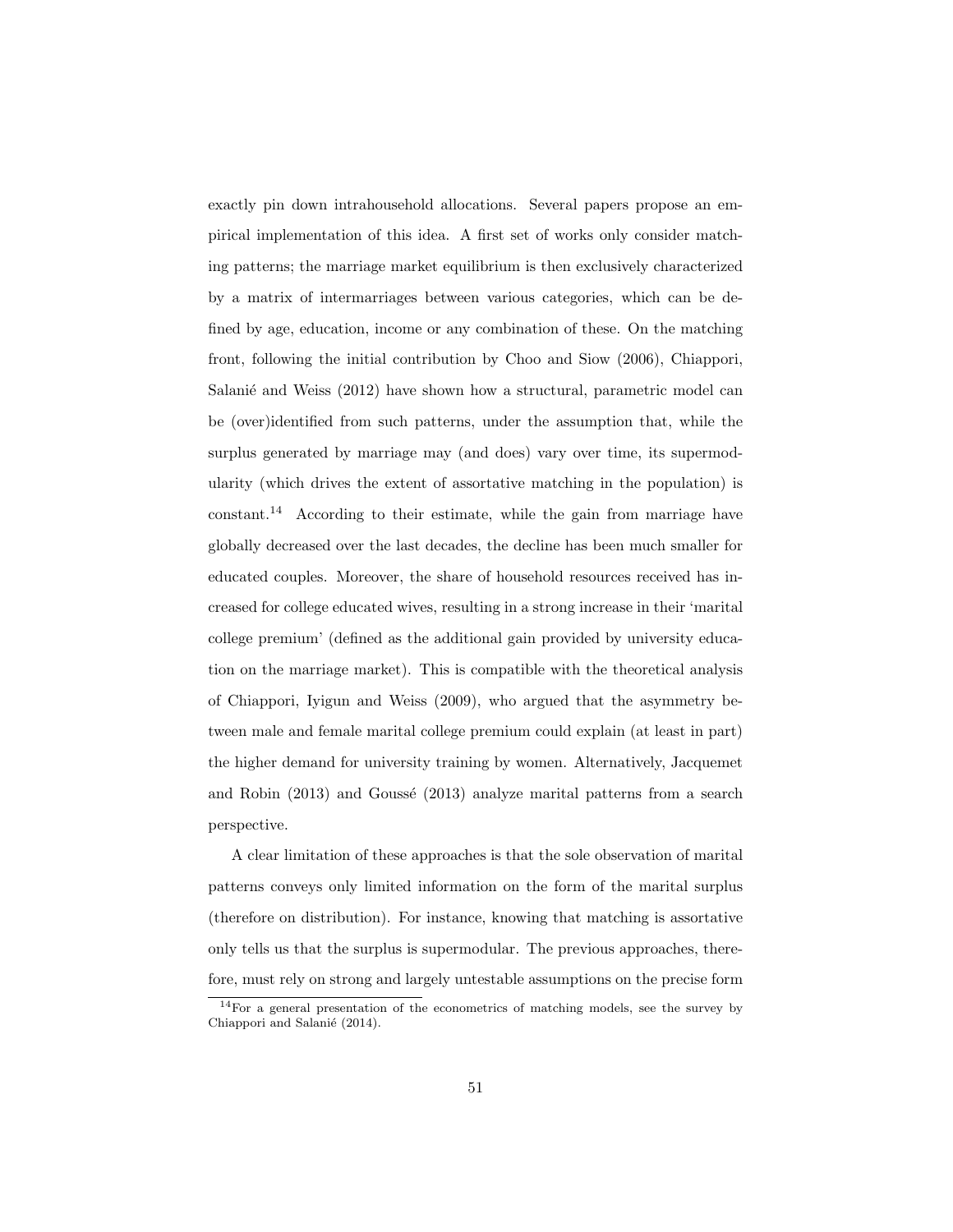exactly pin down intrahousehold allocations. Several papers propose an empirical implementation of this idea. A first set of works only consider matching patterns; the marriage market equilibrium is then exclusively characterized by a matrix of intermarriages between various categories, which can be defined by age, education, income or any combination of these. On the matching front, following the initial contribution by Choo and Siow (2006), Chiappori, Salanié and Weiss (2012) have shown how a structural, parametric model can be (over)identified from such patterns, under the assumption that, while the surplus generated by marriage may (and does) vary over time, its supermodularity (which drives the extent of assortative matching in the population) is constant.[14] According to their estimate, while the gain from marriage have globally decreased over the last decades, the decline has been much smaller for educated couples. Moreover, the share of household resources received has increased for college educated wives, resulting in a strong increase in their 'marital college premium' (defined as the additional gain provided by university education on the marriage market). This is compatible with the theoretical analysis of Chiappori, Iyigun and Weiss (2009), who argued that the asymmetry between male and female marital college premium could explain (at least in part) the higher demand for university training by women. Alternatively, Jacquemet and Robin (2013) and Goussé (2013) analyze marital patterns from a search perspective.

A clear limitation of these approaches is that the sole observation of marital patterns conveys only limited information on the form of the marital surplus (therefore on distribution). For instance, knowing that matching is assortative only tells us that the surplus is supermodular. The previous approaches, therefore, must rely on strong and largely untestable assumptions on the precise form

[14]For a general presentation of the econometrics of matching models, see the survey by Chiappori and Salanié (2014).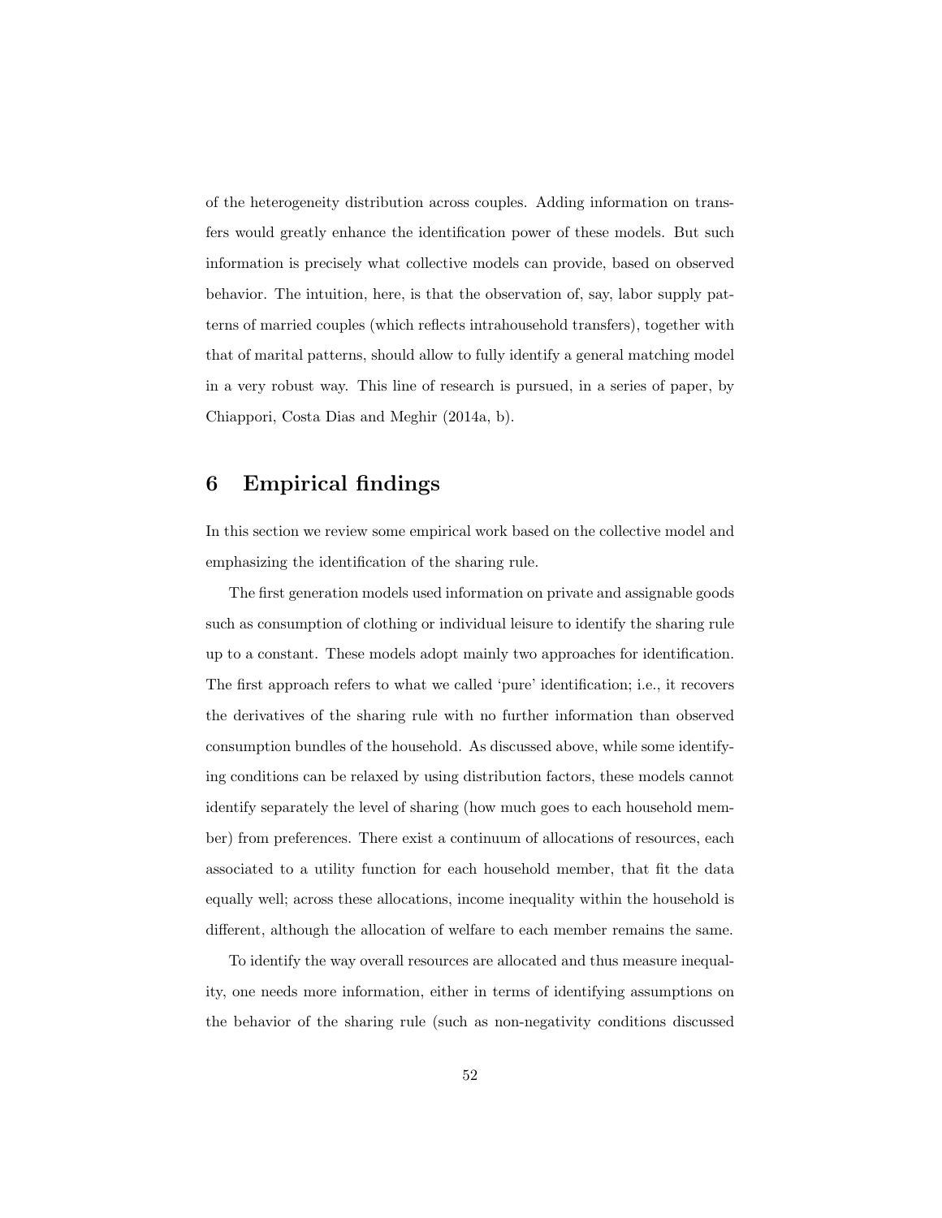of the heterogeneity distribution across couples. Adding information on transfers would greatly enhance the identification power of these models. But such information is precisely what collective models can provide, based on observed behavior. The intuition, here, is that the observation of, say, labor supply patterns of married couples (which reflects intrahousehold transfers), together with that of marital patterns, should allow to fully identify a general matching model in a very robust way. This line of research is pursued, in a series of paper, by Chiappori, Costa Dias and Meghir (2014a, b).

## 6 Empirical findings

In this section we review some empirical work based on the collective model and emphasizing the identification of the sharing rule.

The first generation models used information on private and assignable goods such as consumption of clothing or individual leisure to identify the sharing rule up to a constant. These models adopt mainly two approaches for identification. The first approach refers to what we called 'pure' identification; i.e., it recovers the derivatives of the sharing rule with no further information than observed consumption bundles of the household. As discussed above, while some identifying conditions can be relaxed by using distribution factors, these models cannot identify separately the level of sharing (how much goes to each household member) from preferences. There exist a continuum of allocations of resources, each associated to a utility function for each household member, that fit the data equally well; across these allocations, income inequality within the household is different, although the allocation of welfare to each member remains the same.

To identify the way overall resources are allocated and thus measure inequality, one needs more information, either in terms of identifying assumptions on the behavior of the sharing rule (such as non-negativity conditions discussed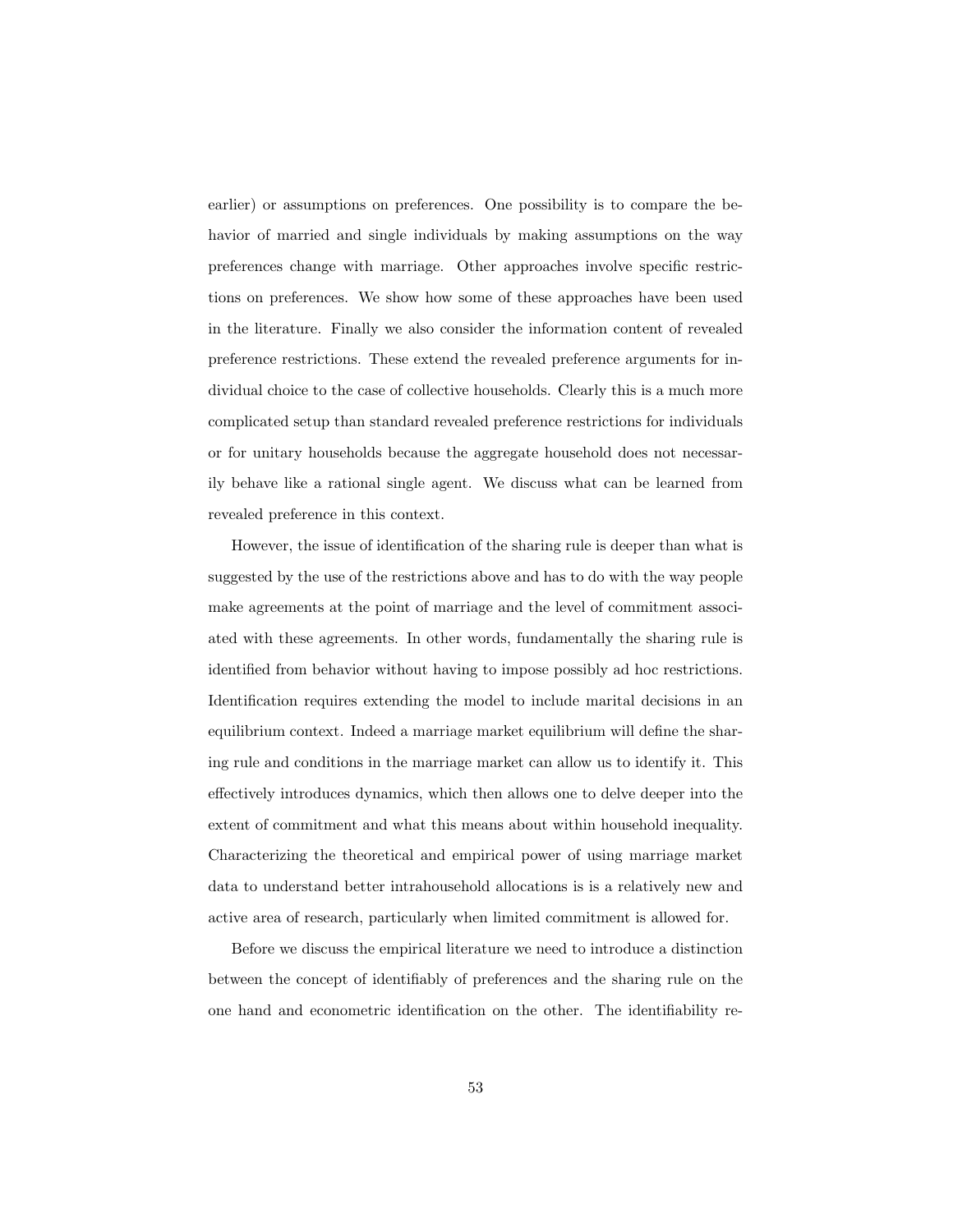earlier) or assumptions on preferences. One possibility is to compare the behavior of married and single individuals by making assumptions on the way preferences change with marriage. Other approaches involve specific restrictions on preferences. We show how some of these approaches have been used in the literature. Finally we also consider the information content of revealed preference restrictions. These extend the revealed preference arguments for individual choice to the case of collective households. Clearly this is a much more complicated setup than standard revealed preference restrictions for individuals or for unitary households because the aggregate household does not necessarily behave like a rational single agent. We discuss what can be learned from revealed preference in this context.

However, the issue of identification of the sharing rule is deeper than what is suggested by the use of the restrictions above and has to do with the way people make agreements at the point of marriage and the level of commitment associated with these agreements. In other words, fundamentally the sharing rule is identified from behavior without having to impose possibly ad hoc restrictions. Identification requires extending the model to include marital decisions in an equilibrium context. Indeed a marriage market equilibrium will define the sharing rule and conditions in the marriage market can allow us to identify it. This effectively introduces dynamics, which then allows one to delve deeper into the extent of commitment and what this means about within household inequality. Characterizing the theoretical and empirical power of using marriage market data to understand better intrahousehold allocations is is a relatively new and active area of research, particularly when limited commitment is allowed for.

Before we discuss the empirical literature we need to introduce a distinction between the concept of identifiably of preferences and the sharing rule on the one hand and econometric identification on the other. The identifiability re-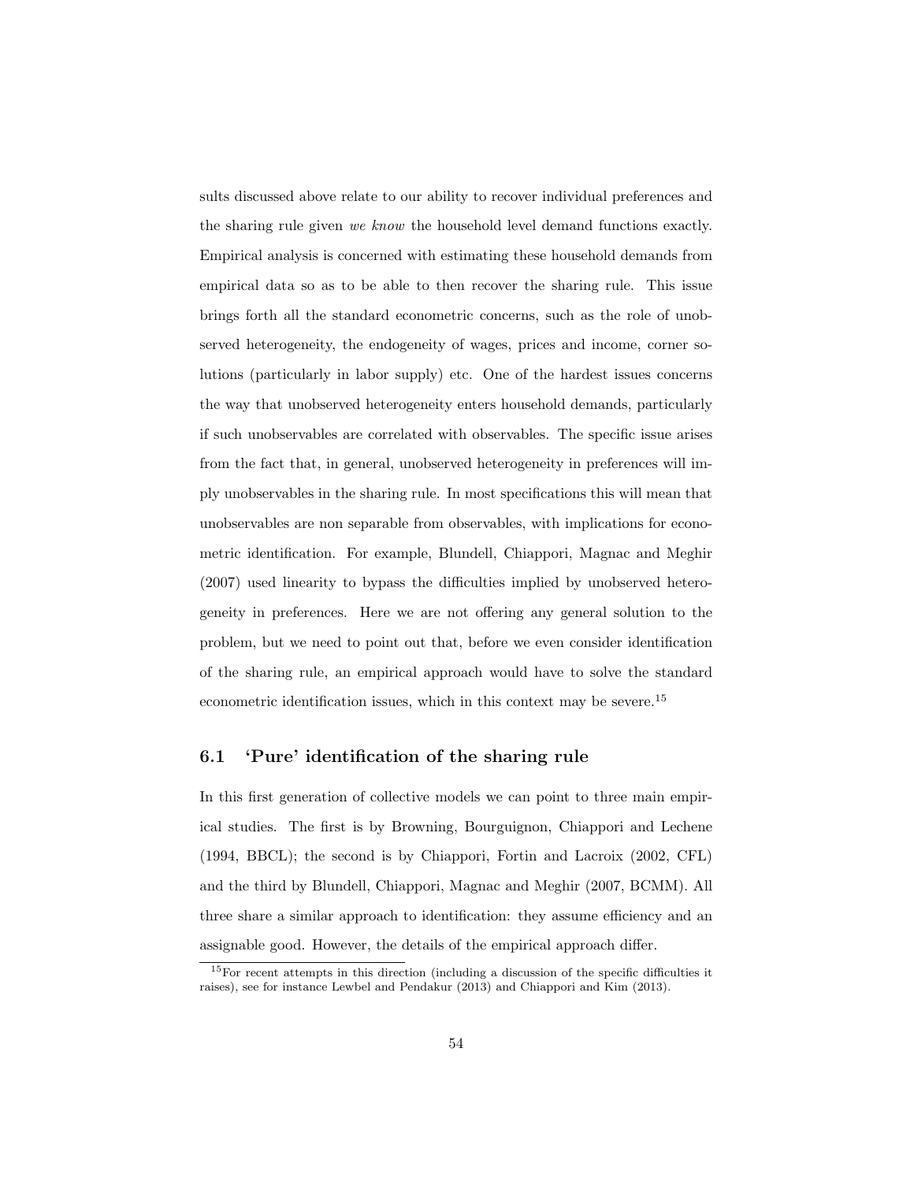sults discussed above relate to our ability to recover individual preferences and the sharing rule given *we know* the household level demand functions exactly. Empirical analysis is concerned with estimating these household demands from empirical data so as to be able to then recover the sharing rule. This issue brings forth all the standard econometric concerns, such as the role of unobserved heterogeneity, the endogeneity of wages, prices and income, corner solutions (particularly in labor supply) etc. One of the hardest issues concerns the way that unobserved heterogeneity enters household demands, particularly if such unobservables are correlated with observables. The specific issue arises from the fact that, in general, unobserved heterogeneity in preferences will imply unobservables in the sharing rule. In most specifications this will mean that unobservables are non separable from observables, with implications for econometric identification. For example, Blundell, Chiappori, Magnac and Meghir (2007) used linearity to bypass the difficulties implied by unobserved heterogeneity in preferences. Here we are not offering any general solution to the problem, but we need to point out that, before we even consider identification of the sharing rule, an empirical approach would have to solve the standard econometric identification issues, which in this context may be severe.[15]

### 6.1 'Pure' identification of the sharing rule

In this first generation of collective models we can point to three main empirical studies. The first is by Browning, Bourguignon, Chiappori and Lechene (1994, BBCL); the second is by Chiappori, Fortin and Lacroix (2002, CFL) and the third by Blundell, Chiappori, Magnac and Meghir (2007, BCMM). All three share a similar approach to identification: they assume efficiency and an assignable good. However, the details of the empirical approach differ.

[15] For recent attempts in this direction (including a discussion of the specific difficulties it raises), see for instance Lewbel and Pendakur (2013) and Chiappori and Kim (2013).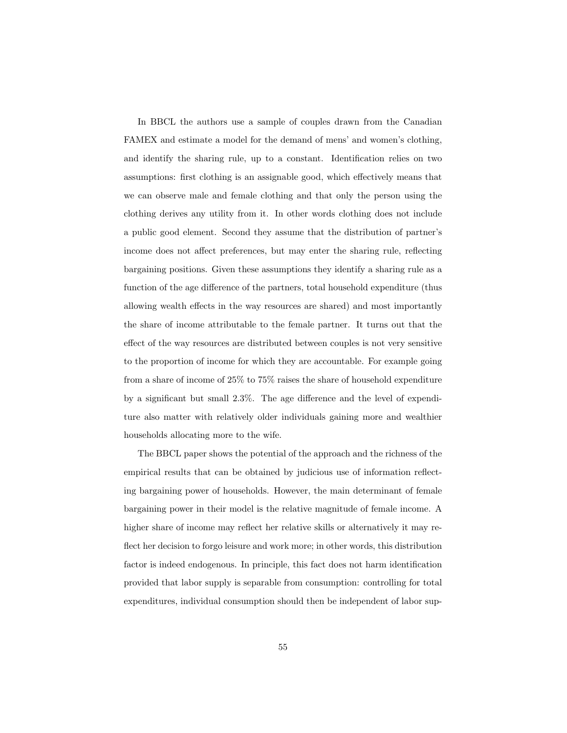In BBCL the authors use a sample of couples drawn from the Canadian FAMEX and estimate a model for the demand of mens' and women's clothing, and identify the sharing rule, up to a constant. Identification relies on two assumptions: first clothing is an assignable good, which effectively means that we can observe male and female clothing and that only the person using the clothing derives any utility from it. In other words clothing does not include a public good element. Second they assume that the distribution of partner's income does not affect preferences, but may enter the sharing rule, reflecting bargaining positions. Given these assumptions they identify a sharing rule as a function of the age difference of the partners, total household expenditure (thus allowing wealth effects in the way resources are shared) and most importantly the share of income attributable to the female partner. It turns out that the effect of the way resources are distributed between couples is not very sensitive to the proportion of income for which they are accountable. For example going from a share of income of 25% to 75% raises the share of household expenditure by a significant but small 2.3%. The age difference and the level of expenditure also matter with relatively older individuals gaining more and wealthier households allocating more to the wife.

The BBCL paper shows the potential of the approach and the richness of the empirical results that can be obtained by judicious use of information reflecting bargaining power of households. However, the main determinant of female bargaining power in their model is the relative magnitude of female income. A higher share of income may reflect her relative skills or alternatively it may reflect her decision to forgo leisure and work more; in other words, this distribution factor is indeed endogenous. In principle, this fact does not harm identification provided that labor supply is separable from consumption: controlling for total expenditures, individual consumption should then be independent of labor sup-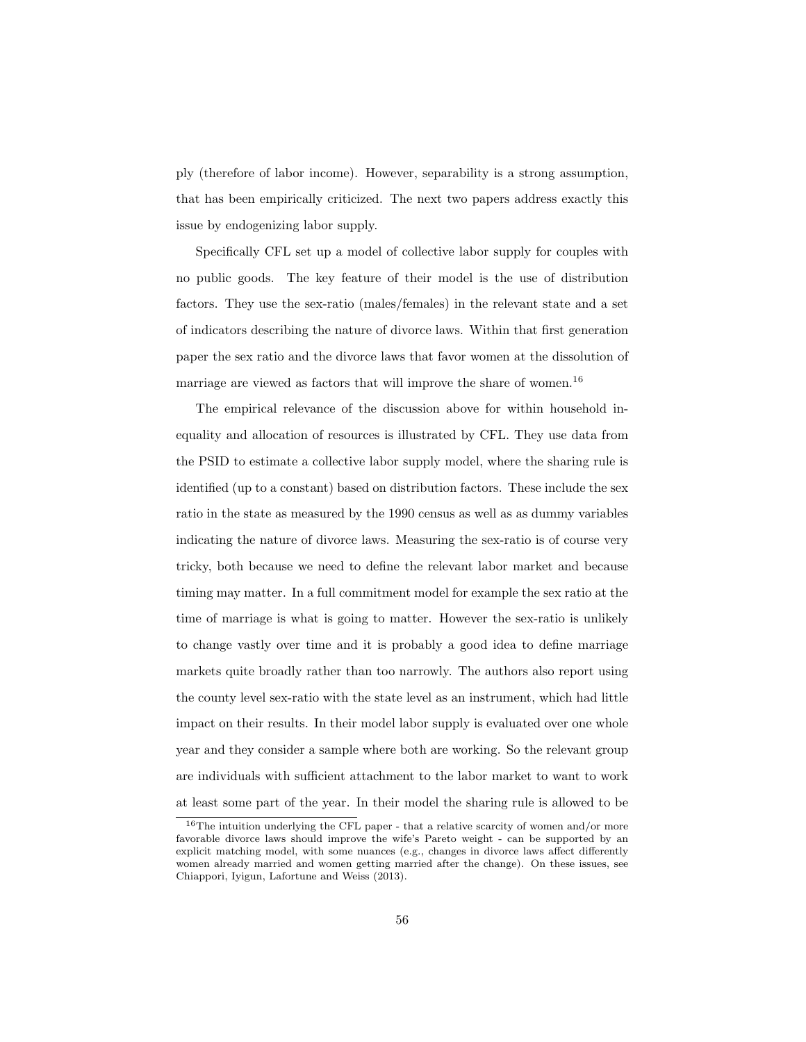ply (therefore of labor income). However, separability is a strong assumption, that has been empirically criticized. The next two papers address exactly this issue by endogenizing labor supply.

Specifically CFL set up a model of collective labor supply for couples with no public goods. The key feature of their model is the use of distribution factors. They use the sex-ratio (males/females) in the relevant state and a set of indicators describing the nature of divorce laws. Within that first generation paper the sex ratio and the divorce laws that favor women at the dissolution of marriage are viewed as factors that will improve the share of women.[16]

The empirical relevance of the discussion above for within household inequality and allocation of resources is illustrated by CFL. They use data from the PSID to estimate a collective labor supply model, where the sharing rule is identified (up to a constant) based on distribution factors. These include the sex ratio in the state as measured by the 1990 census as well as as dummy variables indicating the nature of divorce laws. Measuring the sex-ratio is of course very tricky, both because we need to define the relevant labor market and because timing may matter. In a full commitment model for example the sex ratio at the time of marriage is what is going to matter. However the sex-ratio is unlikely to change vastly over time and it is probably a good idea to define marriage markets quite broadly rather than too narrowly. The authors also report using the county level sex-ratio with the state level as an instrument, which had little impact on their results. In their model labor supply is evaluated over one whole year and they consider a sample where both are working. So the relevant group are individuals with sufficient attachment to the labor market to want to work at least some part of the year. In their model the sharing rule is allowed to be

[16] The intuition underlying the CFL paper - that a relative scarcity of women and/or more favorable divorce laws should improve the wife's Pareto weight - can be supported by an explicit matching model, with some nuances (e.g., changes in divorce laws affect differently women already married and women getting married after the change). On these issues, see Chiappori, Iyigun, Lafortune and Weiss (2013).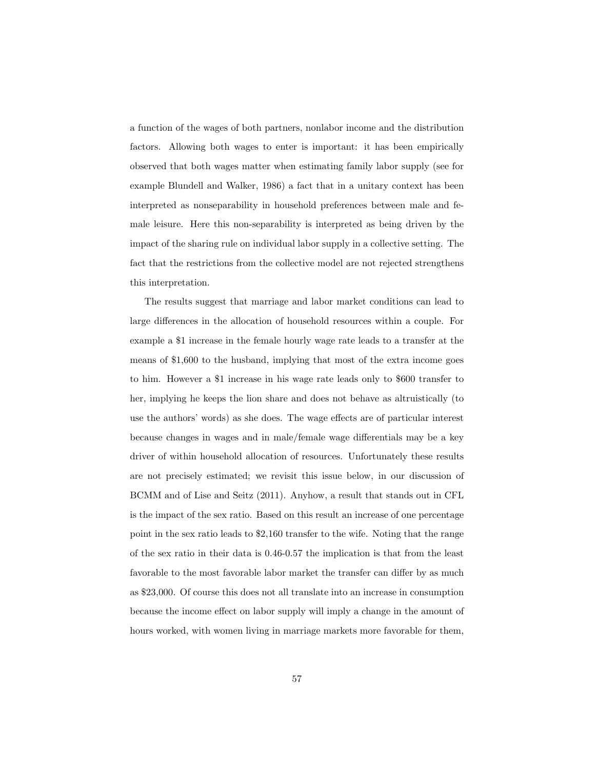a function of the wages of both partners, nonlabor income and the distribution factors. Allowing both wages to enter is important: it has been empirically observed that both wages matter when estimating family labor supply (see for example Blundell and Walker, 1986) a fact that in a unitary context has been interpreted as nonseparability in household preferences between male and female leisure. Here this non-separability is interpreted as being driven by the impact of the sharing rule on individual labor supply in a collective setting. The fact that the restrictions from the collective model are not rejected strengthens this interpretation.

The results suggest that marriage and labor market conditions can lead to large differences in the allocation of household resources within a couple. For example a \$1 increase in the female hourly wage rate leads to a transfer at the means of \$1,600 to the husband, implying that most of the extra income goes to him. However a \$1 increase in his wage rate leads only to \$600 transfer to her, implying he keeps the lion share and does not behave as altruistically (to use the authors' words) as she does. The wage effects are of particular interest because changes in wages and in male/female wage differentials may be a key driver of within household allocation of resources. Unfortunately these results are not precisely estimated; we revisit this issue below, in our discussion of BCMM and of Lise and Seitz (2011). Anyhow, a result that stands out in CFL is the impact of the sex ratio. Based on this result an increase of one percentage point in the sex ratio leads to \$2,160 transfer to the wife. Noting that the range of the sex ratio in their data is 0.46-0.57 the implication is that from the least favorable to the most favorable labor market the transfer can differ by as much as \$23,000. Of course this does not all translate into an increase in consumption because the income effect on labor supply will imply a change in the amount of hours worked, with women living in marriage markets more favorable for them,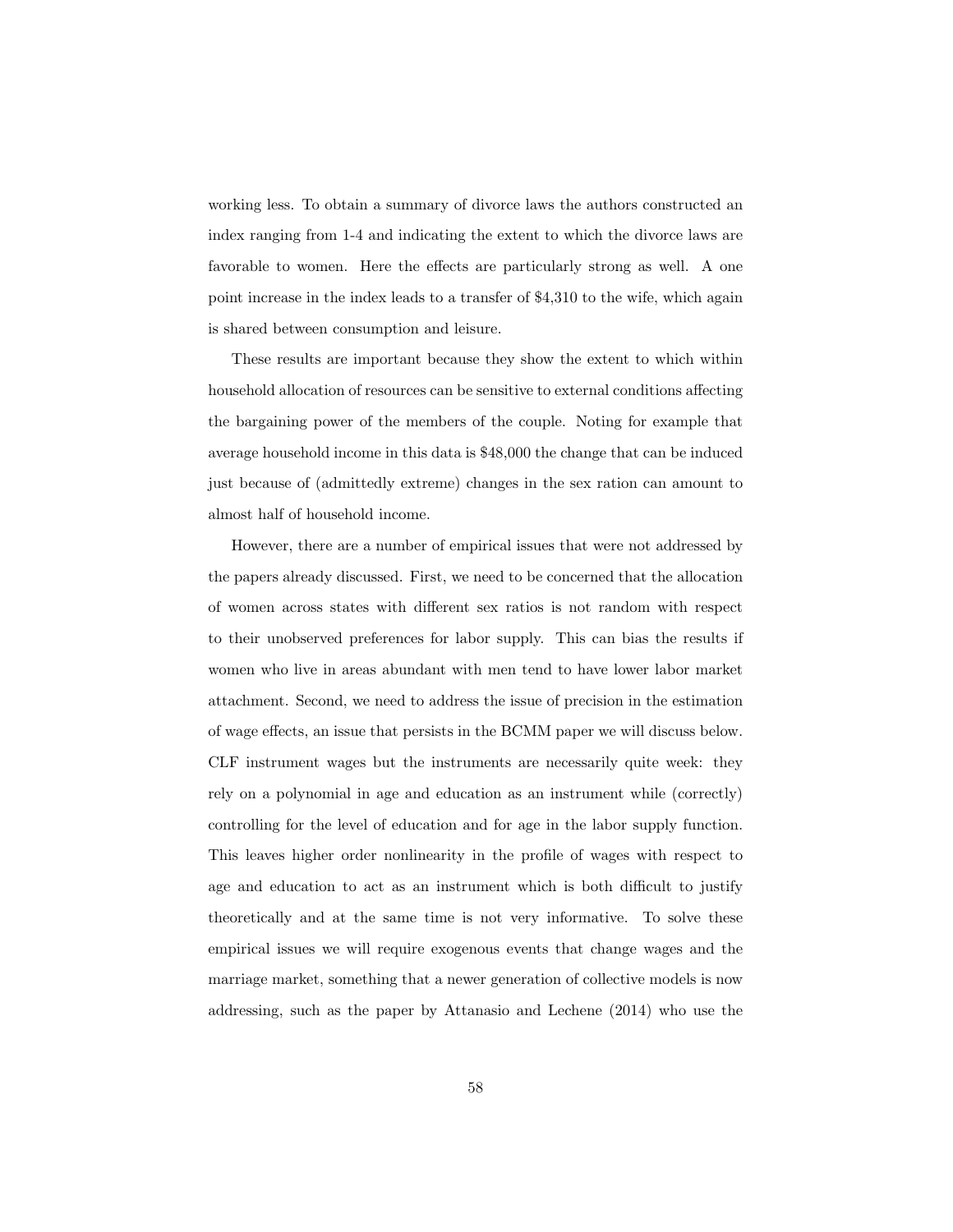working less. To obtain a summary of divorce laws the authors constructed an index ranging from 1-4 and indicating the extent to which the divorce laws are favorable to women. Here the effects are particularly strong as well. A one point increase in the index leads to a transfer of $4,310 to the wife, which again is shared between consumption and leisure.

These results are important because they show the extent to which within household allocation of resources can be sensitive to external conditions affecting the bargaining power of the members of the couple. Noting for example that average household income in this data is $48,000 the change that can be induced just because of (admittedly extreme) changes in the sex ration can amount to almost half of household income.

However, there are a number of empirical issues that were not addressed by the papers already discussed. First, we need to be concerned that the allocation of women across states with different sex ratios is not random with respect to their unobserved preferences for labor supply. This can bias the results if women who live in areas abundant with men tend to have lower labor market attachment. Second, we need to address the issue of precision in the estimation of wage effects, an issue that persists in the BCMM paper we will discuss below. CLF instrument wages but the instruments are necessarily quite week: they rely on a polynomial in age and education as an instrument while (correctly) controlling for the level of education and for age in the labor supply function. This leaves higher order nonlinearity in the profile of wages with respect to age and education to act as an instrument which is both difficult to justify theoretically and at the same time is not very informative. To solve these empirical issues we will require exogenous events that change wages and the marriage market, something that a newer generation of collective models is now addressing, such as the paper by Attanasio and Lechene (2014) who use the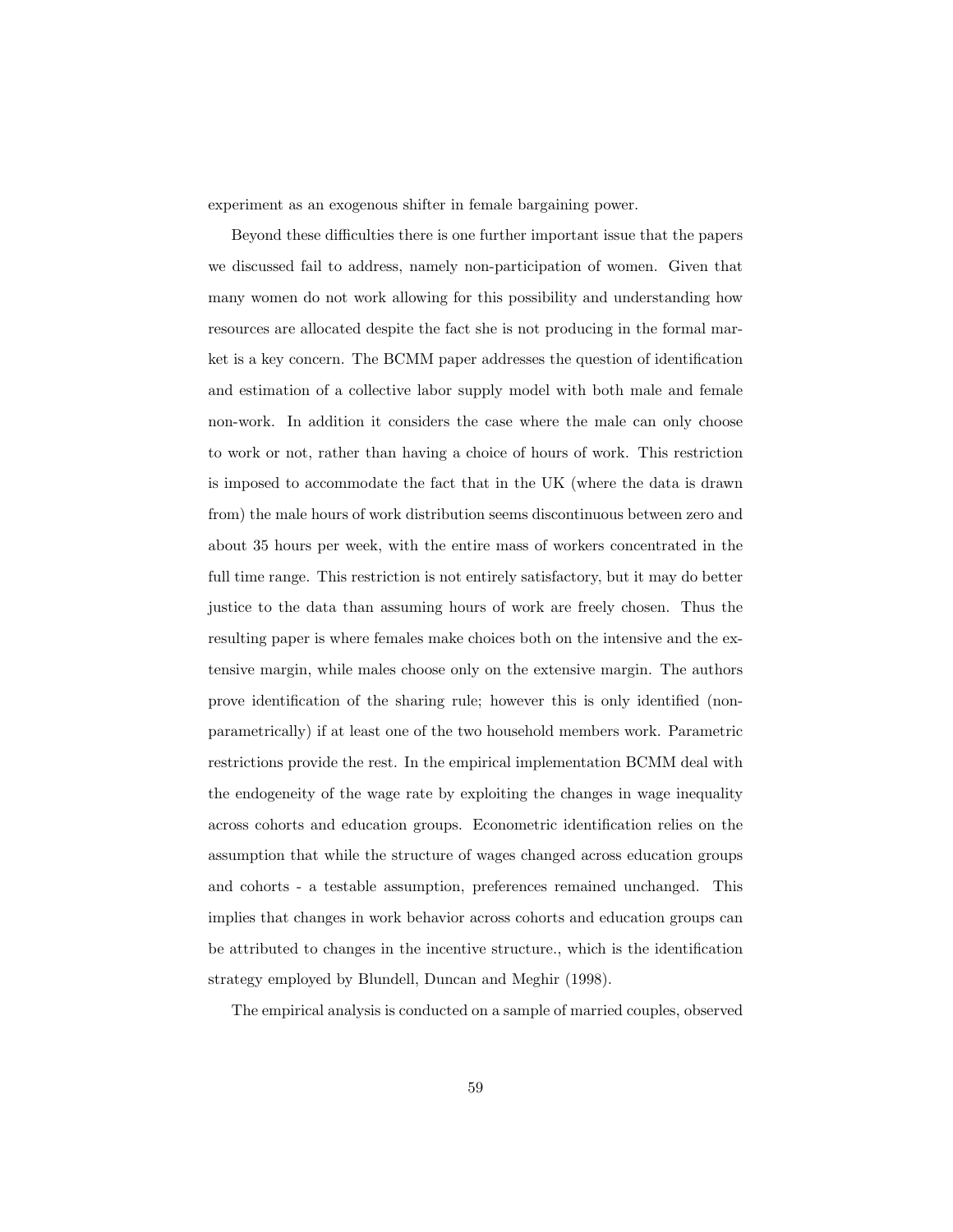experiment as an exogenous shifter in female bargaining power.

Beyond these difficulties there is one further important issue that the papers we discussed fail to address, namely non-participation of women. Given that many women do not work allowing for this possibility and understanding how resources are allocated despite the fact she is not producing in the formal market is a key concern. The BCMM paper addresses the question of identification and estimation of a collective labor supply model with both male and female non-work. In addition it considers the case where the male can only choose to work or not, rather than having a choice of hours of work. This restriction is imposed to accommodate the fact that in the UK (where the data is drawn from) the male hours of work distribution seems discontinuous between zero and about 35 hours per week, with the entire mass of workers concentrated in the full time range. This restriction is not entirely satisfactory, but it may do better justice to the data than assuming hours of work are freely chosen. Thus the resulting paper is where females make choices both on the intensive and the extensive margin, while males choose only on the extensive margin. The authors prove identification of the sharing rule; however this is only identified (non-parametrically) if at least one of the two household members work. Parametric restrictions provide the rest. In the empirical implementation BCMM deal with the endogeneity of the wage rate by exploiting the changes in wage inequality across cohorts and education groups. Econometric identification relies on the assumption that while the structure of wages changed across education groups and cohorts - a testable assumption, preferences remained unchanged. This implies that changes in work behavior across cohorts and education groups can be attributed to changes in the incentive structure., which is the identification strategy employed by Blundell, Duncan and Meghir (1998).

The empirical analysis is conducted on a sample of married couples, observed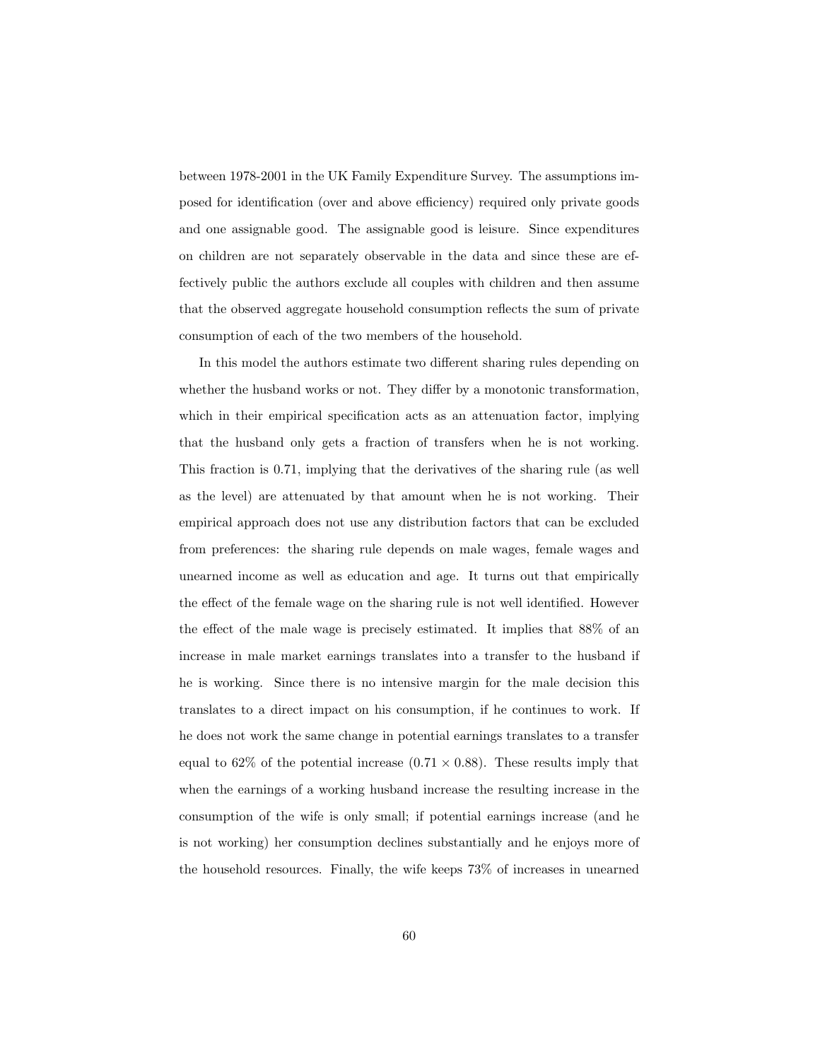between 1978-2001 in the UK Family Expenditure Survey. The assumptions imposed for identification (over and above efficiency) required only private goods and one assignable good. The assignable good is leisure. Since expenditures on children are not separately observable in the data and since these are effectively public the authors exclude all couples with children and then assume that the observed aggregate household consumption reflects the sum of private consumption of each of the two members of the household.

In this model the authors estimate two different sharing rules depending on whether the husband works or not. They differ by a monotonic transformation, which in their empirical specification acts as an attenuation factor, implying that the husband only gets a fraction of transfers when he is not working. This fraction is 0.71, implying that the derivatives of the sharing rule (as well as the level) are attenuated by that amount when he is not working. Their empirical approach does not use any distribution factors that can be excluded from preferences: the sharing rule depends on male wages, female wages and unearned income as well as education and age. It turns out that empirically the effect of the female wage on the sharing rule is not well identified. However the effect of the male wage is precisely estimated. It implies that 88% of an increase in male market earnings translates into a transfer to the husband if he is working. Since there is no intensive margin for the male decision this translates to a direct impact on his consumption, if he continues to work. If he does not work the same change in potential earnings translates to a transfer equal to 62% of the potential increase ($0.71 \times 0.88$). These results imply that when the earnings of a working husband increase the resulting increase in the consumption of the wife is only small; if potential earnings increase (and he is not working) her consumption declines substantially and he enjoys more of the household resources. Finally, the wife keeps 73% of increases in unearned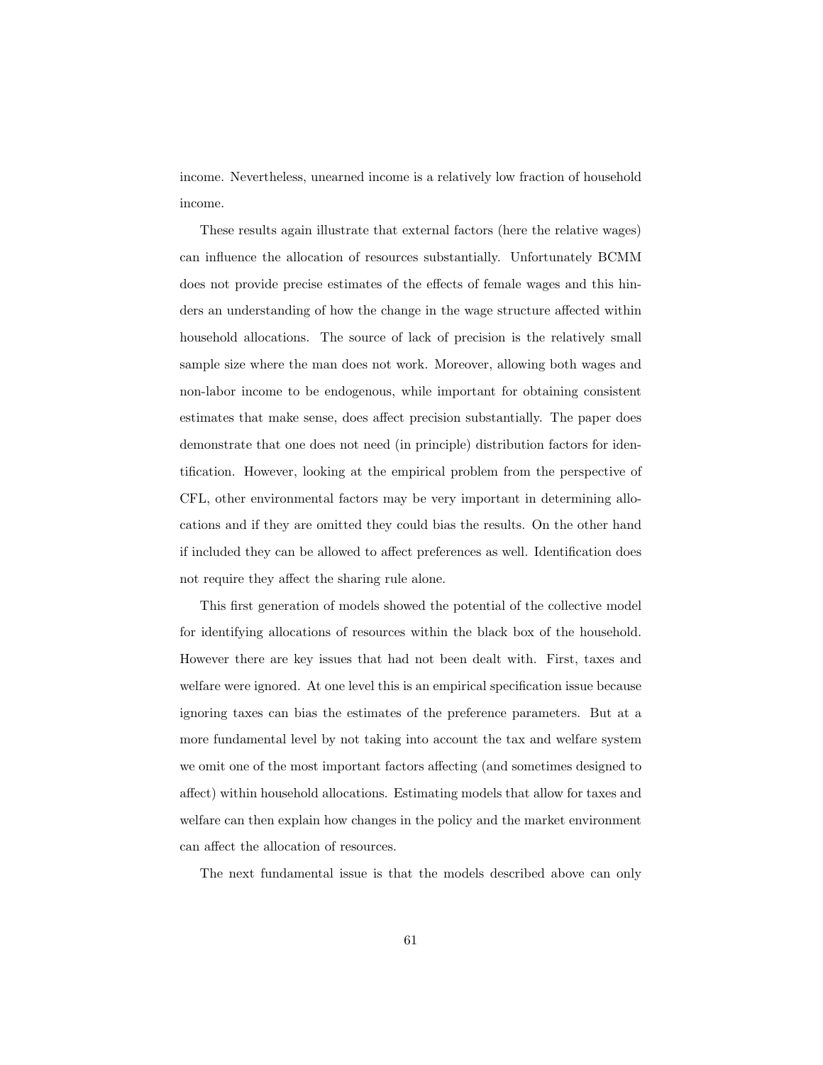income. Nevertheless, unearned income is a relatively low fraction of household income.

These results again illustrate that external factors (here the relative wages) can influence the allocation of resources substantially. Unfortunately BCMM does not provide precise estimates of the effects of female wages and this hinders an understanding of how the change in the wage structure affected within household allocations. The source of lack of precision is the relatively small sample size where the man does not work. Moreover, allowing both wages and non-labor income to be endogenous, while important for obtaining consistent estimates that make sense, does affect precision substantially. The paper does demonstrate that one does not need (in principle) distribution factors for identification. However, looking at the empirical problem from the perspective of CFL, other environmental factors may be very important in determining allocations and if they are omitted they could bias the results. On the other hand if included they can be allowed to affect preferences as well. Identification does not require they affect the sharing rule alone.

This first generation of models showed the potential of the collective model for identifying allocations of resources within the black box of the household. However there are key issues that had not been dealt with. First, taxes and welfare were ignored. At one level this is an empirical specification issue because ignoring taxes can bias the estimates of the preference parameters. But at a more fundamental level by not taking into account the tax and welfare system we omit one of the most important factors affecting (and sometimes designed to affect) within household allocations. Estimating models that allow for taxes and welfare can then explain how changes in the policy and the market environment can affect the allocation of resources.

The next fundamental issue is that the models described above can only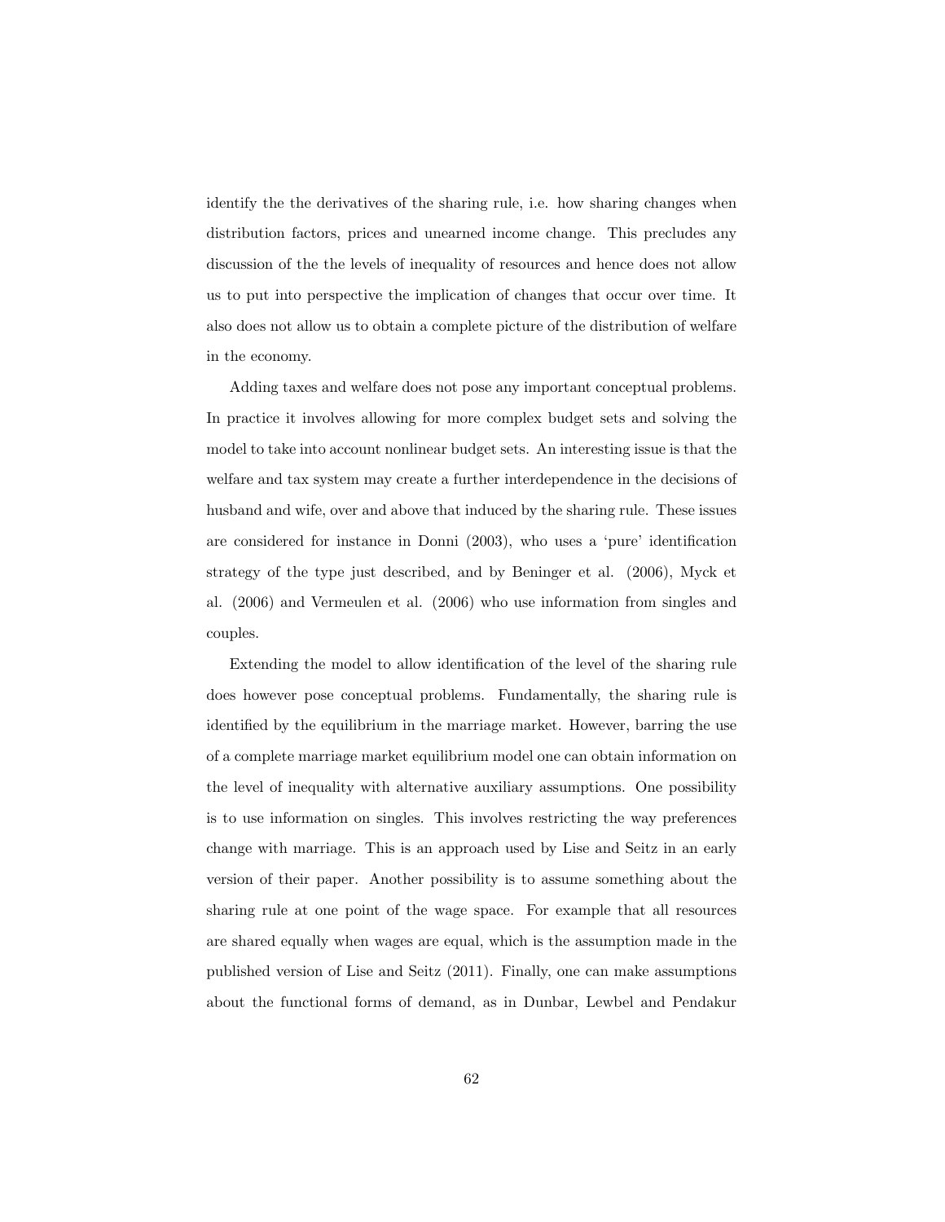identify the the derivatives of the sharing rule, i.e. how sharing changes when distribution factors, prices and unearned income change. This precludes any discussion of the the levels of inequality of resources and hence does not allow us to put into perspective the implication of changes that occur over time. It also does not allow us to obtain a complete picture of the distribution of welfare in the economy.

Adding taxes and welfare does not pose any important conceptual problems. In practice it involves allowing for more complex budget sets and solving the model to take into account nonlinear budget sets. An interesting issue is that the welfare and tax system may create a further interdependence in the decisions of husband and wife, over and above that induced by the sharing rule. These issues are considered for instance in Donni (2003), who uses a 'pure' identification strategy of the type just described, and by Beninger et al. (2006), Myck et al. (2006) and Vermeulen et al. (2006) who use information from singles and couples.

Extending the model to allow identification of the level of the sharing rule does however pose conceptual problems. Fundamentally, the sharing rule is identified by the equilibrium in the marriage market. However, barring the use of a complete marriage market equilibrium model one can obtain information on the level of inequality with alternative auxiliary assumptions. One possibility is to use information on singles. This involves restricting the way preferences change with marriage. This is an approach used by Lise and Seitz in an early version of their paper. Another possibility is to assume something about the sharing rule at one point of the wage space. For example that all resources are shared equally when wages are equal, which is the assumption made in the published version of Lise and Seitz (2011). Finally, one can make assumptions about the functional forms of demand, as in Dunbar, Lewbel and Pendakur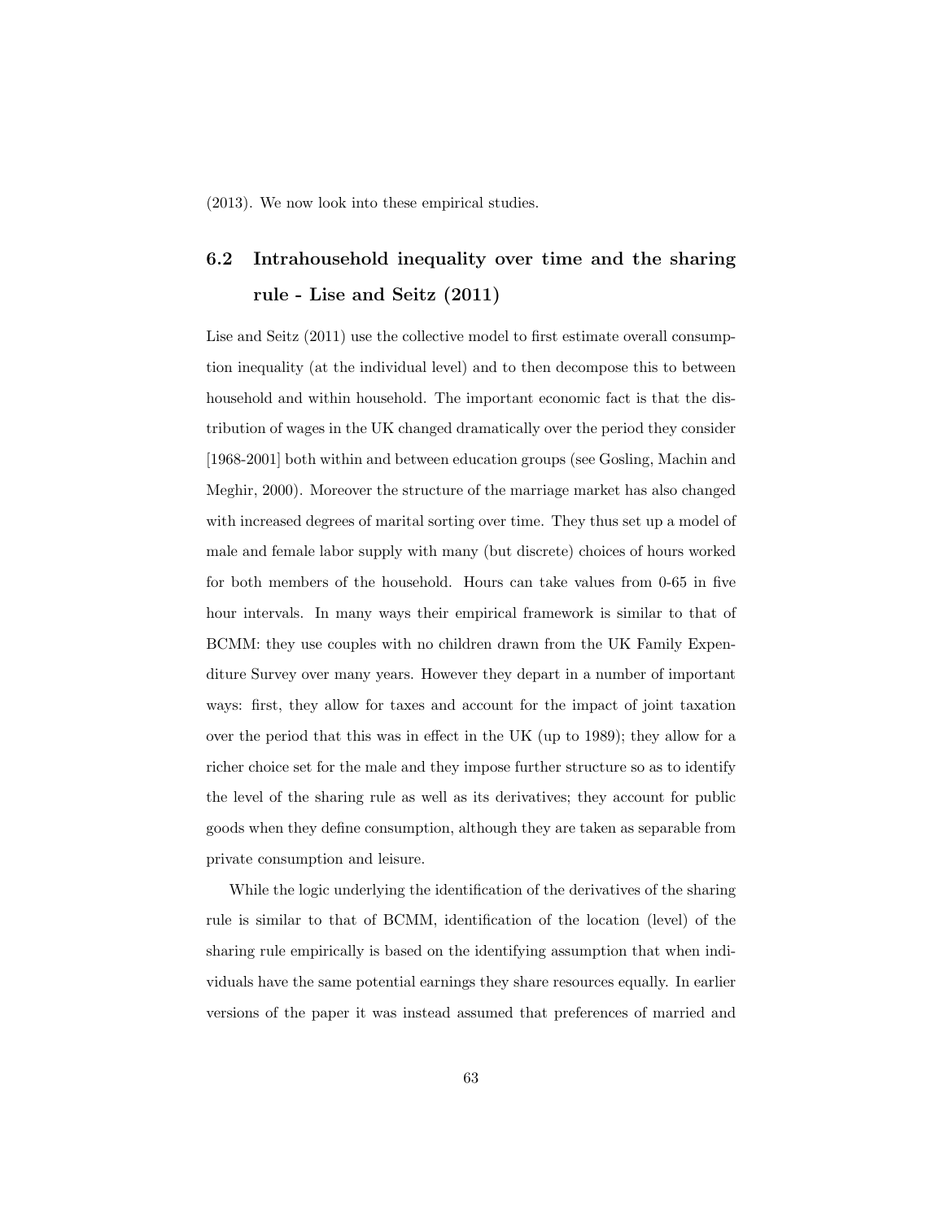(2013). We now look into these empirical studies.

## 6.2 Intrahousehold inequality over time and the sharing rule - Lise and Seitz (2011)

Lise and Seitz (2011) use the collective model to first estimate overall consumption inequality (at the individual level) and to then decompose this to between household and within household. The important economic fact is that the distribution of wages in the UK changed dramatically over the period they consider [1968-2001] both within and between education groups (see Gosling, Machin and Meghir, 2000). Moreover the structure of the marriage market has also changed with increased degrees of marital sorting over time. They thus set up a model of male and female labor supply with many (but discrete) choices of hours worked for both members of the household. Hours can take values from 0-65 in five hour intervals. In many ways their empirical framework is similar to that of BCMM: they use couples with no children drawn from the UK Family Expenditure Survey over many years. However they depart in a number of important ways: first, they allow for taxes and account for the impact of joint taxation over the period that this was in effect in the UK (up to 1989); they allow for a richer choice set for the male and they impose further structure so as to identify the level of the sharing rule as well as its derivatives; they account for public goods when they define consumption, although they are taken as separable from private consumption and leisure.

While the logic underlying the identification of the derivatives of the sharing rule is similar to that of BCMM, identification of the location (level) of the sharing rule empirically is based on the identifying assumption that when individuals have the same potential earnings they share resources equally. In earlier versions of the paper it was instead assumed that preferences of married and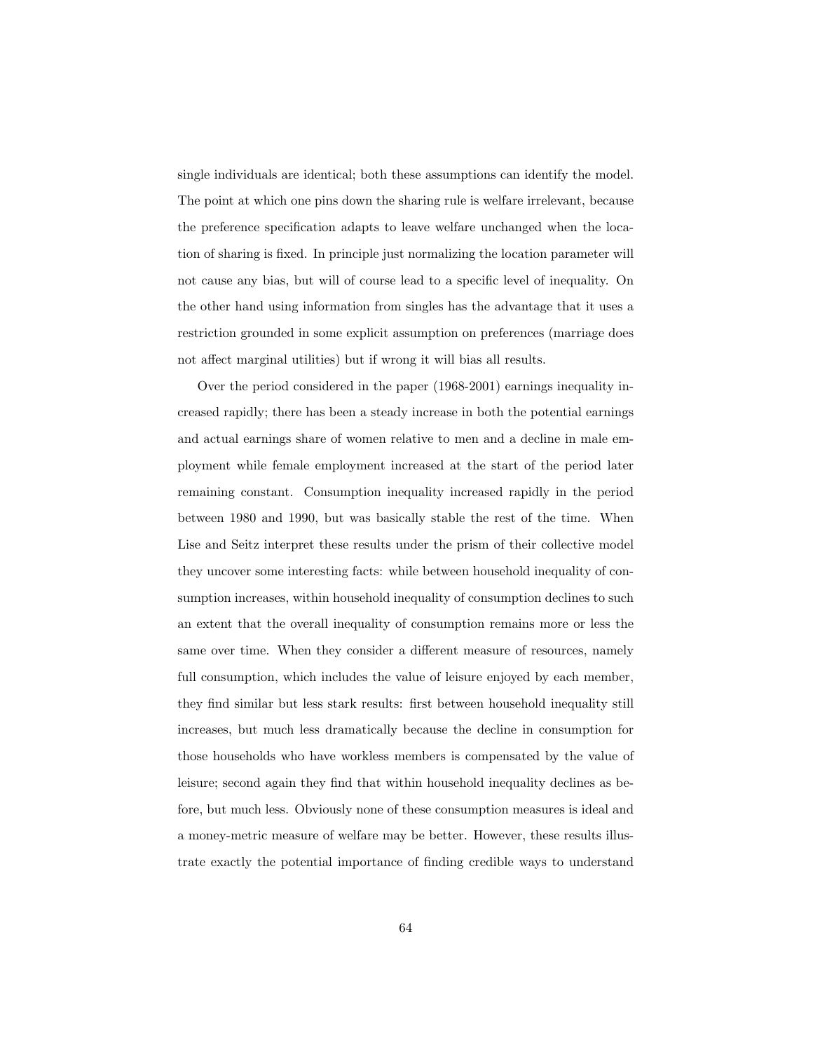single individuals are identical; both these assumptions can identify the model. The point at which one pins down the sharing rule is welfare irrelevant, because the preference specification adapts to leave welfare unchanged when the location of sharing is fixed. In principle just normalizing the location parameter will not cause any bias, but will of course lead to a specific level of inequality. On the other hand using information from singles has the advantage that it uses a restriction grounded in some explicit assumption on preferences (marriage does not affect marginal utilities) but if wrong it will bias all results.

Over the period considered in the paper (1968-2001) earnings inequality increased rapidly; there has been a steady increase in both the potential earnings and actual earnings share of women relative to men and a decline in male employment while female employment increased at the start of the period later remaining constant. Consumption inequality increased rapidly in the period between 1980 and 1990, but was basically stable the rest of the time. When Lise and Seitz interpret these results under the prism of their collective model they uncover some interesting facts: while between household inequality of consumption increases, within household inequality of consumption declines to such an extent that the overall inequality of consumption remains more or less the same over time. When they consider a different measure of resources, namely full consumption, which includes the value of leisure enjoyed by each member, they find similar but less stark results: first between household inequality still increases, but much less dramatically because the decline in consumption for those households who have workless members is compensated by the value of leisure; second again they find that within household inequality declines as before, but much less. Obviously none of these consumption measures is ideal and a money-metric measure of welfare may be better. However, these results illustrate exactly the potential importance of finding credible ways to understand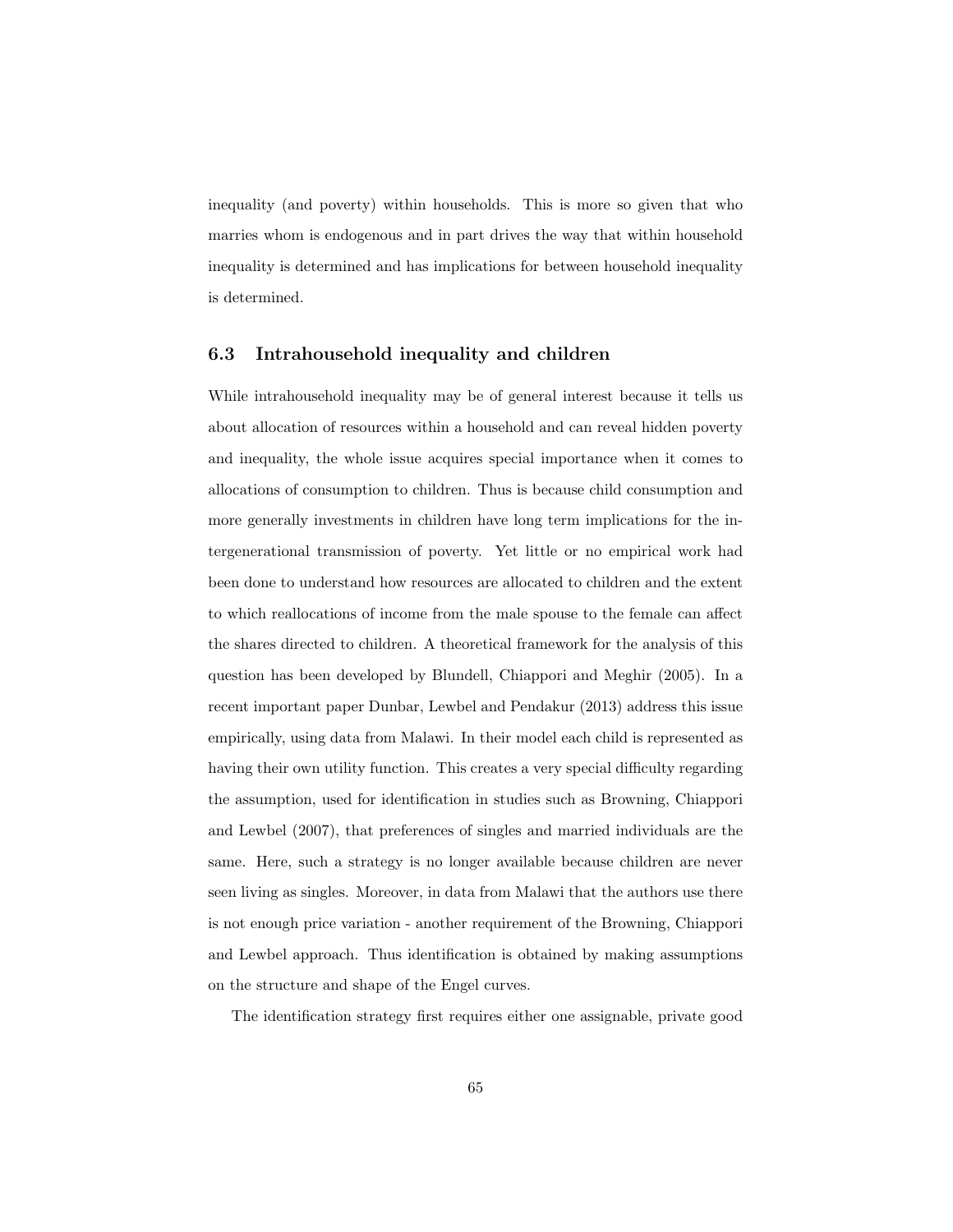inequality (and poverty) within households. This is more so given that who marries whom is endogenous and in part drives the way that within household inequality is determined and has implications for between household inequality is determined.

### 6.3 Intrahousehold inequality and children

While intrahousehold inequality may be of general interest because it tells us about allocation of resources within a household and can reveal hidden poverty and inequality, the whole issue acquires special importance when it comes to allocations of consumption to children. Thus is because child consumption and more generally investments in children have long term implications for the intergenerational transmission of poverty. Yet little or no empirical work had been done to understand how resources are allocated to children and the extent to which reallocations of income from the male spouse to the female can affect the shares directed to children. A theoretical framework for the analysis of this question has been developed by Blundell, Chiappori and Meghir (2005). In a recent important paper Dunbar, Lewbel and Pendakur (2013) address this issue empirically, using data from Malawi. In their model each child is represented as having their own utility function. This creates a very special difficulty regarding the assumption, used for identification in studies such as Browning, Chiappori and Lewbel (2007), that preferences of singles and married individuals are the same. Here, such a strategy is no longer available because children are never seen living as singles. Moreover, in data from Malawi that the authors use there is not enough price variation - another requirement of the Browning, Chiappori and Lewbel approach. Thus identification is obtained by making assumptions on the structure and shape of the Engel curves.

The identification strategy first requires either one assignable, private good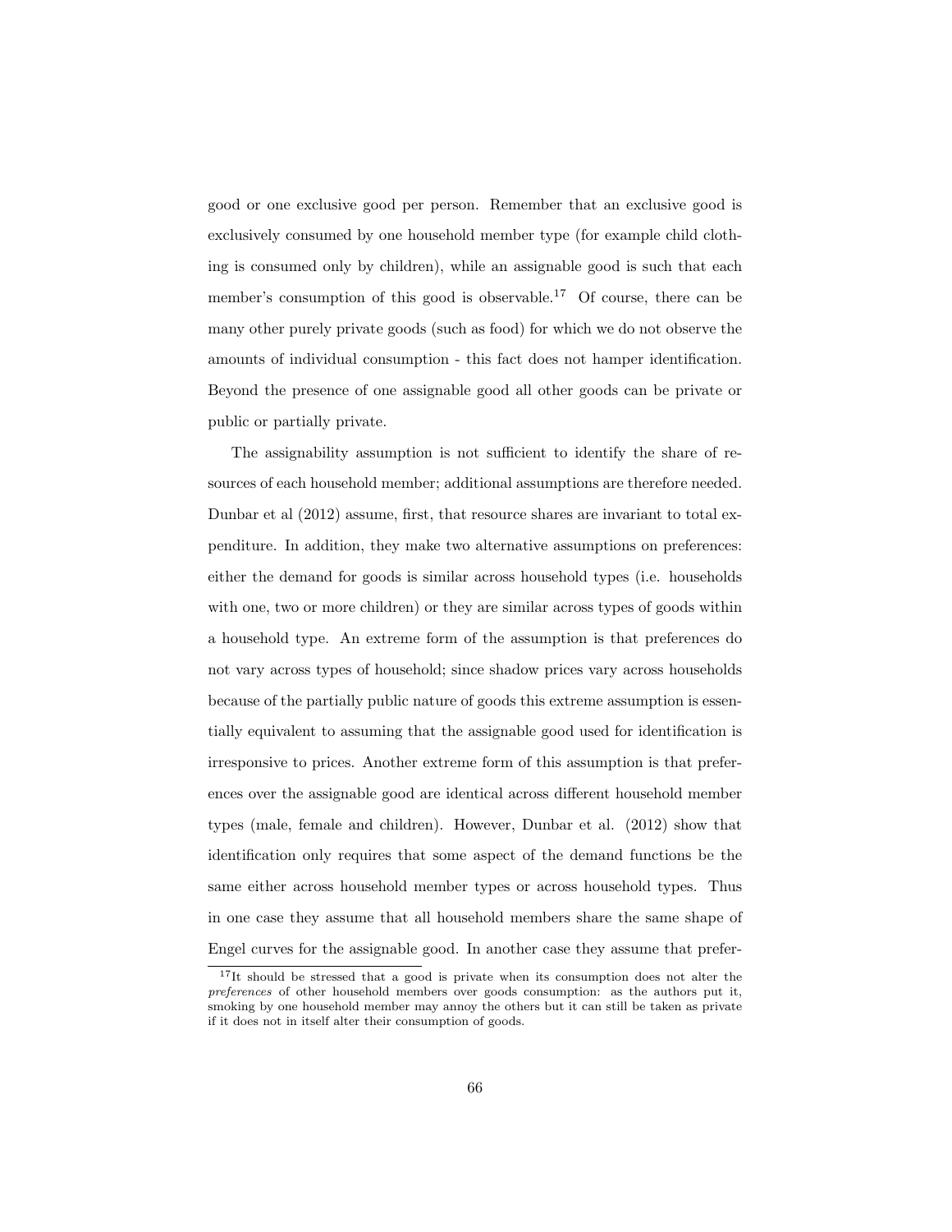good or one exclusive good per person. Remember that an exclusive good is exclusively consumed by one household member type (for example child clothing is consumed only by children), while an assignable good is such that each member's consumption of this good is observable.[17] Of course, there can be many other purely private goods (such as food) for which we do not observe the amounts of individual consumption - this fact does not hamper identification. Beyond the presence of one assignable good all other goods can be private or public or partially private.

The assignability assumption is not sufficient to identify the share of resources of each household member; additional assumptions are therefore needed. Dunbar et al (2012) assume, first, that resource shares are invariant to total expenditure. In addition, they make two alternative assumptions on preferences: either the demand for goods is similar across household types (i.e. households with one, two or more children) or they are similar across types of goods within a household type. An extreme form of the assumption is that preferences do not vary across types of household; since shadow prices vary across households because of the partially public nature of goods this extreme assumption is essentially equivalent to assuming that the assignable good used for identification is irresponsive to prices. Another extreme form of this assumption is that preferences over the assignable good are identical across different household member types (male, female and children). However, Dunbar et al. (2012) show that identification only requires that some aspect of the demand functions be the same either across household member types or across household types. Thus in one case they assume that all household members share the same shape of Engel curves for the assignable good. In another case they assume that prefer-

[17] It should be stressed that a good is private when its consumption does not alter the *preferences* of other household members over goods consumption: as the authors put it, smoking by one household member may annoy the others but it can still be taken as private if it does not in itself alter their consumption of goods.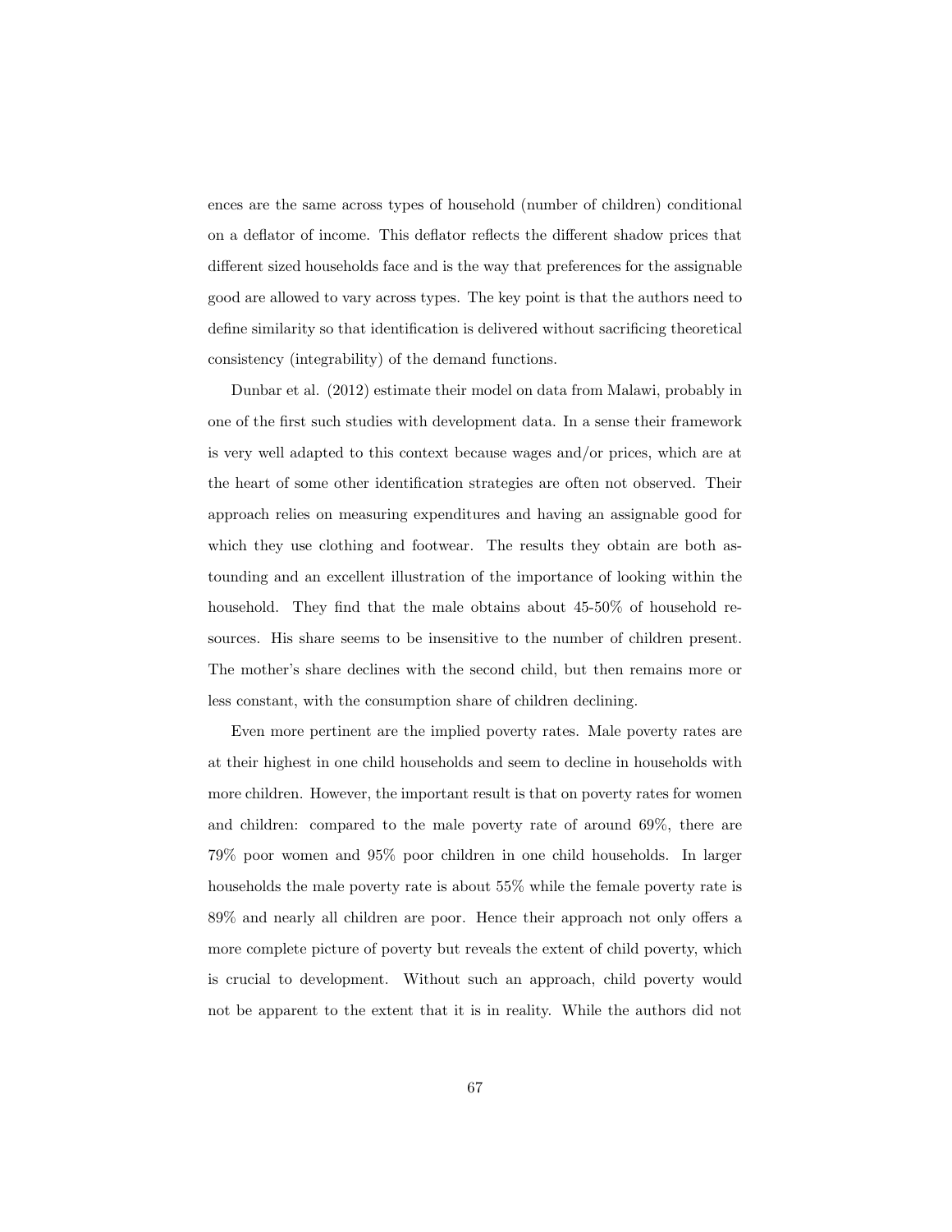ences are the same across types of household (number of children) conditional on a deflator of income. This deflator reflects the different shadow prices that different sized households face and is the way that preferences for the assignable good are allowed to vary across types. The key point is that the authors need to define similarity so that identification is delivered without sacrificing theoretical consistency (integrability) of the demand functions.

Dunbar et al. (2012) estimate their model on data from Malawi, probably in one of the first such studies with development data. In a sense their framework is very well adapted to this context because wages and/or prices, which are at the heart of some other identification strategies are often not observed. Their approach relies on measuring expenditures and having an assignable good for which they use clothing and footwear. The results they obtain are both astounding and an excellent illustration of the importance of looking within the household. They find that the male obtains about 45-50% of household resources. His share seems to be insensitive to the number of children present. The mother's share declines with the second child, but then remains more or less constant, with the consumption share of children declining.

Even more pertinent are the implied poverty rates. Male poverty rates are at their highest in one child households and seem to decline in households with more children. However, the important result is that on poverty rates for women and children: compared to the male poverty rate of around 69%, there are 79% poor women and 95% poor children in one child households. In larger households the male poverty rate is about 55% while the female poverty rate is 89% and nearly all children are poor. Hence their approach not only offers a more complete picture of poverty but reveals the extent of child poverty, which is crucial to development. Without such an approach, child poverty would not be apparent to the extent that it is in reality. While the authors did not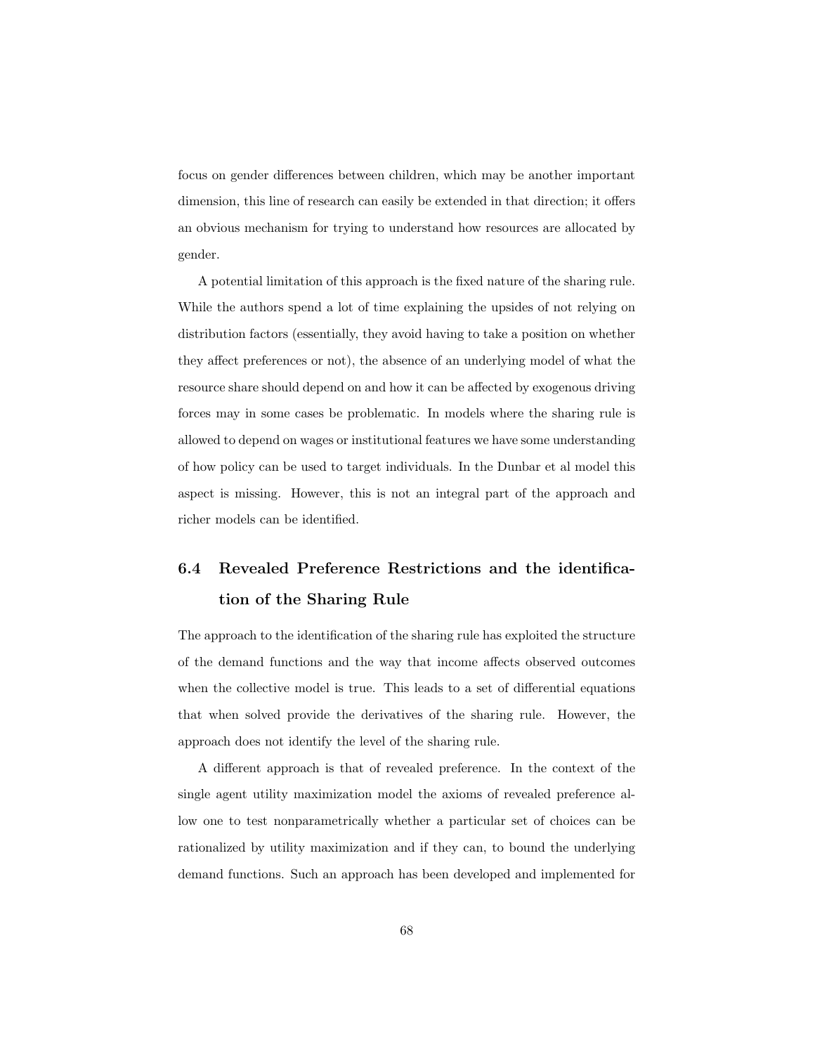focus on gender differences between children, which may be another important dimension, this line of research can easily be extended in that direction; it offers an obvious mechanism for trying to understand how resources are allocated by gender.

A potential limitation of this approach is the fixed nature of the sharing rule. While the authors spend a lot of time explaining the upsides of not relying on distribution factors (essentially, they avoid having to take a position on whether they affect preferences or not), the absence of an underlying model of what the resource share should depend on and how it can be affected by exogenous driving forces may in some cases be problematic. In models where the sharing rule is allowed to depend on wages or institutional features we have some understanding of how policy can be used to target individuals. In the Dunbar et al model this aspect is missing. However, this is not an integral part of the approach and richer models can be identified.

## 6.4 Revealed Preference Restrictions and the identification of the Sharing Rule

The approach to the identification of the sharing rule has exploited the structure of the demand functions and the way that income affects observed outcomes when the collective model is true. This leads to a set of differential equations that when solved provide the derivatives of the sharing rule. However, the approach does not identify the level of the sharing rule.

A different approach is that of revealed preference. In the context of the single agent utility maximization model the axioms of revealed preference allow one to test nonparametrically whether a particular set of choices can be rationalized by utility maximization and if they can, to bound the underlying demand functions. Such an approach has been developed and implemented for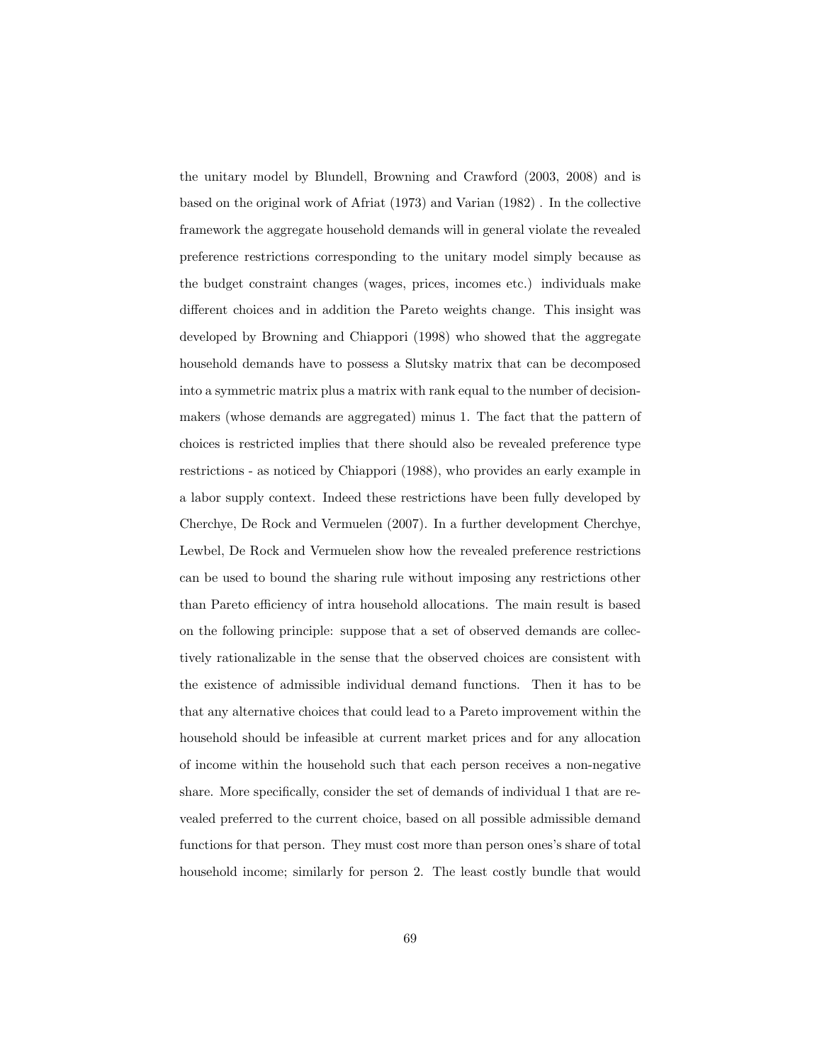the unitary model by Blundell, Browning and Crawford (2003, 2008) and is based on the original work of Afriat (1973) and Varian (1982) . In the collective framework the aggregate household demands will in general violate the revealed preference restrictions corresponding to the unitary model simply because as the budget constraint changes (wages, prices, incomes etc.) individuals make different choices and in addition the Pareto weights change. This insight was developed by Browning and Chiappori (1998) who showed that the aggregate household demands have to possess a Slutsky matrix that can be decomposed into a symmetric matrix plus a matrix with rank equal to the number of decision-makers (whose demands are aggregated) minus 1. The fact that the pattern of choices is restricted implies that there should also be revealed preference type restrictions - as noticed by Chiappori (1988), who provides an early example in a labor supply context. Indeed these restrictions have been fully developed by Cherchye, De Rock and Vermuelen (2007). In a further development Cherchye, Lewbel, De Rock and Vermuelen show how the revealed preference restrictions can be used to bound the sharing rule without imposing any restrictions other than Pareto efficiency of intra household allocations. The main result is based on the following principle: suppose that a set of observed demands are collectively rationalizable in the sense that the observed choices are consistent with the existence of admissible individual demand functions. Then it has to be that any alternative choices that could lead to a Pareto improvement within the household should be infeasible at current market prices and for any allocation of income within the household such that each person receives a non-negative share. More specifically, consider the set of demands of individual 1 that are revealed preferred to the current choice, based on all possible admissible demand functions for that person. They must cost more than person ones's share of total household income; similarly for person 2. The least costly bundle that would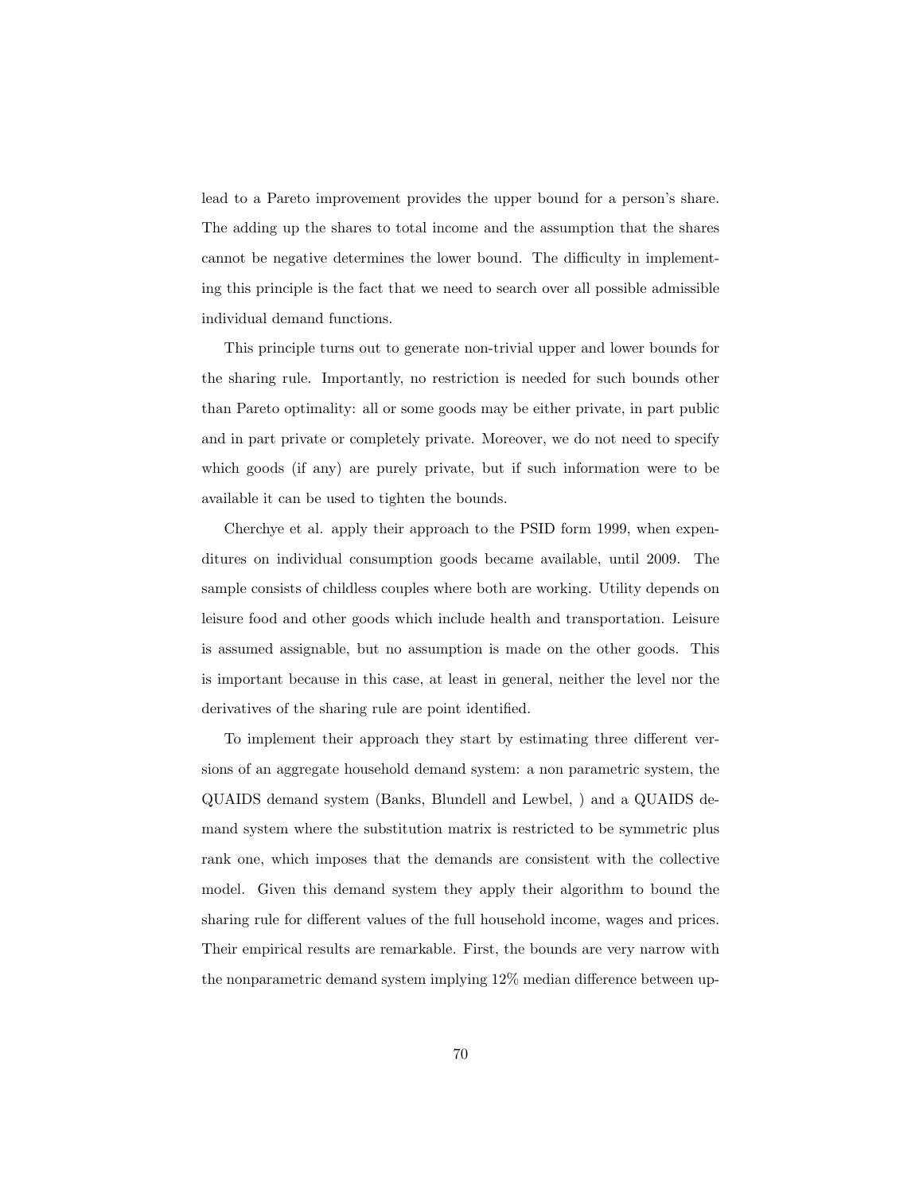lead to a Pareto improvement provides the upper bound for a person's share. The adding up the shares to total income and the assumption that the shares cannot be negative determines the lower bound. The difficulty in implementing this principle is the fact that we need to search over all possible admissible individual demand functions.

This principle turns out to generate non-trivial upper and lower bounds for the sharing rule. Importantly, no restriction is needed for such bounds other than Pareto optimality: all or some goods may be either private, in part public and in part private or completely private. Moreover, we do not need to specify which goods (if any) are purely private, but if such information were to be available it can be used to tighten the bounds.

Cherchye et al. apply their approach to the PSID form 1999, when expenditures on individual consumption goods became available, until 2009. The sample consists of childless couples where both are working. Utility depends on leisure food and other goods which include health and transportation. Leisure is assumed assignable, but no assumption is made on the other goods. This is important because in this case, at least in general, neither the level nor the derivatives of the sharing rule are point identified.

To implement their approach they start by estimating three different versions of an aggregate household demand system: a non parametric system, the QUAIDS demand system (Banks, Blundell and Lewbel, ) and a QUAIDS demand system where the substitution matrix is restricted to be symmetric plus rank one, which imposes that the demands are consistent with the collective model. Given this demand system they apply their algorithm to bound the sharing rule for different values of the full household income, wages and prices. Their empirical results are remarkable. First, the bounds are very narrow with the nonparametric demand system implying 12% median difference between up-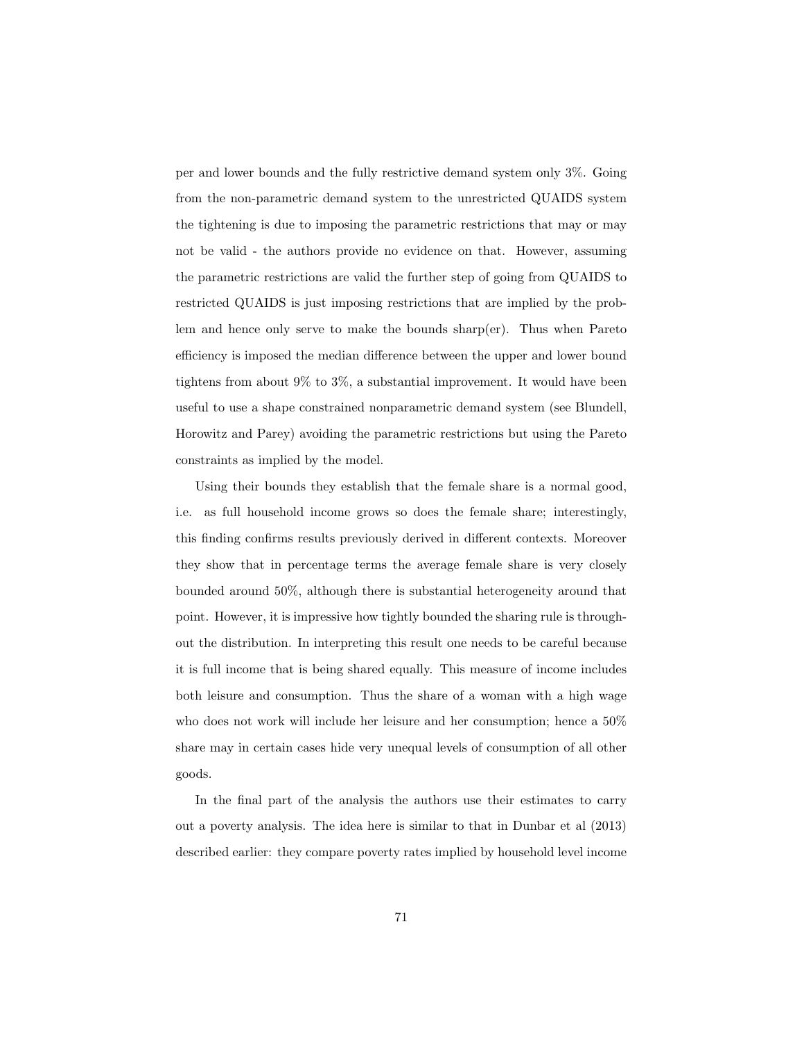per and lower bounds and the fully restrictive demand system only 3%. Going from the non-parametric demand system to the unrestricted QUAIDS system the tightening is due to imposing the parametric restrictions that may or may not be valid - the authors provide no evidence on that. However, assuming the parametric restrictions are valid the further step of going from QUAIDS to restricted QUAIDS is just imposing restrictions that are implied by the problem and hence only serve to make the bounds sharp(er). Thus when Pareto efficiency is imposed the median difference between the upper and lower bound tightens from about 9% to 3%, a substantial improvement. It would have been useful to use a shape constrained nonparametric demand system (see Blundell, Horowitz and Parey) avoiding the parametric restrictions but using the Pareto constraints as implied by the model.

Using their bounds they establish that the female share is a normal good, i.e. as full household income grows so does the female share; interestingly, this finding confirms results previously derived in different contexts. Moreover they show that in percentage terms the average female share is very closely bounded around 50%, although there is substantial heterogeneity around that point. However, it is impressive how tightly bounded the sharing rule is throughout the distribution. In interpreting this result one needs to be careful because it is full income that is being shared equally. This measure of income includes both leisure and consumption. Thus the share of a woman with a high wage who does not work will include her leisure and her consumption; hence a 50% share may in certain cases hide very unequal levels of consumption of all other goods.

In the final part of the analysis the authors use their estimates to carry out a poverty analysis. The idea here is similar to that in Dunbar et al (2013) described earlier: they compare poverty rates implied by household level income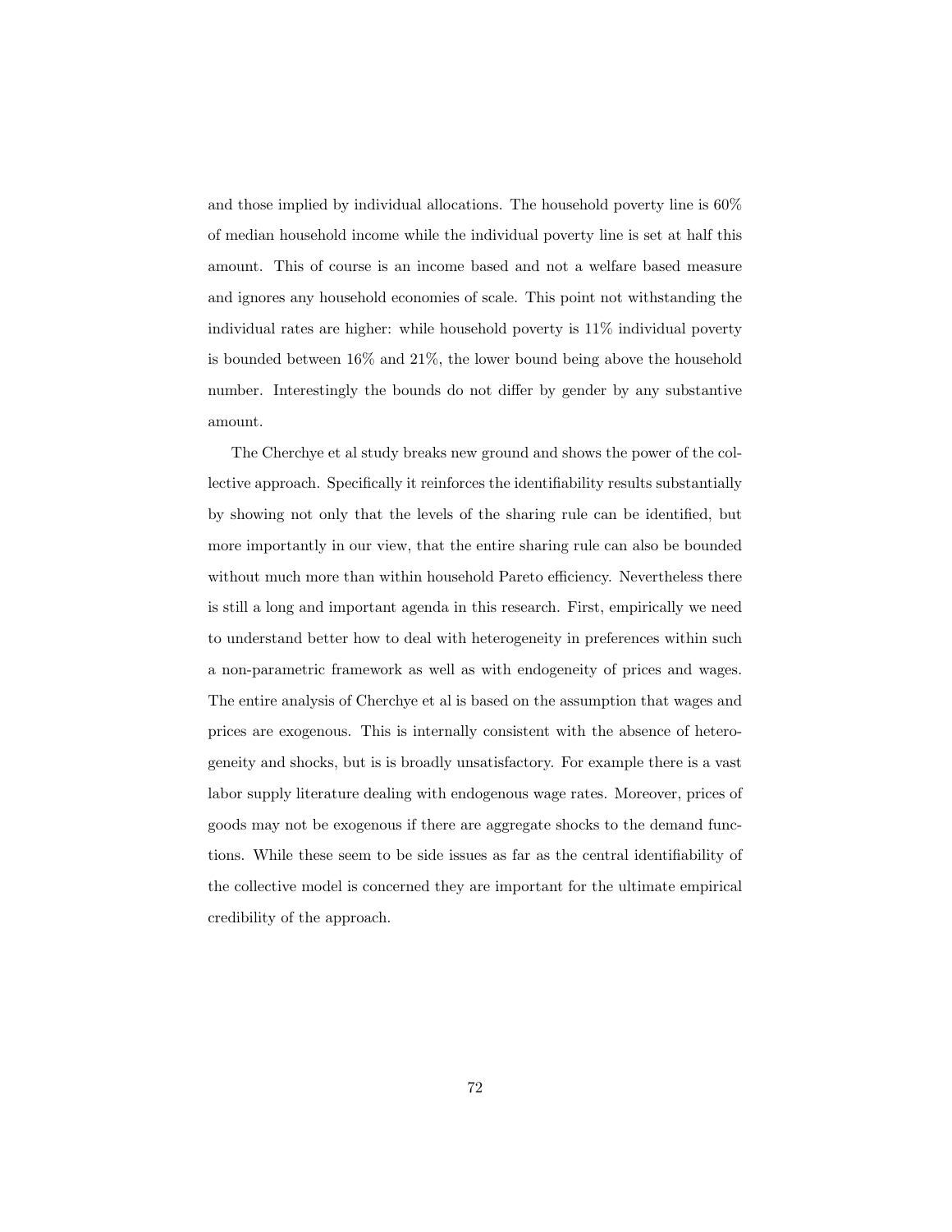and those implied by individual allocations. The household poverty line is 60% of median household income while the individual poverty line is set at half this amount. This of course is an income based and not a welfare based measure and ignores any household economies of scale. This point not withstanding the individual rates are higher: while household poverty is 11% individual poverty is bounded between 16% and 21%, the lower bound being above the household number. Interestingly the bounds do not differ by gender by any substantive amount.

The Cherchye et al study breaks new ground and shows the power of the collective approach. Specifically it reinforces the identifiability results substantially by showing not only that the levels of the sharing rule can be identified, but more importantly in our view, that the entire sharing rule can also be bounded without much more than within household Pareto efficiency. Nevertheless there is still a long and important agenda in this research. First, empirically we need to understand better how to deal with heterogeneity in preferences within such a non-parametric framework as well as with endogeneity of prices and wages. The entire analysis of Cherchye et al is based on the assumption that wages and prices are exogenous. This is internally consistent with the absence of heterogeneity and shocks, but is is broadly unsatisfactory. For example there is a vast labor supply literature dealing with endogenous wage rates. Moreover, prices of goods may not be exogenous if there are aggregate shocks to the demand functions. While these seem to be side issues as far as the central identifiability of the collective model is concerned they are important for the ultimate empirical credibility of the approach.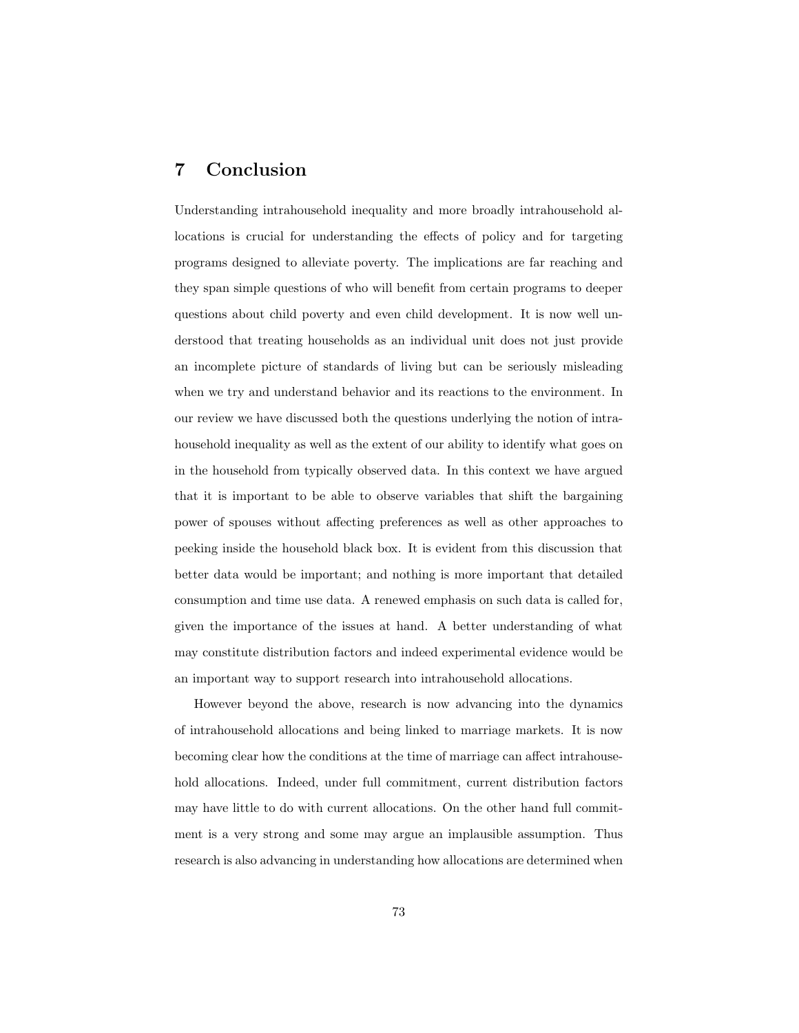# 7 Conclusion

Understanding intrahousehold inequality and more broadly intrahousehold allocations is crucial for understanding the effects of policy and for targeting programs designed to alleviate poverty. The implications are far reaching and they span simple questions of who will benefit from certain programs to deeper questions about child poverty and even child development. It is now well understood that treating households as an individual unit does not just provide an incomplete picture of standards of living but can be seriously misleading when we try and understand behavior and its reactions to the environment. In our review we have discussed both the questions underlying the notion of intrahousehold inequality as well as the extent of our ability to identify what goes on in the household from typically observed data. In this context we have argued that it is important to be able to observe variables that shift the bargaining power of spouses without affecting preferences as well as other approaches to peeking inside the household black box. It is evident from this discussion that better data would be important; and nothing is more important that detailed consumption and time use data. A renewed emphasis on such data is called for, given the importance of the issues at hand. A better understanding of what may constitute distribution factors and indeed experimental evidence would be an important way to support research into intrahousehold allocations.

However beyond the above, research is now advancing into the dynamics of intrahousehold allocations and being linked to marriage markets. It is now becoming clear how the conditions at the time of marriage can affect intrahousehold allocations. Indeed, under full commitment, current distribution factors may have little to do with current allocations. On the other hand full commitment is a very strong and some may argue an implausible assumption. Thus research is also advancing in understanding how allocations are determined when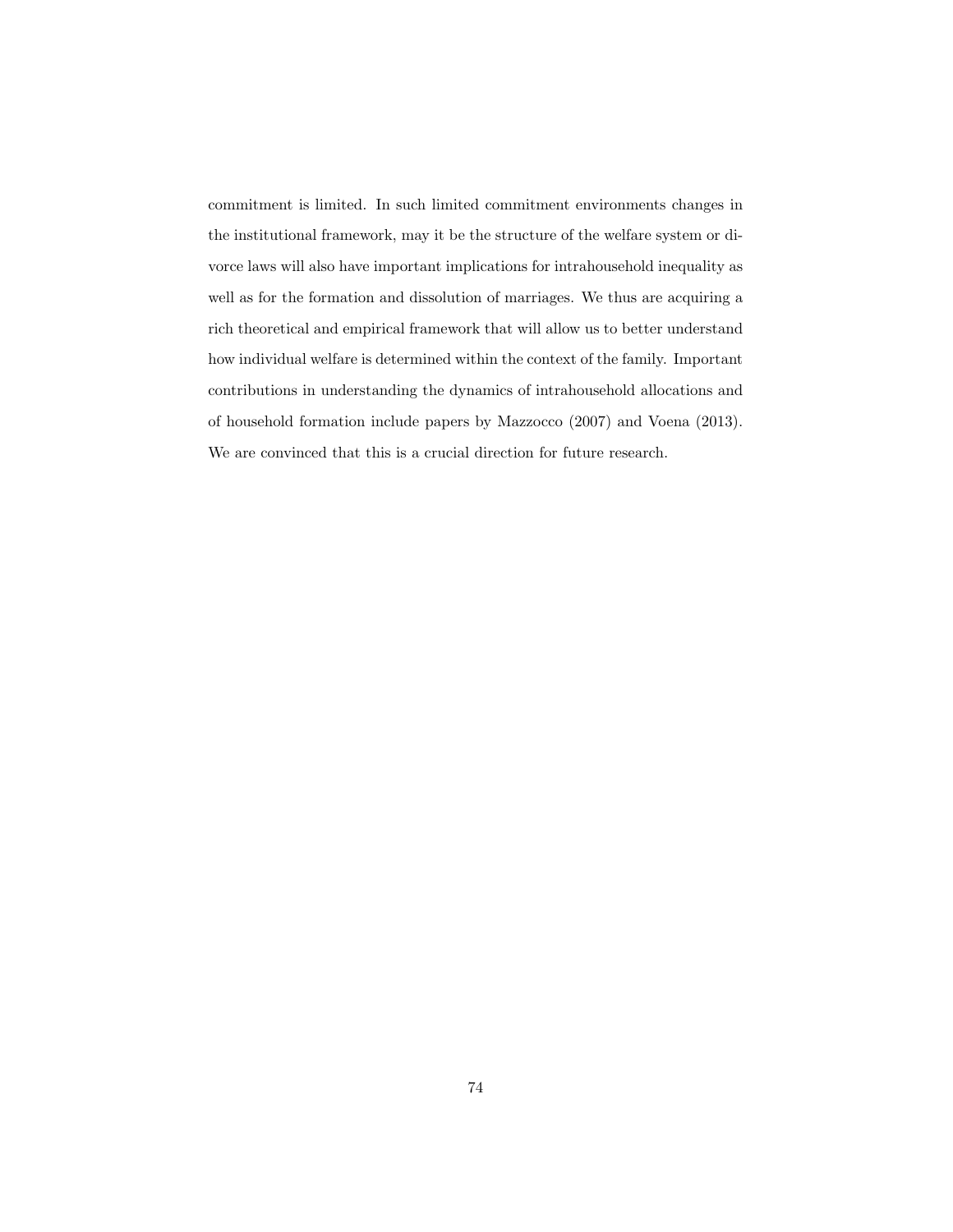commitment is limited. In such limited commitment environments changes in the institutional framework, may it be the structure of the welfare system or divorce laws will also have important implications for intrahousehold inequality as well as for the formation and dissolution of marriages. We thus are acquiring a rich theoretical and empirical framework that will allow us to better understand how individual welfare is determined within the context of the family. Important contributions in understanding the dynamics of intrahousehold allocations and of household formation include papers by Mazzocco (2007) and Voena (2013). We are convinced that this is a crucial direction for future research.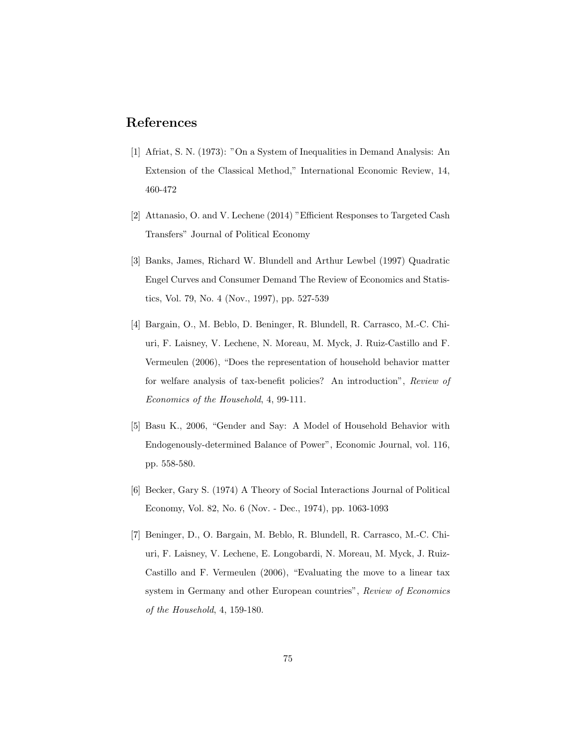# References

[1] Afriat, S. N. (1973): "On a System of Inequalities in Demand Analysis: An Extension of the Classical Method," International Economic Review, 14, 460-472

[2] Attanasio, O. and V. Lechene (2014) "Efficient Responses to Targeted Cash Transfers" Journal of Political Economy

[3] Banks, James, Richard W. Blundell and Arthur Lewbel (1997) Quadratic Engel Curves and Consumer Demand The Review of Economics and Statistics, Vol. 79, No. 4 (Nov., 1997), pp. 527-539

[4] Bargain, O., M. Beblo, D. Beninger, R. Blundell, R. Carrasco, M.-C. Chiuri, F. Laisney, V. Lechene, N. Moreau, M. Myck, J. Ruiz-Castillo and F. Vermeulen (2006), "Does the representation of household behavior matter for welfare analysis of tax-benefit policies? An introduction", *Review of Economics of the Household*, 4, 99-111.

[5] Basu K., 2006, "Gender and Say: A Model of Household Behavior with Endogenously-determined Balance of Power", Economic Journal, vol. 116, pp. 558-580.

[6] Becker, Gary S. (1974) A Theory of Social Interactions Journal of Political Economy, Vol. 82, No. 6 (Nov. - Dec., 1974), pp. 1063-1093

[7] Beninger, D., O. Bargain, M. Beblo, R. Blundell, R. Carrasco, M.-C. Chiuri, F. Laisney, V. Lechene, E. Longobardi, N. Moreau, M. Myck, J. Ruiz-Castillo and F. Vermeulen (2006), "Evaluating the move to a linear tax system in Germany and other European countries", *Review of Economics of the Household*, 4, 159-180.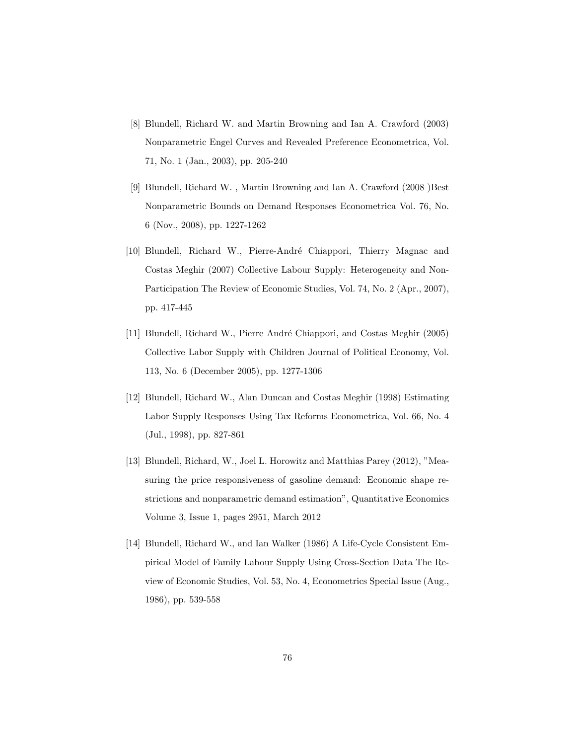[8] Blundell, Richard W. and Martin Browning and Ian A. Crawford (2003) Nonparametric Engel Curves and Revealed Preference Econometrica, Vol. 71, No. 1 (Jan., 2003), pp. 205-240

[9] Blundell, Richard W. , Martin Browning and Ian A. Crawford (2008 )Best Nonparametric Bounds on Demand Responses Econometrica Vol. 76, No. 6 (Nov., 2008), pp. 1227-1262

[10] Blundell, Richard W., Pierre-André Chiappori, Thierry Magnac and Costas Meghir (2007) Collective Labour Supply: Heterogeneity and Non-Participation The Review of Economic Studies, Vol. 74, No. 2 (Apr., 2007), pp. 417-445

[11] Blundell, Richard W., Pierre André Chiappori, and Costas Meghir (2005) Collective Labor Supply with Children Journal of Political Economy, Vol. 113, No. 6 (December 2005), pp. 1277-1306

[12] Blundell, Richard W., Alan Duncan and Costas Meghir (1998) Estimating Labor Supply Responses Using Tax Reforms Econometrica, Vol. 66, No. 4 (Jul., 1998), pp. 827-861

[13] Blundell, Richard, W., Joel L. Horowitz and Matthias Parey (2012), "Measuring the price responsiveness of gasoline demand: Economic shape restrictions and nonparametric demand estimation", Quantitative Economics Volume 3, Issue 1, pages 2951, March 2012

[14] Blundell, Richard W., and Ian Walker (1986) A Life-Cycle Consistent Empirical Model of Family Labour Supply Using Cross-Section Data The Review of Economic Studies, Vol. 53, No. 4, Econometrics Special Issue (Aug., 1986), pp. 539-558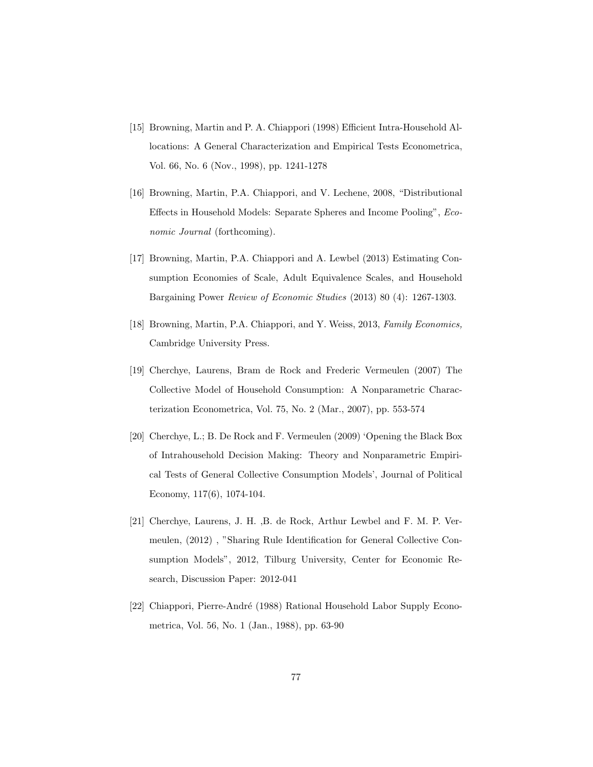[15] Browning, Martin and P. A. Chiappori (1998) Efficient Intra-Household Allocations: A General Characterization and Empirical Tests Econometrica, Vol. 66, No. 6 (Nov., 1998), pp. 1241-1278

[16] Browning, Martin, P.A. Chiappori, and V. Lechene, 2008, "Distributional Effects in Household Models: Separate Spheres and Income Pooling", *Economic Journal* (forthcoming).

[17] Browning, Martin, P.A. Chiappori and A. Lewbel (2013) Estimating Consumption Economies of Scale, Adult Equivalence Scales, and Household Bargaining Power *Review of Economic Studies* (2013) 80 (4): 1267-1303.

[18] Browning, Martin, P.A. Chiappori, and Y. Weiss, 2013, *Family Economics,* Cambridge University Press.

[19] Cherchye, Laurens, Bram de Rock and Frederic Vermeulen (2007) The Collective Model of Household Consumption: A Nonparametric Characterization Econometrica, Vol. 75, No. 2 (Mar., 2007), pp. 553-574

[20] Cherchye, L.; B. De Rock and F. Vermeulen (2009) 'Opening the Black Box of Intrahousehold Decision Making: Theory and Nonparametric Empirical Tests of General Collective Consumption Models', Journal of Political Economy, 117(6), 1074-104.

[21] Cherchye, Laurens, J. H. ,B. de Rock, Arthur Lewbel and F. M. P. Vermeulen, (2012) , "Sharing Rule Identification for General Collective Consumption Models", 2012, Tilburg University, Center for Economic Research, Discussion Paper: 2012-041

[22] Chiappori, Pierre-André (1988) Rational Household Labor Supply Econometrica, Vol. 56, No. 1 (Jan., 1988), pp. 63-90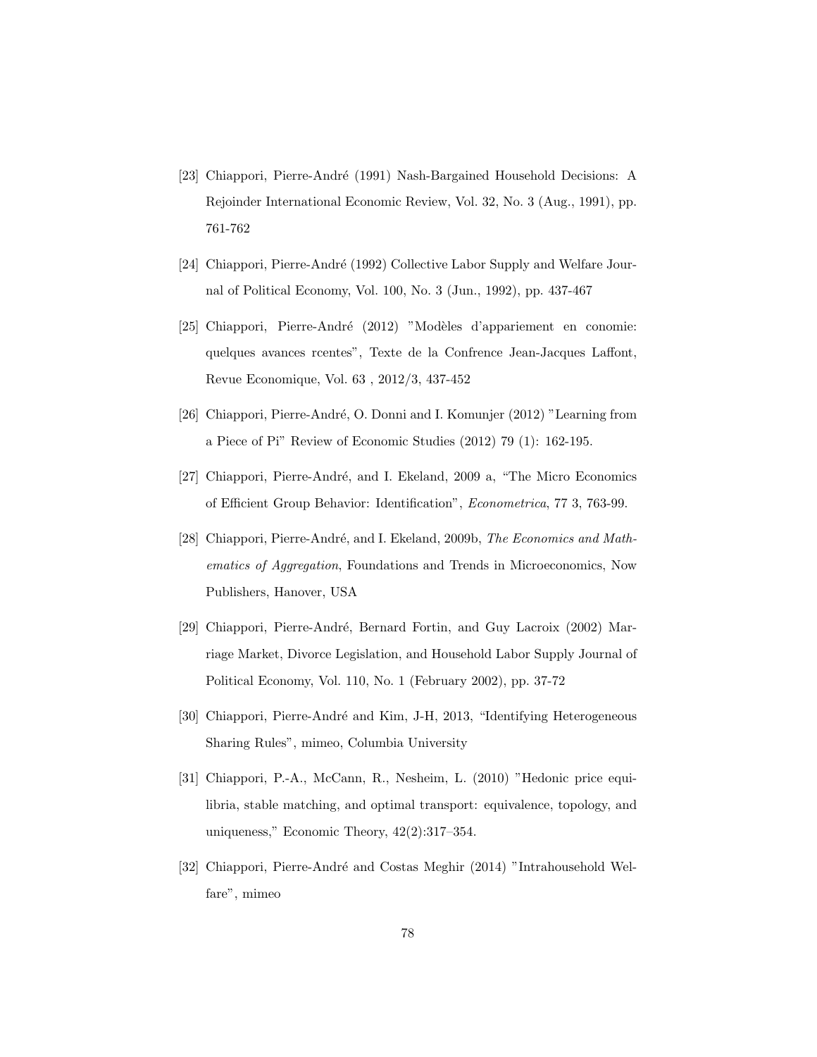[23] Chiappori, Pierre-André (1991) Nash-Bargained Household Decisions: A Rejoinder International Economic Review, Vol. 32, No. 3 (Aug., 1991), pp. 761-762

[24] Chiappori, Pierre-André (1992) Collective Labor Supply and Welfare Journal of Political Economy, Vol. 100, No. 3 (Jun., 1992), pp. 437-467

[25] Chiappori, Pierre-André (2012) "Modèles d'appariement en conomie: quelques avances rcentes", Texte de la Confrence Jean-Jacques Laffont, Revue Economique, Vol. 63 , 2012/3, 437-452

[26] Chiappori, Pierre-André, O. Donni and I. Komunjer (2012) "Learning from a Piece of Pi" Review of Economic Studies (2012) 79 (1): 162-195.

[27] Chiappori, Pierre-André, and I. Ekeland, 2009 a, "The Micro Economics of Efficient Group Behavior: Identification", *Econometrica*, 77 3, 763-99.

[28] Chiappori, Pierre-André, and I. Ekeland, 2009b, *The Economics and Mathematics of Aggregation*, Foundations and Trends in Microeconomics, Now Publishers, Hanover, USA

[29] Chiappori, Pierre-André, Bernard Fortin, and Guy Lacroix (2002) Marriage Market, Divorce Legislation, and Household Labor Supply Journal of Political Economy, Vol. 110, No. 1 (February 2002), pp. 37-72

[30] Chiappori, Pierre-André and Kim, J-H, 2013, "Identifying Heterogeneous Sharing Rules", mimeo, Columbia University

[31] Chiappori, P.-A., McCann, R., Nesheim, L. (2010) "Hedonic price equilibria, stable matching, and optimal transport: equivalence, topology, and uniqueness," Economic Theory, 42(2):317–354.

[32] Chiappori, Pierre-André and Costas Meghir (2014) "Intrahousehold Welfare", mimeo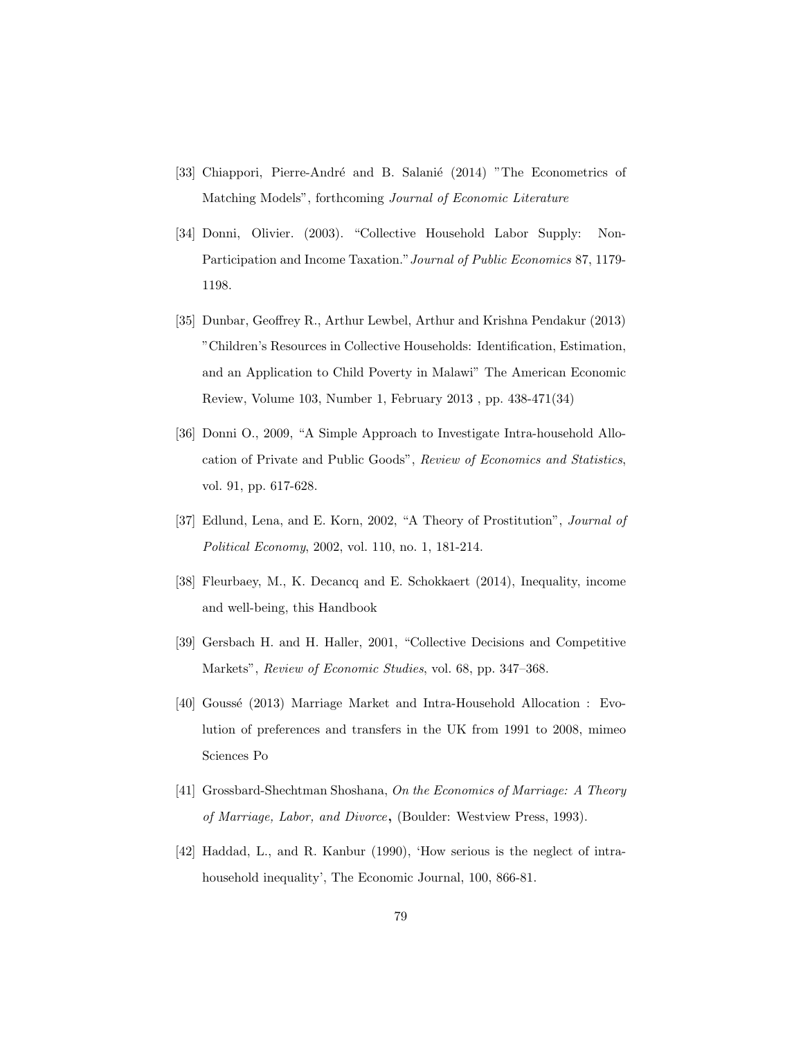[33] Chiappori, Pierre-André and B. Salanié (2014) "The Econometrics of Matching Models", forthcoming *Journal of Economic Literature*

[34] Donni, Olivier. (2003). "Collective Household Labor Supply: Non-Participation and Income Taxation." *Journal of Public Economics* 87, 1179-1198.

[35] Dunbar, Geoffrey R., Arthur Lewbel, Arthur and Krishna Pendakur (2013) "Children's Resources in Collective Households: Identification, Estimation, and an Application to Child Poverty in Malawi" The American Economic Review, Volume 103, Number 1, February 2013 , pp. 438-471(34)

[36] Donni O., 2009, "A Simple Approach to Investigate Intra-household Allocation of Private and Public Goods", *Review of Economics and Statistics*, vol. 91, pp. 617-628.

[37] Edlund, Lena, and E. Korn, 2002, "A Theory of Prostitution", *Journal of Political Economy*, 2002, vol. 110, no. 1, 181-214.

[38] Fleurbaey, M., K. Decancq and E. Schokkaert (2014), Inequality, income and well-being, this Handbook

[39] Gersbach H. and H. Haller, 2001, "Collective Decisions and Competitive Markets", *Review of Economic Studies*, vol. 68, pp. 347–368.

[40] Goussé (2013) Marriage Market and Intra-Household Allocation : Evolution of preferences and transfers in the UK from 1991 to 2008, mimeo Sciences Po

[41] Grossbard-Shechtman Shoshana, *On the Economics of Marriage: A Theory of Marriage, Labor, and Divorce*, (Boulder: Westview Press, 1993).

[42] Haddad, L., and R. Kanbur (1990), 'How serious is the neglect of intra-household inequality', The Economic Journal, 100, 866-81.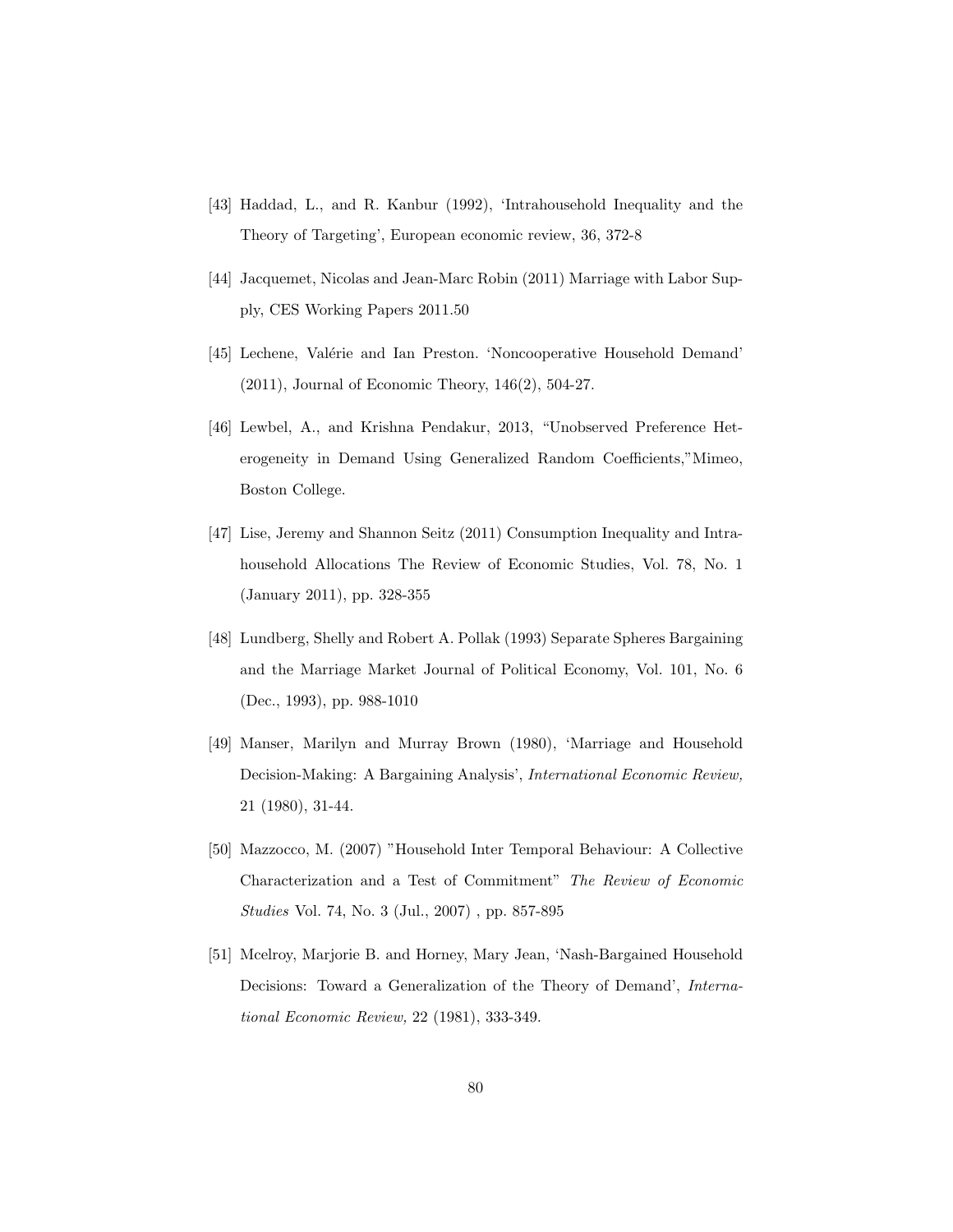[43] Haddad, L., and R. Kanbur (1992), 'Intrahousehold Inequality and the Theory of Targeting', European economic review, 36, 372-8

[44] Jacquemet, Nicolas and Jean-Marc Robin (2011) Marriage with Labor Supply, CES Working Papers 2011.50

[45] Lechene, Valérie and Ian Preston. 'Noncooperative Household Demand' (2011), Journal of Economic Theory, 146(2), 504-27.

[46] Lewbel, A., and Krishna Pendakur, 2013, "Unobserved Preference Heterogeneity in Demand Using Generalized Random Coefficients,"Mimeo, Boston College.

[47] Lise, Jeremy and Shannon Seitz (2011) Consumption Inequality and Intrahousehold Allocations The Review of Economic Studies, Vol. 78, No. 1 (January 2011), pp. 328-355

[48] Lundberg, Shelly and Robert A. Pollak (1993) Separate Spheres Bargaining and the Marriage Market Journal of Political Economy, Vol. 101, No. 6 (Dec., 1993), pp. 988-1010

[49] Manser, Marilyn and Murray Brown (1980), 'Marriage and Household Decision-Making: A Bargaining Analysis', *International Economic Review,* 21 (1980), 31-44.

[50] Mazzocco, M. (2007) "Household Inter Temporal Behaviour: A Collective Characterization and a Test of Commitment" *The Review of Economic Studies* Vol. 74, No. 3 (Jul., 2007) , pp. 857-895

[51] Mcelroy, Marjorie B. and Horney, Mary Jean, 'Nash-Bargained Household Decisions: Toward a Generalization of the Theory of Demand', *International Economic Review,* 22 (1981), 333-349.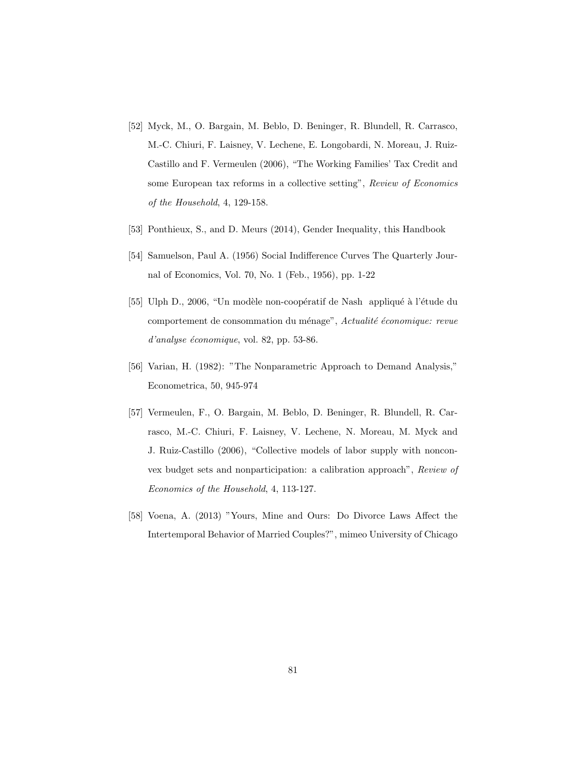[52] Myck, M., O. Bargain, M. Beblo, D. Beninger, R. Blundell, R. Carrasco, M.-C. Chiuri, F. Laisney, V. Lechene, E. Longobardi, N. Moreau, J. Ruiz-Castillo and F. Vermeulen (2006), "The Working Families' Tax Credit and some European tax reforms in a collective setting", *Review of Economics of the Household*, 4, 129-158.

[53] Ponthieux, S., and D. Meurs (2014), Gender Inequality, this Handbook

[54] Samuelson, Paul A. (1956) Social Indifference Curves The Quarterly Journal of Economics, Vol. 70, No. 1 (Feb., 1956), pp. 1-22

[55] Ulph D., 2006, "Un modèle non-coopératif de Nash appliqué à l'étude du comportement de consommation du ménage", *Actualité économique: revue d'analyse économique*, vol. 82, pp. 53-86.

[56] Varian, H. (1982): "The Nonparametric Approach to Demand Analysis," Econometrica, 50, 945-974

[57] Vermeulen, F., O. Bargain, M. Beblo, D. Beninger, R. Blundell, R. Carrasco, M.-C. Chiuri, F. Laisney, V. Lechene, N. Moreau, M. Myck and J. Ruiz-Castillo (2006), "Collective models of labor supply with nonconvex budget sets and nonparticipation: a calibration approach", *Review of Economics of the Household*, 4, 113-127.

[58] Voena, A. (2013) "Yours, Mine and Ours: Do Divorce Laws Affect the Intertemporal Behavior of Married Couples?", mimeo University of Chicago